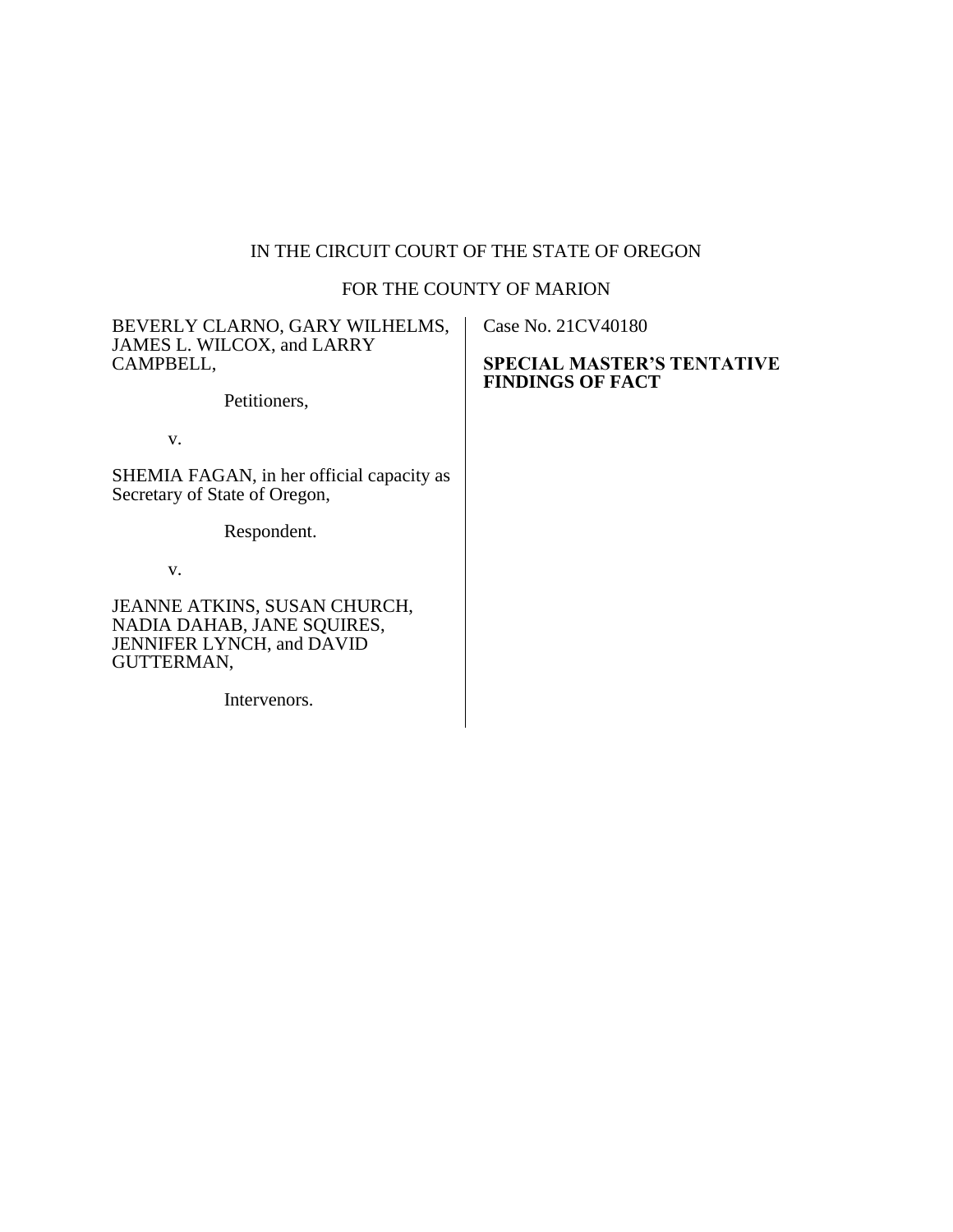IN THE CIRCUIT COURT OF THE STATE OF OREGON

FOR THE COUNTY OF MARION

| | |
|---|---|
| BEVERLY CLARNO, GARY WILHELMS, JAMES L. WILCOX, and LARRY CAMPBELL,<br><br>Petitioners,<br><br>v.<br><br>SHEMIA FAGAN, in her official capacity as Secretary of State of Oregon,<br><br>Respondent.<br><br>v.<br><br>JEANNE ATKINS, SUSAN CHURCH, NADIA DAHAB, JANE SQUIRES, JENNIFER LYNCH, and DAVID GUTTERMAN,<br><br>Intervenors. | Case No. 21CV40180<br><br>**SPECIAL MASTER'S TENTATIVE FINDINGS OF FACT** |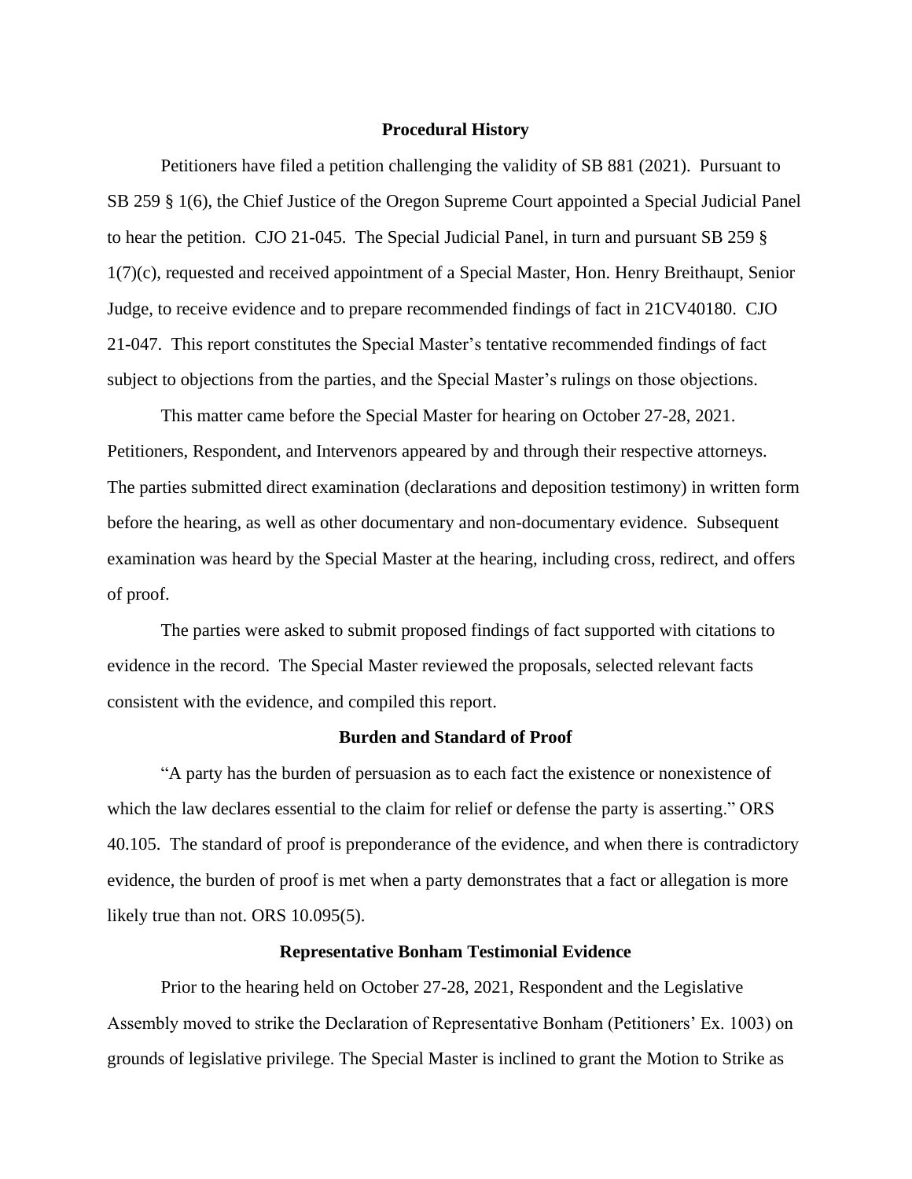## Procedural History

Petitioners have filed a petition challenging the validity of SB 881 (2021). Pursuant to SB 259 § 1(6), the Chief Justice of the Oregon Supreme Court appointed a Special Judicial Panel to hear the petition. CJO 21-045. The Special Judicial Panel, in turn and pursuant SB 259 § 1(7)(c), requested and received appointment of a Special Master, Hon. Henry Breithaupt, Senior Judge, to receive evidence and to prepare recommended findings of fact in 21CV40180. CJO 21-047. This report constitutes the Special Master's tentative recommended findings of fact subject to objections from the parties, and the Special Master's rulings on those objections.

This matter came before the Special Master for hearing on October 27-28, 2021. Petitioners, Respondent, and Intervenors appeared by and through their respective attorneys. The parties submitted direct examination (declarations and deposition testimony) in written form before the hearing, as well as other documentary and non-documentary evidence. Subsequent examination was heard by the Special Master at the hearing, including cross, redirect, and offers of proof.

The parties were asked to submit proposed findings of fact supported with citations to evidence in the record. The Special Master reviewed the proposals, selected relevant facts consistent with the evidence, and compiled this report.

## Burden and Standard of Proof

"A party has the burden of persuasion as to each fact the existence or nonexistence of which the law declares essential to the claim for relief or defense the party is asserting." ORS 40.105. The standard of proof is preponderance of the evidence, and when there is contradictory evidence, the burden of proof is met when a party demonstrates that a fact or allegation is more likely true than not. ORS 10.095(5).

## Representative Bonham Testimonial Evidence

Prior to the hearing held on October 27-28, 2021, Respondent and the Legislative Assembly moved to strike the Declaration of Representative Bonham (Petitioners' Ex. 1003) on grounds of legislative privilege. The Special Master is inclined to grant the Motion to Strike as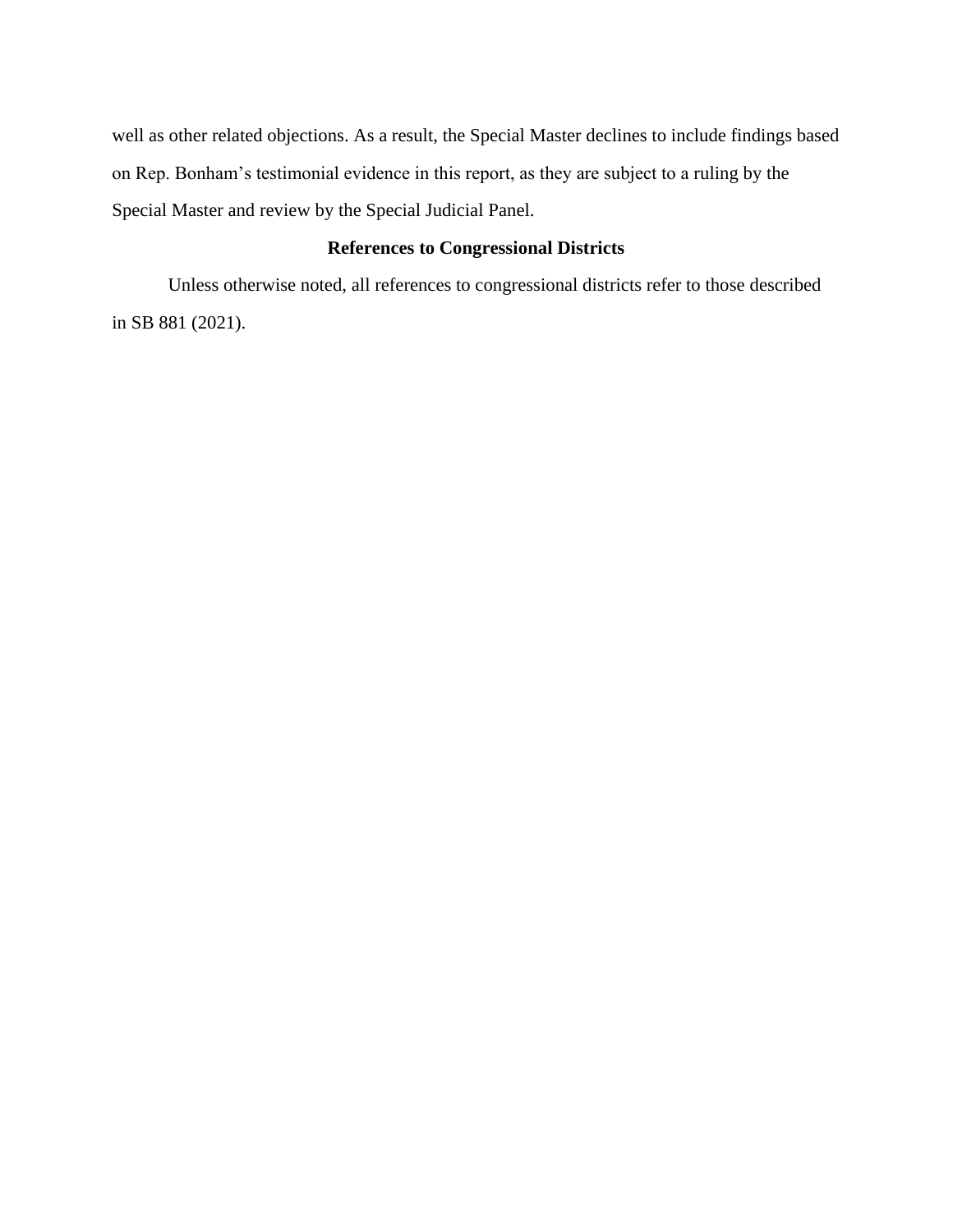well as other related objections. As a result, the Special Master declines to include findings based on Rep. Bonham's testimonial evidence in this report, as they are subject to a ruling by the Special Master and review by the Special Judicial Panel.

## References to Congressional Districts

Unless otherwise noted, all references to congressional districts refer to those described in SB 881 (2021).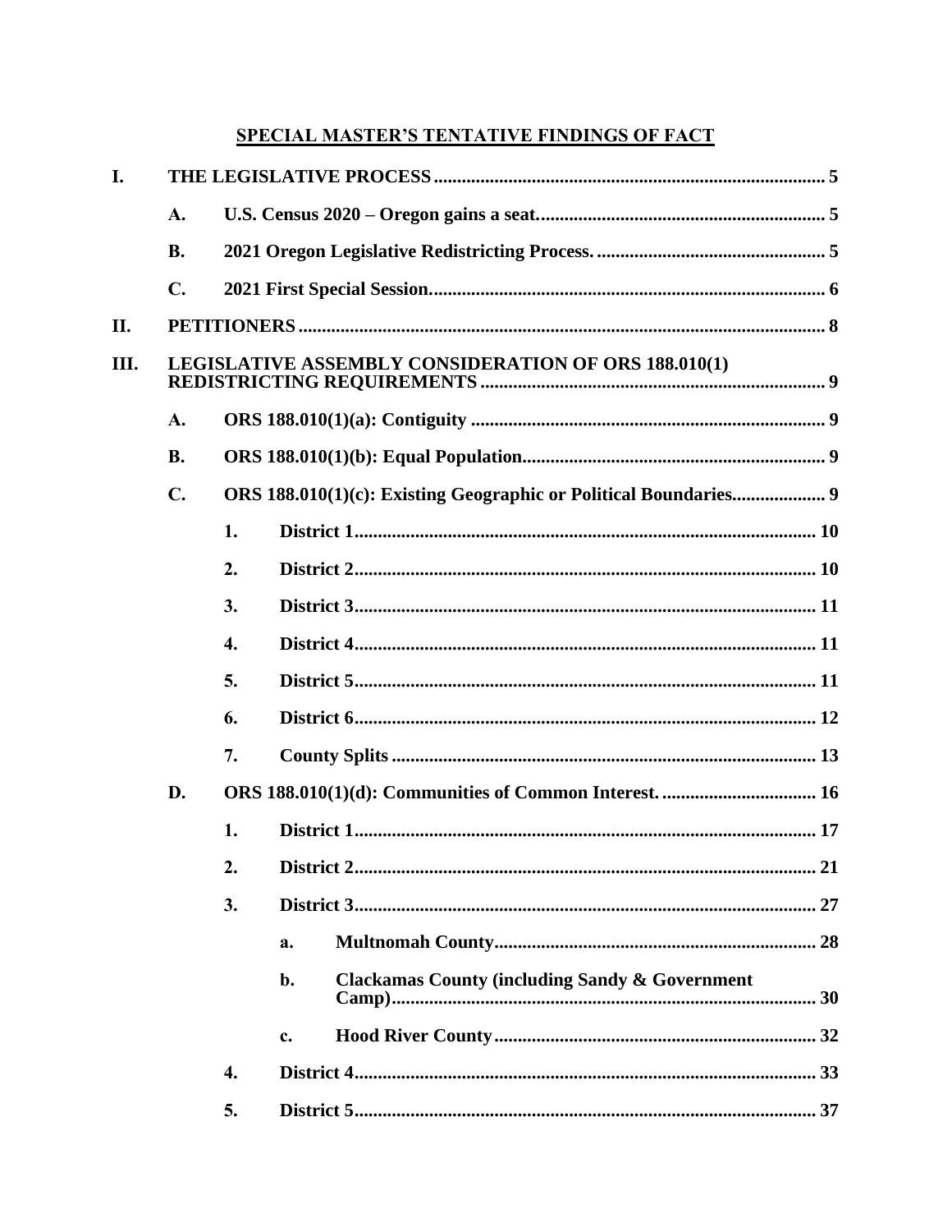**SPECIAL MASTER'S TENTATIVE FINDINGS OF FACT**

- **I. THE LEGISLATIVE PROCESS** .......... 5
  - **A. U.S. Census 2020 – Oregon gains a seat** .......... 5
  - **B. 2021 Oregon Legislative Redistricting Process.** .......... 5
  - **C. 2021 First Special Session** .......... 6
- **II. PETITIONERS** .......... 8
- **III. LEGISLATIVE ASSEMBLY CONSIDERATION OF ORS 188.010(1) REDISTRICTING REQUIREMENTS** .......... 9
  - **A. ORS 188.010(1)(a): Contiguity** .......... 9
  - **B. ORS 188.010(1)(b): Equal Population** .......... 9
  - **C. ORS 188.010(1)(c): Existing Geographic or Political Boundaries** .......... 9
    - **1. District 1** .......... 10
    - **2. District 2** .......... 10
    - **3. District 3** .......... 11
    - **4. District 4** .......... 11
    - **5. District 5** .......... 11
    - **6. District 6** .......... 12
    - **7. County Splits** .......... 13
  - **D. ORS 188.010(1)(d): Communities of Common Interest.** .......... 16
    - **1. District 1** .......... 17
    - **2. District 2** .......... 21
    - **3. District 3** .......... 27
      - **a. Multnomah County** .......... 28
      - **b. Clackamas County (including Sandy & Government Camp)** .......... 30
      - **c. Hood River County** .......... 32
    - **4. District 4** .......... 33
    - **5. District 5** .......... 37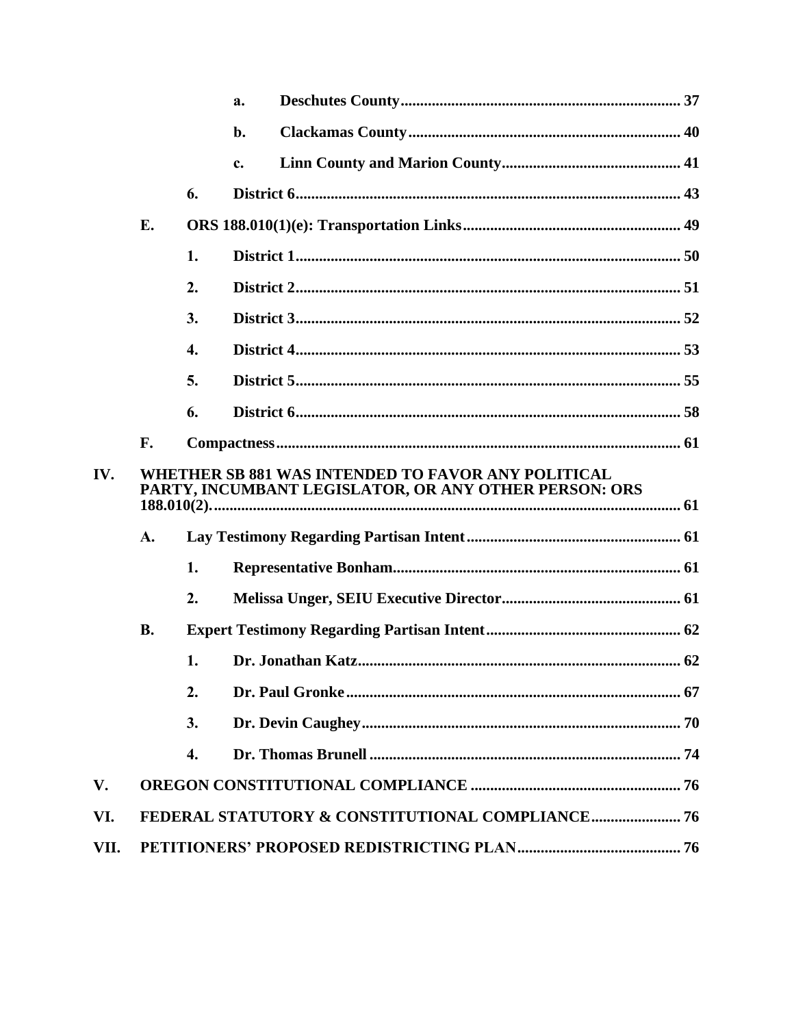- a. **Deschutes County** ........ 37
- b. **Clackamas County** ........ 40
- c. **Linn County and Marion County** ........ 41

6. **District 6** ........ 43

**E. ORS 188.010(1)(e): Transportation Links** ........ 49

1. **District 1** ........ 50
2. **District 2** ........ 51
3. **District 3** ........ 52
4. **District 4** ........ 53
5. **District 5** ........ 55
6. **District 6** ........ 58

**F. Compactness** ........ 61

**IV. WHETHER SB 881 WAS INTENDED TO FAVOR ANY POLITICAL PARTY, INCUMBANT LEGISLATOR, OR ANY OTHER PERSON: ORS 188.010(2).** ........ 61

**A. Lay Testimony Regarding Partisan Intent** ........ 61

1. **Representative Bonham** ........ 61
2. **Melissa Unger, SEIU Executive Director** ........ 61

**B. Expert Testimony Regarding Partisan Intent** ........ 62

1. **Dr. Jonathan Katz** ........ 62
2. **Dr. Paul Gronke** ........ 67
3. **Dr. Devin Caughey** ........ 70
4. **Dr. Thomas Brunell** ........ 74

**V. OREGON CONSTITUTIONAL COMPLIANCE** ........ 76

**VI. FEDERAL STATUTORY & CONSTITUTIONAL COMPLIANCE** ........ 76

**VII. PETITIONERS' PROPOSED REDISTRICTING PLAN** ........ 76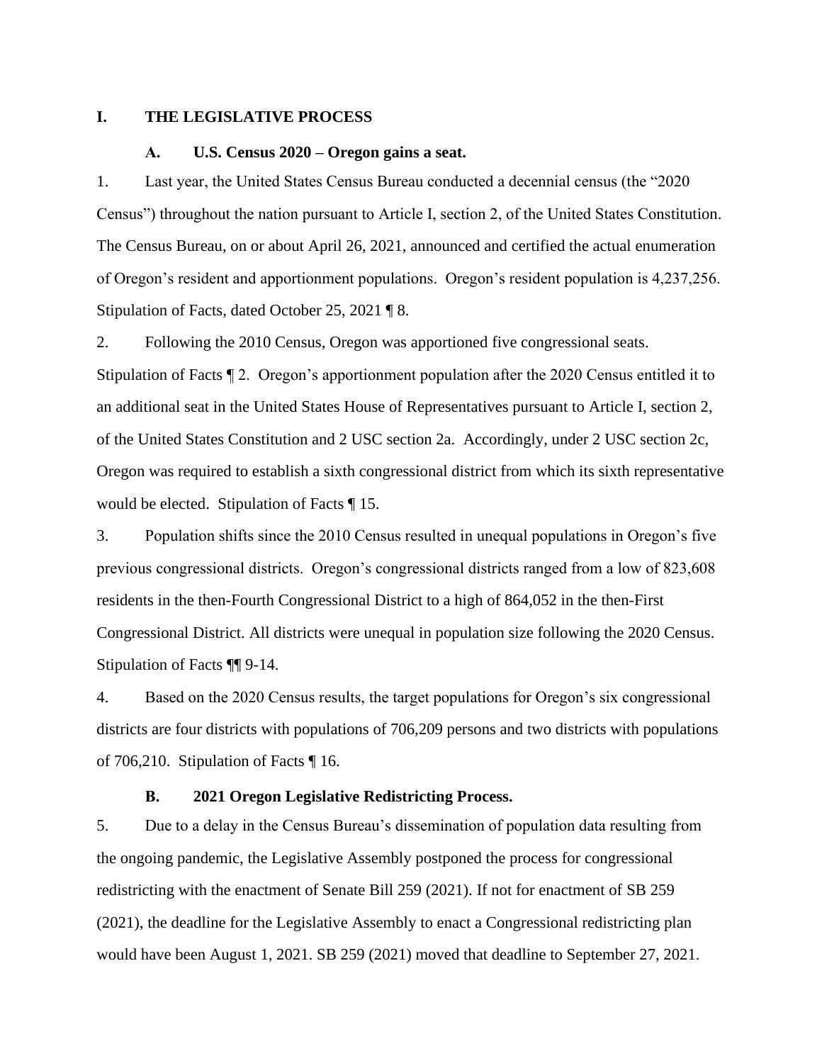## I. THE LEGISLATIVE PROCESS

### A. U.S. Census 2020 – Oregon gains a seat.

1. Last year, the United States Census Bureau conducted a decennial census (the "2020 Census") throughout the nation pursuant to Article I, section 2, of the United States Constitution. The Census Bureau, on or about April 26, 2021, announced and certified the actual enumeration of Oregon's resident and apportionment populations. Oregon's resident population is 4,237,256. Stipulation of Facts, dated October 25, 2021 ¶ 8.

2. Following the 2010 Census, Oregon was apportioned five congressional seats. Stipulation of Facts ¶ 2. Oregon's apportionment population after the 2020 Census entitled it to an additional seat in the United States House of Representatives pursuant to Article I, section 2, of the United States Constitution and 2 USC section 2a. Accordingly, under 2 USC section 2c, Oregon was required to establish a sixth congressional district from which its sixth representative would be elected. Stipulation of Facts ¶ 15.

3. Population shifts since the 2010 Census resulted in unequal populations in Oregon's five previous congressional districts. Oregon's congressional districts ranged from a low of 823,608 residents in the then-Fourth Congressional District to a high of 864,052 in the then-First Congressional District. All districts were unequal in population size following the 2020 Census. Stipulation of Facts ¶¶ 9-14.

4. Based on the 2020 Census results, the target populations for Oregon's six congressional districts are four districts with populations of 706,209 persons and two districts with populations of 706,210. Stipulation of Facts ¶ 16.

### B. 2021 Oregon Legislative Redistricting Process.

5. Due to a delay in the Census Bureau's dissemination of population data resulting from the ongoing pandemic, the Legislative Assembly postponed the process for congressional redistricting with the enactment of Senate Bill 259 (2021). If not for enactment of SB 259 (2021), the deadline for the Legislative Assembly to enact a Congressional redistricting plan would have been August 1, 2021. SB 259 (2021) moved that deadline to September 27, 2021.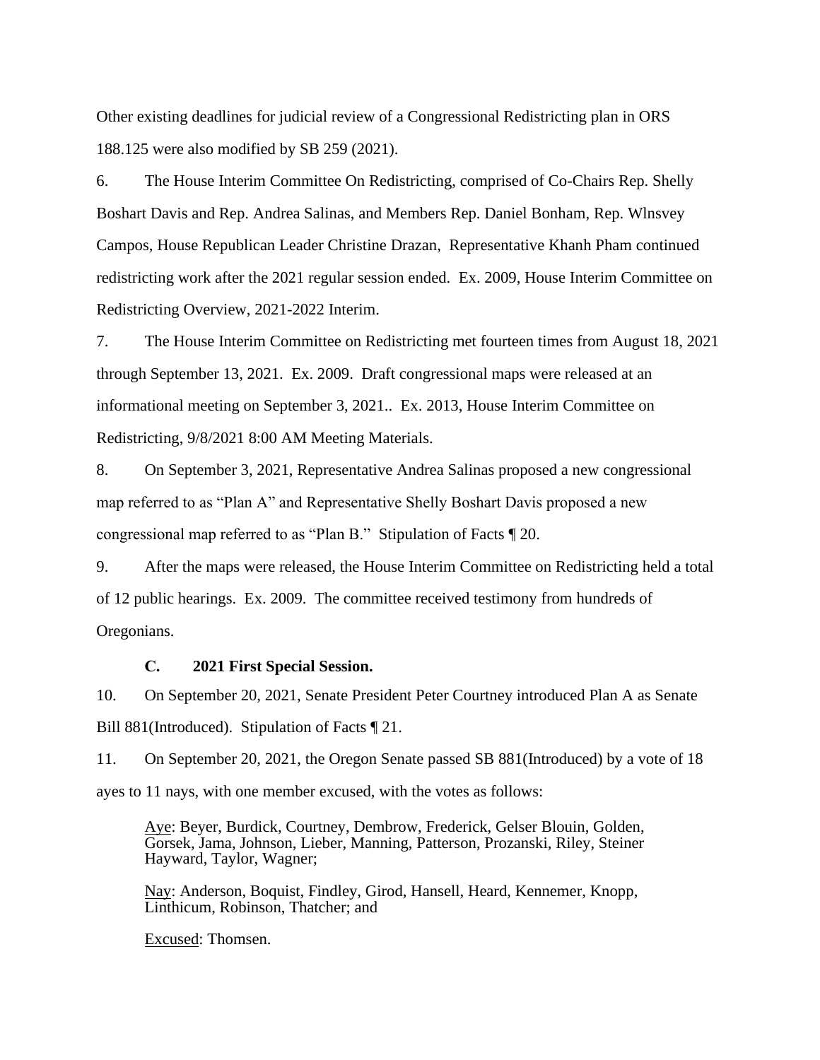Other existing deadlines for judicial review of a Congressional Redistricting plan in ORS 188.125 were also modified by SB 259 (2021).

6. The House Interim Committee On Redistricting, comprised of Co-Chairs Rep. Shelly Boshart Davis and Rep. Andrea Salinas, and Members Rep. Daniel Bonham, Rep. Wlnsvey Campos, House Republican Leader Christine Drazan, Representative Khanh Pham continued redistricting work after the 2021 regular session ended. Ex. 2009, House Interim Committee on Redistricting Overview, 2021-2022 Interim.

7. The House Interim Committee on Redistricting met fourteen times from August 18, 2021 through September 13, 2021. Ex. 2009. Draft congressional maps were released at an informational meeting on September 3, 2021.. Ex. 2013, House Interim Committee on Redistricting, 9/8/2021 8:00 AM Meeting Materials.

8. On September 3, 2021, Representative Andrea Salinas proposed a new congressional map referred to as "Plan A" and Representative Shelly Boshart Davis proposed a new congressional map referred to as "Plan B." Stipulation of Facts ¶ 20.

9. After the maps were released, the House Interim Committee on Redistricting held a total of 12 public hearings. Ex. 2009. The committee received testimony from hundreds of Oregonians.

### C. 2021 First Special Session.

10. On September 20, 2021, Senate President Peter Courtney introduced Plan A as Senate Bill 881(Introduced). Stipulation of Facts ¶ 21.

11. On September 20, 2021, the Oregon Senate passed SB 881(Introduced) by a vote of 18 ayes to 11 nays, with one member excused, with the votes as follows:

> Aye: Beyer, Burdick, Courtney, Dembrow, Frederick, Gelser Blouin, Golden, Gorsek, Jama, Johnson, Lieber, Manning, Patterson, Prozanski, Riley, Steiner Hayward, Taylor, Wagner;
>
> Nay: Anderson, Boquist, Findley, Girod, Hansell, Heard, Kennemer, Knopp, Linthicum, Robinson, Thatcher; and
>
> Excused: Thomsen.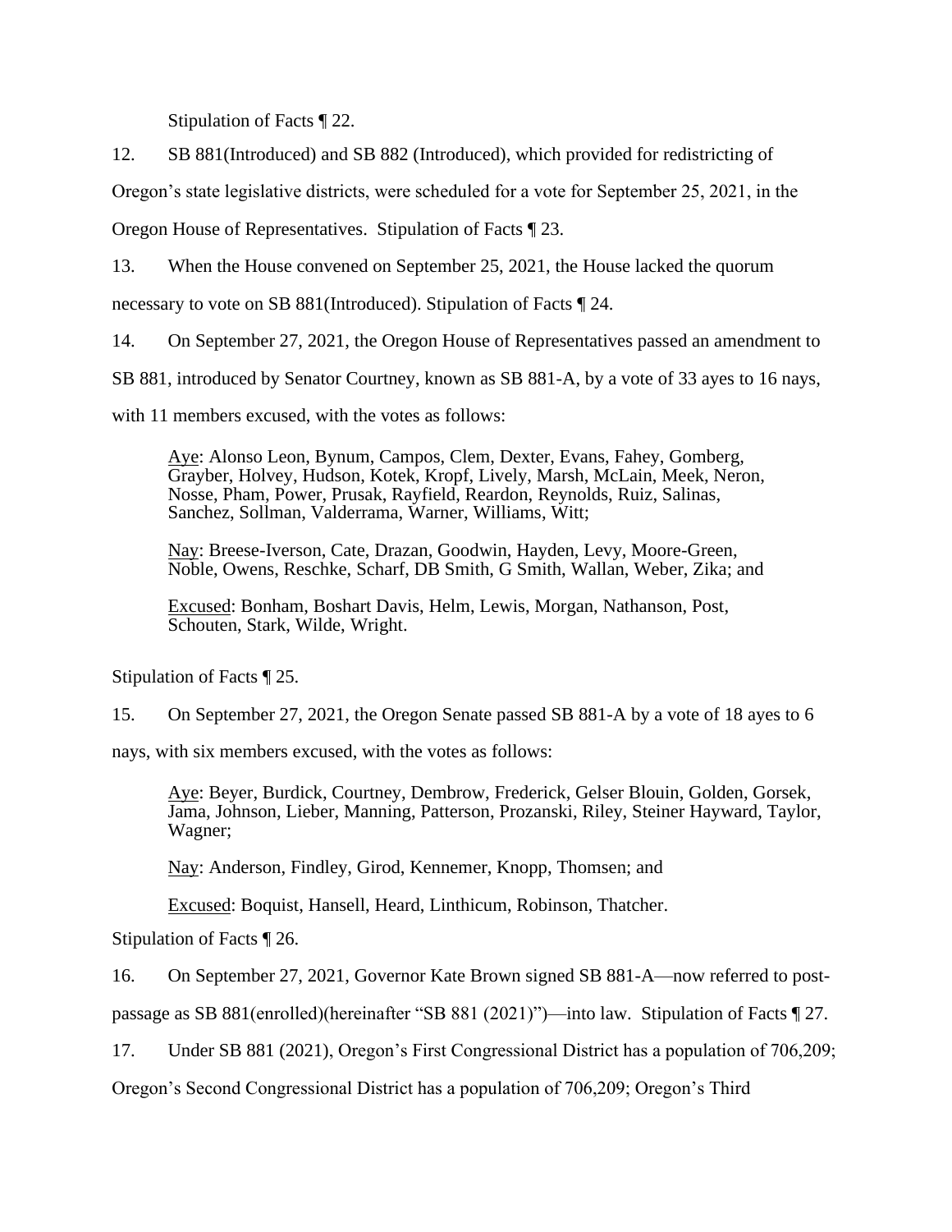Stipulation of Facts ¶ 22.

12. SB 881(Introduced) and SB 882 (Introduced), which provided for redistricting of Oregon's state legislative districts, were scheduled for a vote for September 25, 2021, in the Oregon House of Representatives. Stipulation of Facts ¶ 23.

13. When the House convened on September 25, 2021, the House lacked the quorum necessary to vote on SB 881(Introduced). Stipulation of Facts ¶ 24.

14. On September 27, 2021, the Oregon House of Representatives passed an amendment to SB 881, introduced by Senator Courtney, known as SB 881-A, by a vote of 33 ayes to 16 nays, with 11 members excused, with the votes as follows:

> Aye: Alonso Leon, Bynum, Campos, Clem, Dexter, Evans, Fahey, Gomberg, Grayber, Holvey, Hudson, Kotek, Kropf, Lively, Marsh, McLain, Meek, Neron, Nosse, Pham, Power, Prusak, Rayfield, Reardon, Reynolds, Ruiz, Salinas, Sanchez, Sollman, Valderrama, Warner, Williams, Witt;
>
> Nay: Breese-Iverson, Cate, Drazan, Goodwin, Hayden, Levy, Moore-Green, Noble, Owens, Reschke, Scharf, DB Smith, G Smith, Wallan, Weber, Zika; and
>
> Excused: Bonham, Boshart Davis, Helm, Lewis, Morgan, Nathanson, Post, Schouten, Stark, Wilde, Wright.

Stipulation of Facts ¶ 25.

15. On September 27, 2021, the Oregon Senate passed SB 881-A by a vote of 18 ayes to 6 nays, with six members excused, with the votes as follows:

> Aye: Beyer, Burdick, Courtney, Dembrow, Frederick, Gelser Blouin, Golden, Gorsek, Jama, Johnson, Lieber, Manning, Patterson, Prozanski, Riley, Steiner Hayward, Taylor, Wagner;
>
> Nay: Anderson, Findley, Girod, Kennemer, Knopp, Thomsen; and
>
> Excused: Boquist, Hansell, Heard, Linthicum, Robinson, Thatcher.

Stipulation of Facts ¶ 26.

16. On September 27, 2021, Governor Kate Brown signed SB 881-A—now referred to post-passage as SB 881(enrolled)(hereinafter "SB 881 (2021)")—into law. Stipulation of Facts ¶ 27.

17. Under SB 881 (2021), Oregon's First Congressional District has a population of 706,209; Oregon's Second Congressional District has a population of 706,209; Oregon's Third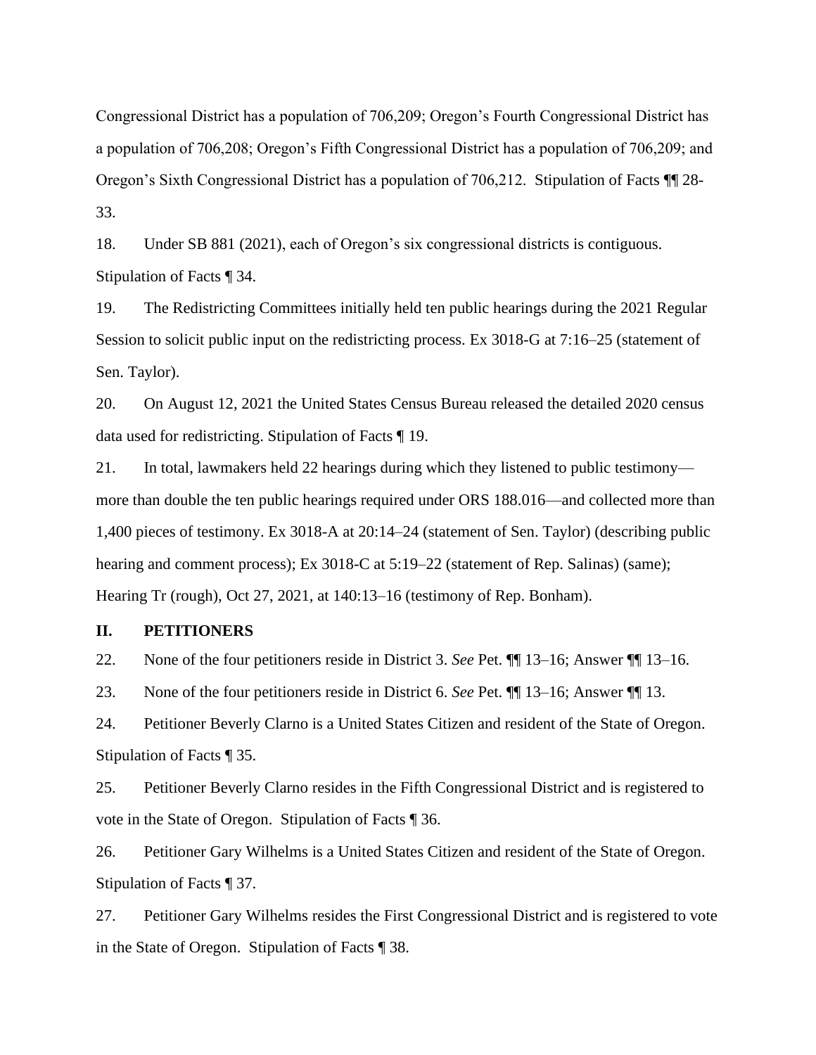Congressional District has a population of 706,209; Oregon's Fourth Congressional District has a population of 706,208; Oregon's Fifth Congressional District has a population of 706,209; and Oregon's Sixth Congressional District has a population of 706,212. Stipulation of Facts ¶¶ 28-33.

18. Under SB 881 (2021), each of Oregon's six congressional districts is contiguous. Stipulation of Facts ¶ 34.

19. The Redistricting Committees initially held ten public hearings during the 2021 Regular Session to solicit public input on the redistricting process. Ex 3018-G at 7:16–25 (statement of Sen. Taylor).

20. On August 12, 2021 the United States Census Bureau released the detailed 2020 census data used for redistricting. Stipulation of Facts ¶ 19.

21. In total, lawmakers held 22 hearings during which they listened to public testimony—more than double the ten public hearings required under ORS 188.016—and collected more than 1,400 pieces of testimony. Ex 3018-A at 20:14–24 (statement of Sen. Taylor) (describing public hearing and comment process); Ex 3018-C at 5:19–22 (statement of Rep. Salinas) (same); Hearing Tr (rough), Oct 27, 2021, at 140:13–16 (testimony of Rep. Bonham).

## II. PETITIONERS

22. None of the four petitioners reside in District 3. *See* Pet. ¶¶ 13–16; Answer ¶¶ 13–16.

23. None of the four petitioners reside in District 6. *See* Pet. ¶¶ 13–16; Answer ¶¶ 13.

24. Petitioner Beverly Clarno is a United States Citizen and resident of the State of Oregon. Stipulation of Facts ¶ 35.

25. Petitioner Beverly Clarno resides in the Fifth Congressional District and is registered to vote in the State of Oregon. Stipulation of Facts ¶ 36.

26. Petitioner Gary Wilhelms is a United States Citizen and resident of the State of Oregon. Stipulation of Facts ¶ 37.

27. Petitioner Gary Wilhelms resides the First Congressional District and is registered to vote in the State of Oregon. Stipulation of Facts ¶ 38.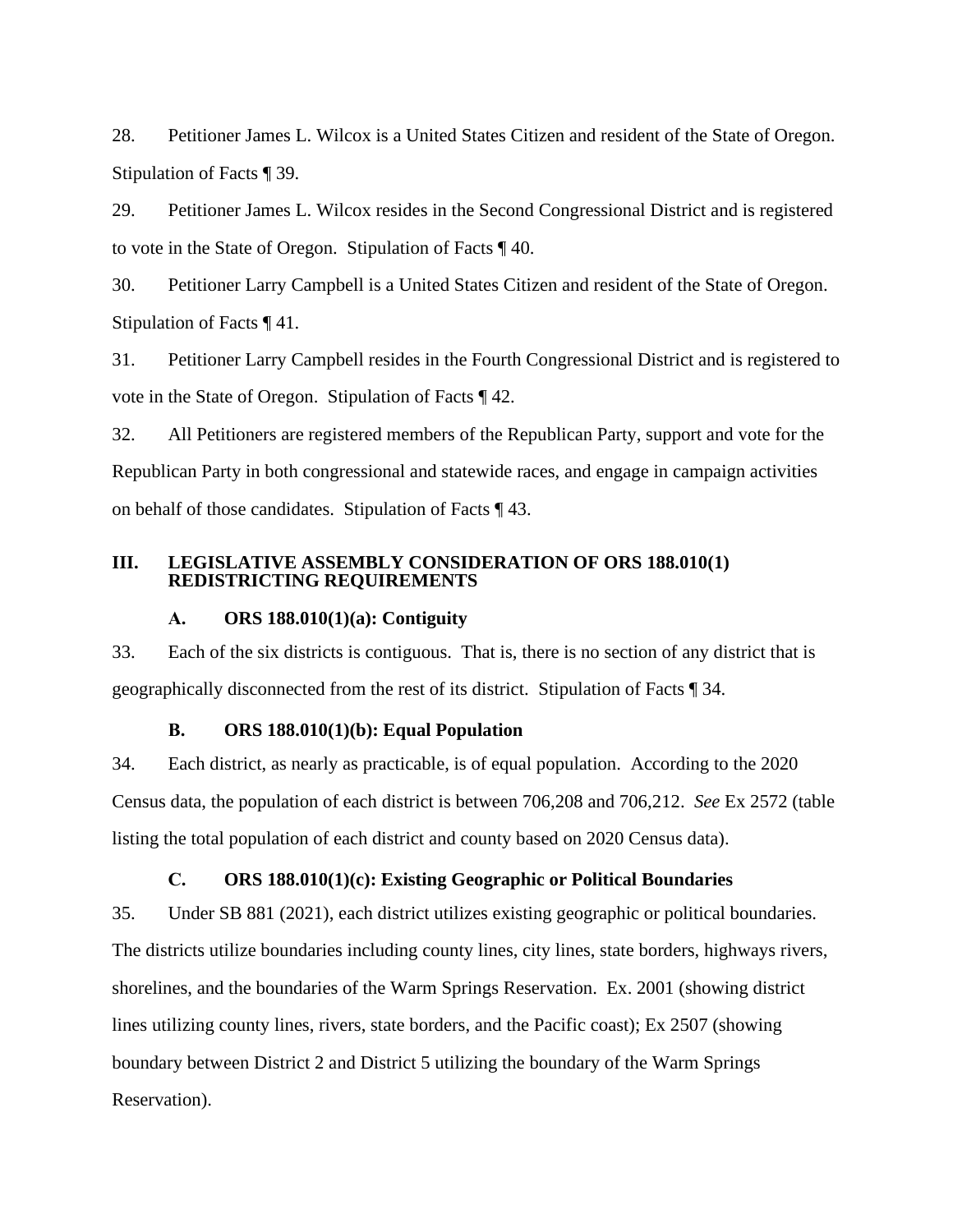28. Petitioner James L. Wilcox is a United States Citizen and resident of the State of Oregon. Stipulation of Facts ¶ 39.

29. Petitioner James L. Wilcox resides in the Second Congressional District and is registered to vote in the State of Oregon. Stipulation of Facts ¶ 40.

30. Petitioner Larry Campbell is a United States Citizen and resident of the State of Oregon. Stipulation of Facts ¶ 41.

31. Petitioner Larry Campbell resides in the Fourth Congressional District and is registered to vote in the State of Oregon. Stipulation of Facts ¶ 42.

32. All Petitioners are registered members of the Republican Party, support and vote for the Republican Party in both congressional and statewide races, and engage in campaign activities on behalf of those candidates. Stipulation of Facts ¶ 43.

## III. LEGISLATIVE ASSEMBLY CONSIDERATION OF ORS 188.010(1) REDISTRICTING REQUIREMENTS

### A. ORS 188.010(1)(a): Contiguity

33. Each of the six districts is contiguous. That is, there is no section of any district that is geographically disconnected from the rest of its district. Stipulation of Facts ¶ 34.

### B. ORS 188.010(1)(b): Equal Population

34. Each district, as nearly as practicable, is of equal population. According to the 2020 Census data, the population of each district is between 706,208 and 706,212. *See* Ex 2572 (table listing the total population of each district and county based on 2020 Census data).

### C. ORS 188.010(1)(c): Existing Geographic or Political Boundaries

35. Under SB 881 (2021), each district utilizes existing geographic or political boundaries. The districts utilize boundaries including county lines, city lines, state borders, highways rivers, shorelines, and the boundaries of the Warm Springs Reservation. Ex. 2001 (showing district lines utilizing county lines, rivers, state borders, and the Pacific coast); Ex 2507 (showing boundary between District 2 and District 5 utilizing the boundary of the Warm Springs Reservation).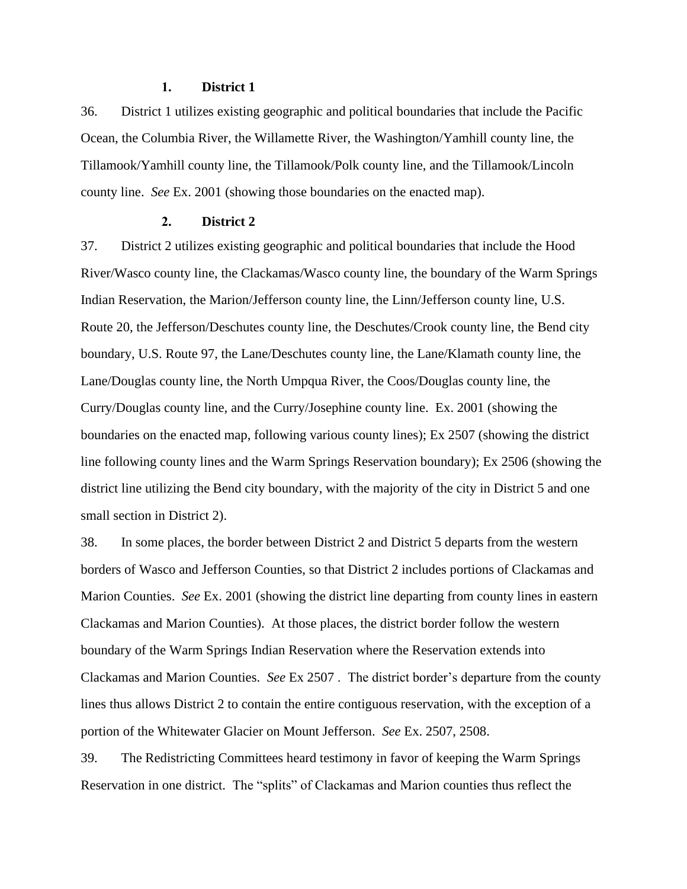### 1. District 1

36. District 1 utilizes existing geographic and political boundaries that include the Pacific Ocean, the Columbia River, the Willamette River, the Washington/Yamhill county line, the Tillamook/Yamhill county line, the Tillamook/Polk county line, and the Tillamook/Lincoln county line. *See* Ex. 2001 (showing those boundaries on the enacted map).

### 2. District 2

37. District 2 utilizes existing geographic and political boundaries that include the Hood River/Wasco county line, the Clackamas/Wasco county line, the boundary of the Warm Springs Indian Reservation, the Marion/Jefferson county line, the Linn/Jefferson county line, U.S. Route 20, the Jefferson/Deschutes county line, the Deschutes/Crook county line, the Bend city boundary, U.S. Route 97, the Lane/Deschutes county line, the Lane/Klamath county line, the Lane/Douglas county line, the North Umpqua River, the Coos/Douglas county line, the Curry/Douglas county line, and the Curry/Josephine county line. Ex. 2001 (showing the boundaries on the enacted map, following various county lines); Ex 2507 (showing the district line following county lines and the Warm Springs Reservation boundary); Ex 2506 (showing the district line utilizing the Bend city boundary, with the majority of the city in District 5 and one small section in District 2).

38. In some places, the border between District 2 and District 5 departs from the western borders of Wasco and Jefferson Counties, so that District 2 includes portions of Clackamas and Marion Counties. *See* Ex. 2001 (showing the district line departing from county lines in eastern Clackamas and Marion Counties). At those places, the district border follow the western boundary of the Warm Springs Indian Reservation where the Reservation extends into Clackamas and Marion Counties. *See* Ex 2507 . The district border's departure from the county lines thus allows District 2 to contain the entire contiguous reservation, with the exception of a portion of the Whitewater Glacier on Mount Jefferson. *See* Ex. 2507, 2508.

39. The Redistricting Committees heard testimony in favor of keeping the Warm Springs Reservation in one district. The "splits" of Clackamas and Marion counties thus reflect the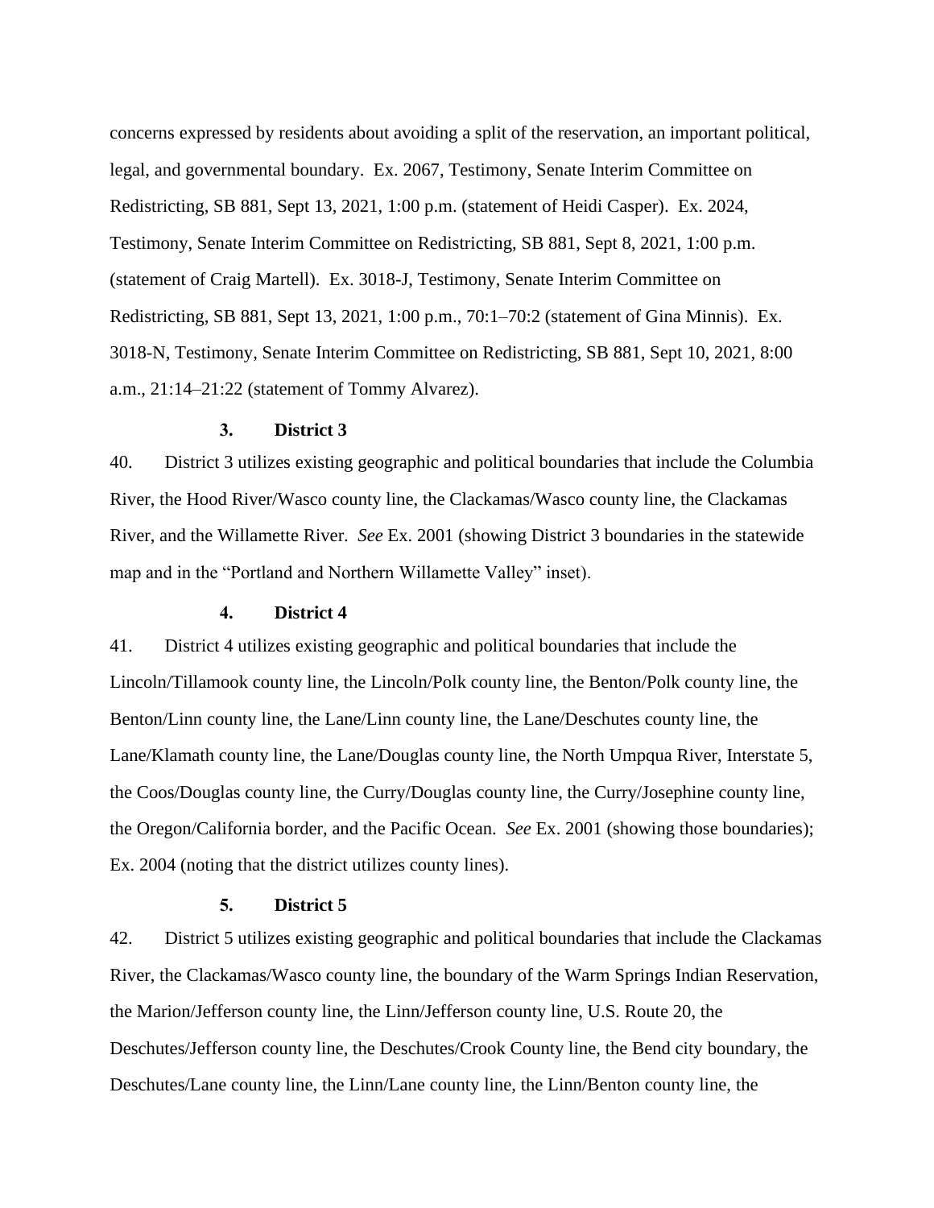concerns expressed by residents about avoiding a split of the reservation, an important political, legal, and governmental boundary. Ex. 2067, Testimony, Senate Interim Committee on Redistricting, SB 881, Sept 13, 2021, 1:00 p.m. (statement of Heidi Casper). Ex. 2024, Testimony, Senate Interim Committee on Redistricting, SB 881, Sept 8, 2021, 1:00 p.m. (statement of Craig Martell). Ex. 3018-J, Testimony, Senate Interim Committee on Redistricting, SB 881, Sept 13, 2021, 1:00 p.m., 70:1–70:2 (statement of Gina Minnis). Ex. 3018-N, Testimony, Senate Interim Committee on Redistricting, SB 881, Sept 10, 2021, 8:00 a.m., 21:14–21:22 (statement of Tommy Alvarez).

### 3. District 3

40. District 3 utilizes existing geographic and political boundaries that include the Columbia River, the Hood River/Wasco county line, the Clackamas/Wasco county line, the Clackamas River, and the Willamette River. *See* Ex. 2001 (showing District 3 boundaries in the statewide map and in the "Portland and Northern Willamette Valley" inset).

### 4. District 4

41. District 4 utilizes existing geographic and political boundaries that include the Lincoln/Tillamook county line, the Lincoln/Polk county line, the Benton/Polk county line, the Benton/Linn county line, the Lane/Linn county line, the Lane/Deschutes county line, the Lane/Klamath county line, the Lane/Douglas county line, the North Umpqua River, Interstate 5, the Coos/Douglas county line, the Curry/Douglas county line, the Curry/Josephine county line, the Oregon/California border, and the Pacific Ocean. *See* Ex. 2001 (showing those boundaries); Ex. 2004 (noting that the district utilizes county lines).

### 5. District 5

42. District 5 utilizes existing geographic and political boundaries that include the Clackamas River, the Clackamas/Wasco county line, the boundary of the Warm Springs Indian Reservation, the Marion/Jefferson county line, the Linn/Jefferson county line, U.S. Route 20, the Deschutes/Jefferson county line, the Deschutes/Crook County line, the Bend city boundary, the Deschutes/Lane county line, the Linn/Lane county line, the Linn/Benton county line, the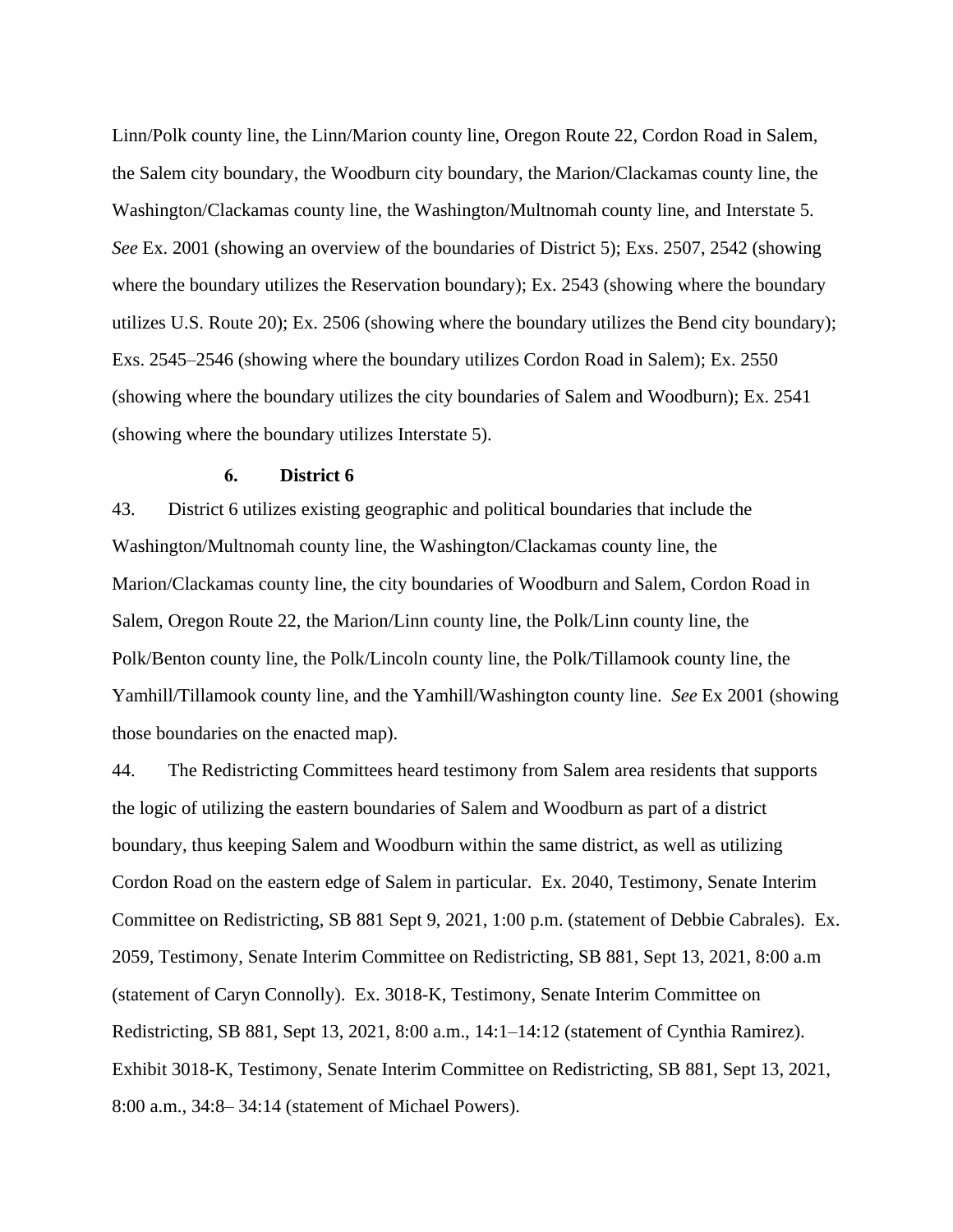Linn/Polk county line, the Linn/Marion county line, Oregon Route 22, Cordon Road in Salem, the Salem city boundary, the Woodburn city boundary, the Marion/Clackamas county line, the Washington/Clackamas county line, the Washington/Multnomah county line, and Interstate 5. *See* Ex. 2001 (showing an overview of the boundaries of District 5); Exs. 2507, 2542 (showing where the boundary utilizes the Reservation boundary); Ex. 2543 (showing where the boundary utilizes U.S. Route 20); Ex. 2506 (showing where the boundary utilizes the Bend city boundary); Exs. 2545–2546 (showing where the boundary utilizes Cordon Road in Salem); Ex. 2550 (showing where the boundary utilizes the city boundaries of Salem and Woodburn); Ex. 2541 (showing where the boundary utilizes Interstate 5).

### 6. District 6

43. District 6 utilizes existing geographic and political boundaries that include the Washington/Multnomah county line, the Washington/Clackamas county line, the Marion/Clackamas county line, the city boundaries of Woodburn and Salem, Cordon Road in Salem, Oregon Route 22, the Marion/Linn county line, the Polk/Linn county line, the Polk/Benton county line, the Polk/Lincoln county line, the Polk/Tillamook county line, the Yamhill/Tillamook county line, and the Yamhill/Washington county line. *See* Ex 2001 (showing those boundaries on the enacted map).

44. The Redistricting Committees heard testimony from Salem area residents that supports the logic of utilizing the eastern boundaries of Salem and Woodburn as part of a district boundary, thus keeping Salem and Woodburn within the same district, as well as utilizing Cordon Road on the eastern edge of Salem in particular. Ex. 2040, Testimony, Senate Interim Committee on Redistricting, SB 881 Sept 9, 2021, 1:00 p.m. (statement of Debbie Cabrales). Ex. 2059, Testimony, Senate Interim Committee on Redistricting, SB 881, Sept 13, 2021, 8:00 a.m (statement of Caryn Connolly). Ex. 3018-K, Testimony, Senate Interim Committee on Redistricting, SB 881, Sept 13, 2021, 8:00 a.m., 14:1–14:12 (statement of Cynthia Ramirez). Exhibit 3018-K, Testimony, Senate Interim Committee on Redistricting, SB 881, Sept 13, 2021, 8:00 a.m., 34:8– 34:14 (statement of Michael Powers).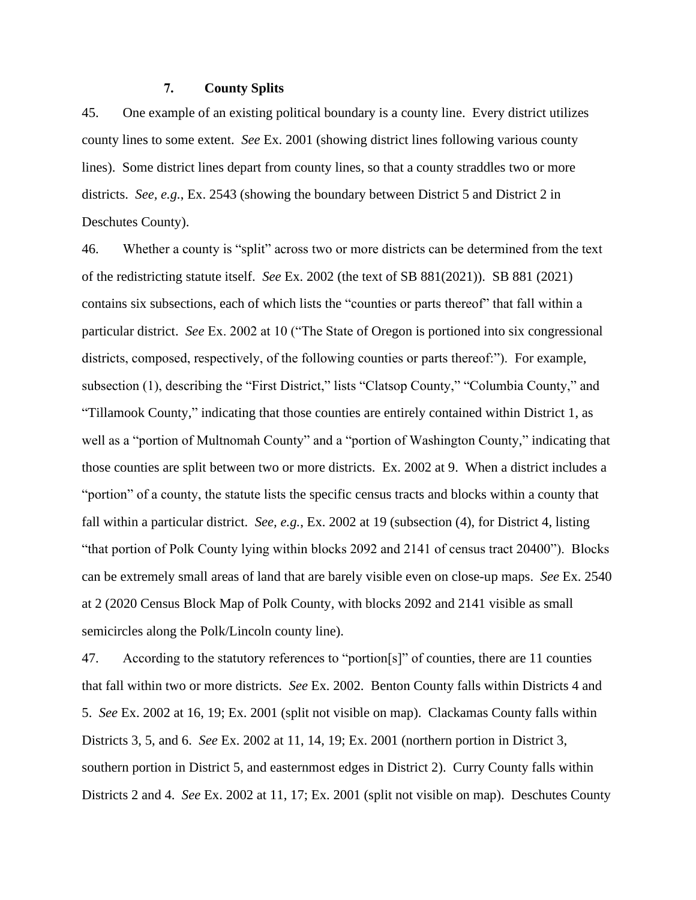### 7. County Splits

45. One example of an existing political boundary is a county line. Every district utilizes county lines to some extent. *See* Ex. 2001 (showing district lines following various county lines). Some district lines depart from county lines, so that a county straddles two or more districts. *See, e.g.*, Ex. 2543 (showing the boundary between District 5 and District 2 in Deschutes County).

46. Whether a county is "split" across two or more districts can be determined from the text of the redistricting statute itself. *See* Ex. 2002 (the text of SB 881(2021)). SB 881 (2021) contains six subsections, each of which lists the "counties or parts thereof" that fall within a particular district. *See* Ex. 2002 at 10 ("The State of Oregon is portioned into six congressional districts, composed, respectively, of the following counties or parts thereof:"). For example, subsection (1), describing the "First District," lists "Clatsop County," "Columbia County," and "Tillamook County," indicating that those counties are entirely contained within District 1, as well as a "portion of Multnomah County" and a "portion of Washington County," indicating that those counties are split between two or more districts. Ex. 2002 at 9. When a district includes a "portion" of a county, the statute lists the specific census tracts and blocks within a county that fall within a particular district. *See, e.g.*, Ex. 2002 at 19 (subsection (4), for District 4, listing "that portion of Polk County lying within blocks 2092 and 2141 of census tract 20400"). Blocks can be extremely small areas of land that are barely visible even on close-up maps. *See* Ex. 2540 at 2 (2020 Census Block Map of Polk County, with blocks 2092 and 2141 visible as small semicircles along the Polk/Lincoln county line).

47. According to the statutory references to "portion[s]" of counties, there are 11 counties that fall within two or more districts. *See* Ex. 2002. Benton County falls within Districts 4 and 5. *See* Ex. 2002 at 16, 19; Ex. 2001 (split not visible on map). Clackamas County falls within Districts 3, 5, and 6. *See* Ex. 2002 at 11, 14, 19; Ex. 2001 (northern portion in District 3, southern portion in District 5, and easternmost edges in District 2). Curry County falls within Districts 2 and 4. *See* Ex. 2002 at 11, 17; Ex. 2001 (split not visible on map). Deschutes County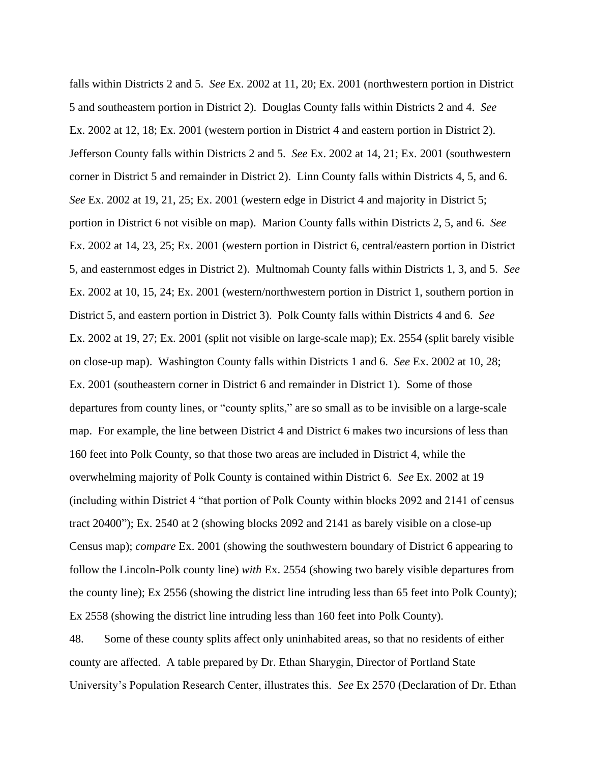falls within Districts 2 and 5. *See* Ex. 2002 at 11, 20; Ex. 2001 (northwestern portion in District 5 and southeastern portion in District 2). Douglas County falls within Districts 2 and 4. *See* Ex. 2002 at 12, 18; Ex. 2001 (western portion in District 4 and eastern portion in District 2). Jefferson County falls within Districts 2 and 5. *See* Ex. 2002 at 14, 21; Ex. 2001 (southwestern corner in District 5 and remainder in District 2). Linn County falls within Districts 4, 5, and 6. *See* Ex. 2002 at 19, 21, 25; Ex. 2001 (western edge in District 4 and majority in District 5; portion in District 6 not visible on map). Marion County falls within Districts 2, 5, and 6. *See* Ex. 2002 at 14, 23, 25; Ex. 2001 (western portion in District 6, central/eastern portion in District 5, and easternmost edges in District 2). Multnomah County falls within Districts 1, 3, and 5. *See* Ex. 2002 at 10, 15, 24; Ex. 2001 (western/northwestern portion in District 1, southern portion in District 5, and eastern portion in District 3). Polk County falls within Districts 4 and 6. *See* Ex. 2002 at 19, 27; Ex. 2001 (split not visible on large-scale map); Ex. 2554 (split barely visible on close-up map). Washington County falls within Districts 1 and 6. *See* Ex. 2002 at 10, 28; Ex. 2001 (southeastern corner in District 6 and remainder in District 1). Some of those departures from county lines, or "county splits," are so small as to be invisible on a large-scale map. For example, the line between District 4 and District 6 makes two incursions of less than 160 feet into Polk County, so that those two areas are included in District 4, while the overwhelming majority of Polk County is contained within District 6. *See* Ex. 2002 at 19 (including within District 4 "that portion of Polk County within blocks 2092 and 2141 of census tract 20400"); Ex. 2540 at 2 (showing blocks 2092 and 2141 as barely visible on a close-up Census map); *compare* Ex. 2001 (showing the southwestern boundary of District 6 appearing to follow the Lincoln-Polk county line) *with* Ex. 2554 (showing two barely visible departures from the county line); Ex 2556 (showing the district line intruding less than 65 feet into Polk County); Ex 2558 (showing the district line intruding less than 160 feet into Polk County).

48. Some of these county splits affect only uninhabited areas, so that no residents of either county are affected. A table prepared by Dr. Ethan Sharygin, Director of Portland State University's Population Research Center, illustrates this. *See* Ex 2570 (Declaration of Dr. Ethan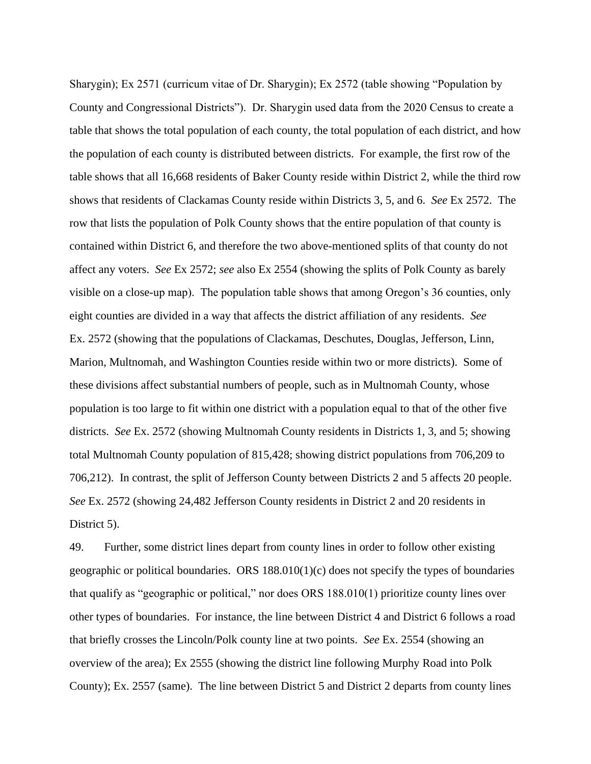Sharygin); Ex 2571 (curricum vitae of Dr. Sharygin); Ex 2572 (table showing "Population by County and Congressional Districts"). Dr. Sharygin used data from the 2020 Census to create a table that shows the total population of each county, the total population of each district, and how the population of each county is distributed between districts. For example, the first row of the table shows that all 16,668 residents of Baker County reside within District 2, while the third row shows that residents of Clackamas County reside within Districts 3, 5, and 6. *See* Ex 2572. The row that lists the population of Polk County shows that the entire population of that county is contained within District 6, and therefore the two above-mentioned splits of that county do not affect any voters. *See* Ex 2572; *see* also Ex 2554 (showing the splits of Polk County as barely visible on a close-up map). The population table shows that among Oregon's 36 counties, only eight counties are divided in a way that affects the district affiliation of any residents. *See* Ex. 2572 (showing that the populations of Clackamas, Deschutes, Douglas, Jefferson, Linn, Marion, Multnomah, and Washington Counties reside within two or more districts). Some of these divisions affect substantial numbers of people, such as in Multnomah County, whose population is too large to fit within one district with a population equal to that of the other five districts. *See* Ex. 2572 (showing Multnomah County residents in Districts 1, 3, and 5; showing total Multnomah County population of 815,428; showing district populations from 706,209 to 706,212). In contrast, the split of Jefferson County between Districts 2 and 5 affects 20 people. *See* Ex. 2572 (showing 24,482 Jefferson County residents in District 2 and 20 residents in District 5).

49. Further, some district lines depart from county lines in order to follow other existing geographic or political boundaries. ORS 188.010(1)(c) does not specify the types of boundaries that qualify as "geographic or political," nor does ORS 188.010(1) prioritize county lines over other types of boundaries. For instance, the line between District 4 and District 6 follows a road that briefly crosses the Lincoln/Polk county line at two points. *See* Ex. 2554 (showing an overview of the area); Ex 2555 (showing the district line following Murphy Road into Polk County); Ex. 2557 (same). The line between District 5 and District 2 departs from county lines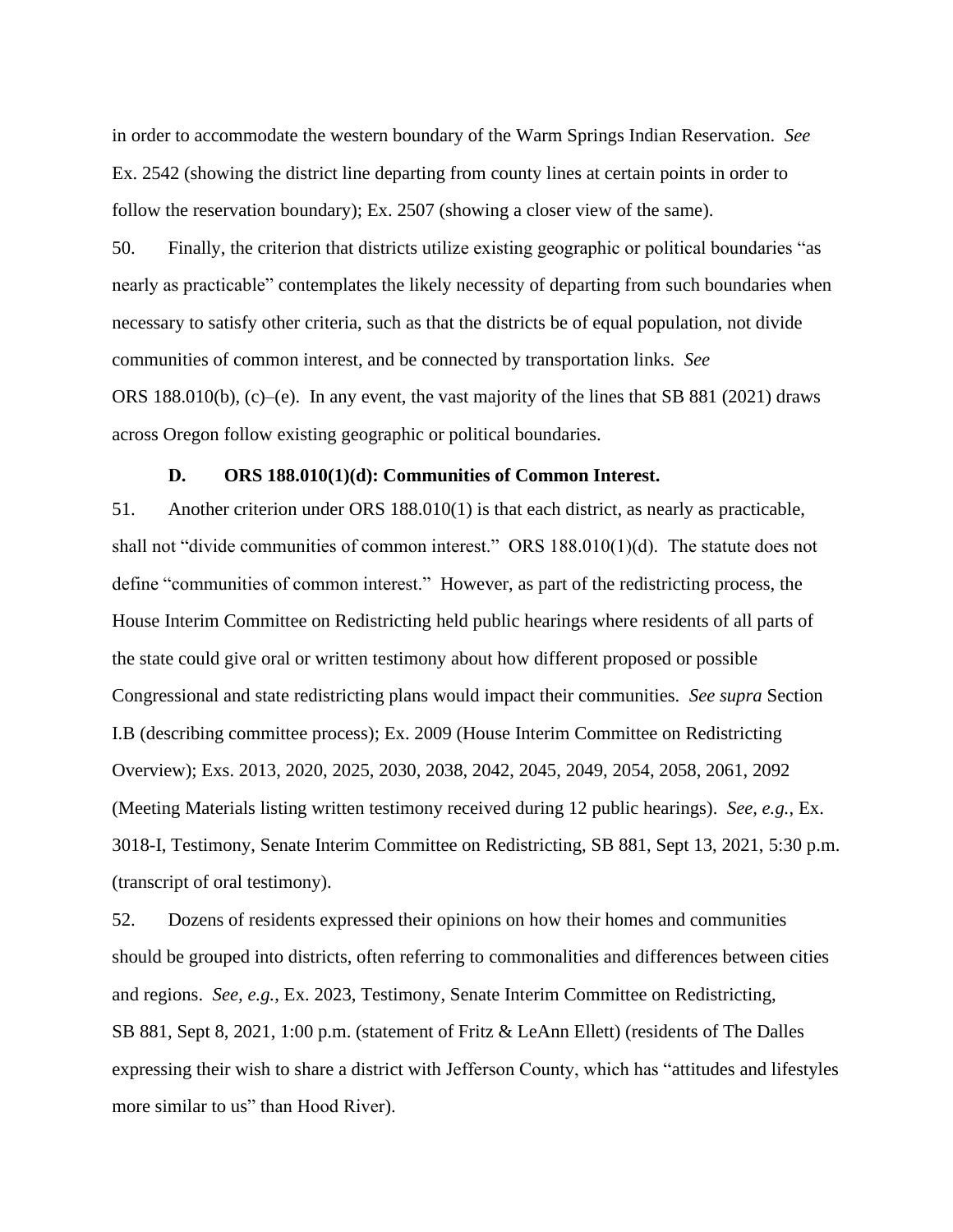in order to accommodate the western boundary of the Warm Springs Indian Reservation. *See* Ex. 2542 (showing the district line departing from county lines at certain points in order to follow the reservation boundary); Ex. 2507 (showing a closer view of the same).

50. Finally, the criterion that districts utilize existing geographic or political boundaries "as nearly as practicable" contemplates the likely necessity of departing from such boundaries when necessary to satisfy other criteria, such as that the districts be of equal population, not divide communities of common interest, and be connected by transportation links. *See* ORS 188.010(b), (c)–(e). In any event, the vast majority of the lines that SB 881 (2021) draws across Oregon follow existing geographic or political boundaries.

**D. ORS 188.010(1)(d): Communities of Common Interest.**

51. Another criterion under ORS 188.010(1) is that each district, as nearly as practicable, shall not "divide communities of common interest." ORS 188.010(1)(d). The statute does not define "communities of common interest." However, as part of the redistricting process, the House Interim Committee on Redistricting held public hearings where residents of all parts of the state could give oral or written testimony about how different proposed or possible Congressional and state redistricting plans would impact their communities. *See supra* Section I.B (describing committee process); Ex. 2009 (House Interim Committee on Redistricting Overview); Exs. 2013, 2020, 2025, 2030, 2038, 2042, 2045, 2049, 2054, 2058, 2061, 2092 (Meeting Materials listing written testimony received during 12 public hearings). *See, e.g.*, Ex. 3018-I, Testimony, Senate Interim Committee on Redistricting, SB 881, Sept 13, 2021, 5:30 p.m. (transcript of oral testimony).

52. Dozens of residents expressed their opinions on how their homes and communities should be grouped into districts, often referring to commonalities and differences between cities and regions. *See, e.g.*, Ex. 2023, Testimony, Senate Interim Committee on Redistricting, SB 881, Sept 8, 2021, 1:00 p.m. (statement of Fritz & LeAnn Ellett) (residents of The Dalles expressing their wish to share a district with Jefferson County, which has "attitudes and lifestyles more similar to us" than Hood River).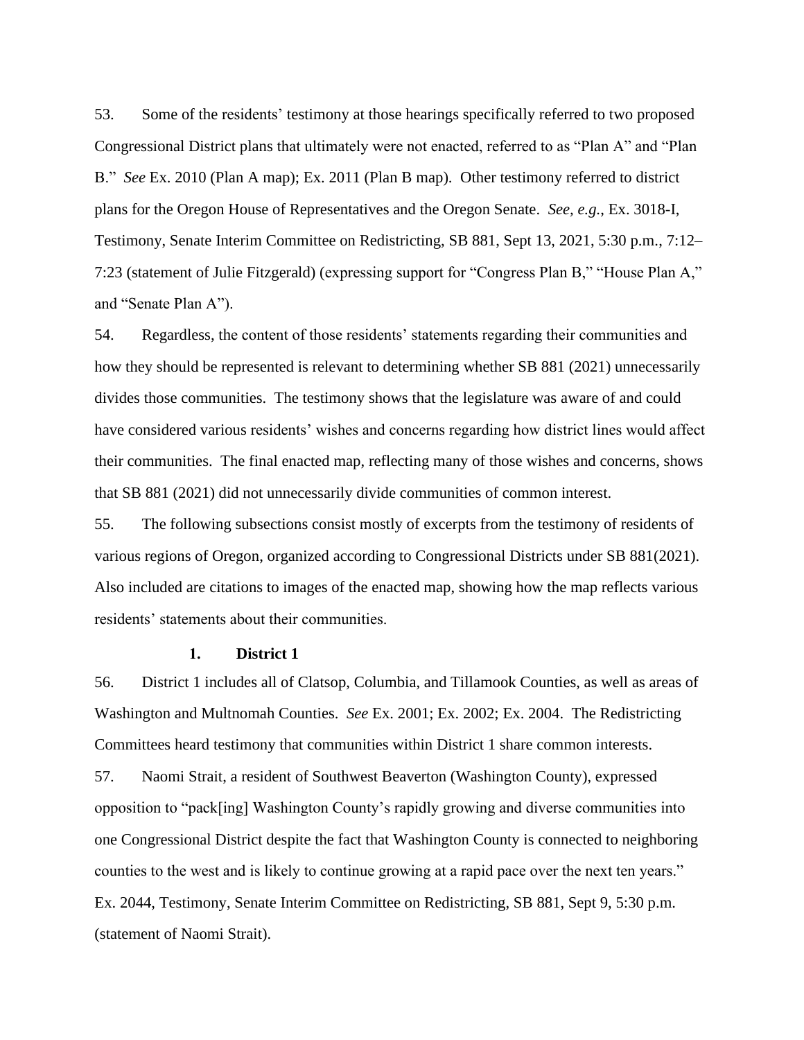53. Some of the residents' testimony at those hearings specifically referred to two proposed Congressional District plans that ultimately were not enacted, referred to as "Plan A" and "Plan B." *See* Ex. 2010 (Plan A map); Ex. 2011 (Plan B map). Other testimony referred to district plans for the Oregon House of Representatives and the Oregon Senate. *See, e.g.*, Ex. 3018-I, Testimony, Senate Interim Committee on Redistricting, SB 881, Sept 13, 2021, 5:30 p.m., 7:12–7:23 (statement of Julie Fitzgerald) (expressing support for "Congress Plan B," "House Plan A," and "Senate Plan A").

54. Regardless, the content of those residents' statements regarding their communities and how they should be represented is relevant to determining whether SB 881 (2021) unnecessarily divides those communities. The testimony shows that the legislature was aware of and could have considered various residents' wishes and concerns regarding how district lines would affect their communities. The final enacted map, reflecting many of those wishes and concerns, shows that SB 881 (2021) did not unnecessarily divide communities of common interest.

55. The following subsections consist mostly of excerpts from the testimony of residents of various regions of Oregon, organized according to Congressional Districts under SB 881(2021). Also included are citations to images of the enacted map, showing how the map reflects various residents' statements about their communities.

### 1. District 1

56. District 1 includes all of Clatsop, Columbia, and Tillamook Counties, as well as areas of Washington and Multnomah Counties. *See* Ex. 2001; Ex. 2002; Ex. 2004. The Redistricting Committees heard testimony that communities within District 1 share common interests.

57. Naomi Strait, a resident of Southwest Beaverton (Washington County), expressed opposition to "pack[ing] Washington County's rapidly growing and diverse communities into one Congressional District despite the fact that Washington County is connected to neighboring counties to the west and is likely to continue growing at a rapid pace over the next ten years." Ex. 2044, Testimony, Senate Interim Committee on Redistricting, SB 881, Sept 9, 5:30 p.m. (statement of Naomi Strait).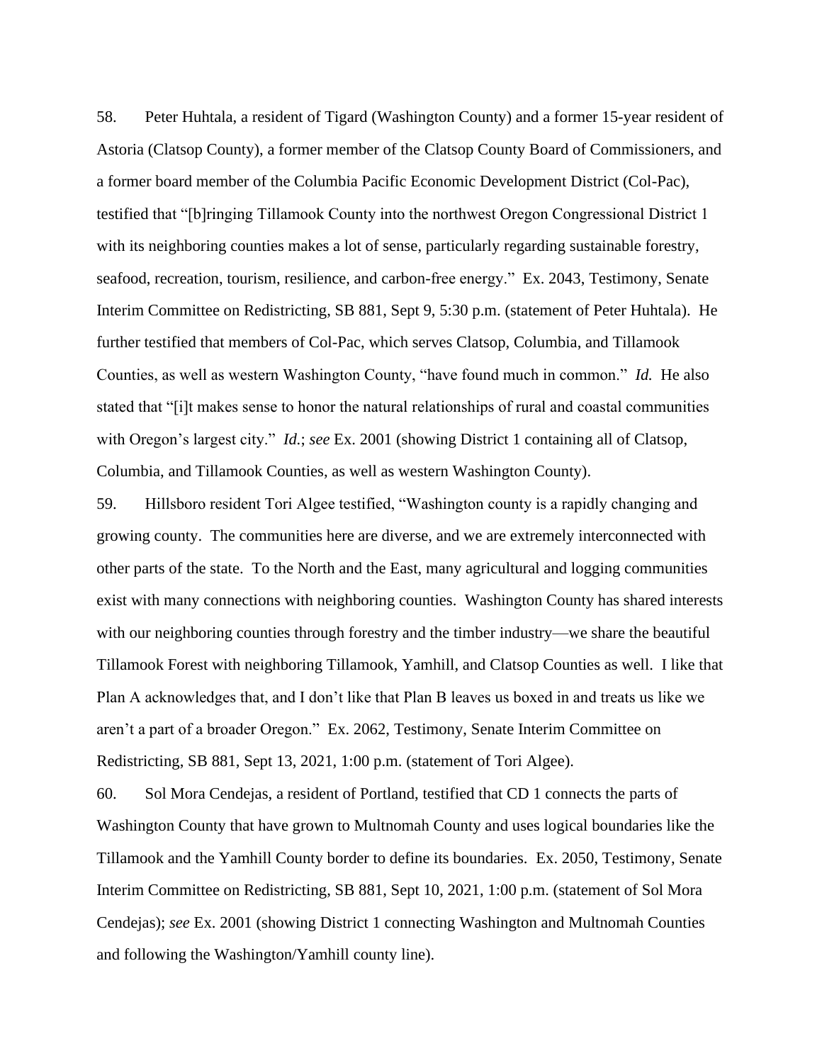58. Peter Huhtala, a resident of Tigard (Washington County) and a former 15-year resident of Astoria (Clatsop County), a former member of the Clatsop County Board of Commissioners, and a former board member of the Columbia Pacific Economic Development District (Col-Pac), testified that "[b]ringing Tillamook County into the northwest Oregon Congressional District 1 with its neighboring counties makes a lot of sense, particularly regarding sustainable forestry, seafood, recreation, tourism, resilience, and carbon-free energy." Ex. 2043, Testimony, Senate Interim Committee on Redistricting, SB 881, Sept 9, 5:30 p.m. (statement of Peter Huhtala). He further testified that members of Col-Pac, which serves Clatsop, Columbia, and Tillamook Counties, as well as western Washington County, "have found much in common." *Id.* He also stated that "[i]t makes sense to honor the natural relationships of rural and coastal communities with Oregon's largest city." *Id.*; *see* Ex. 2001 (showing District 1 containing all of Clatsop, Columbia, and Tillamook Counties, as well as western Washington County).

59. Hillsboro resident Tori Algee testified, "Washington county is a rapidly changing and growing county. The communities here are diverse, and we are extremely interconnected with other parts of the state. To the North and the East, many agricultural and logging communities exist with many connections with neighboring counties. Washington County has shared interests with our neighboring counties through forestry and the timber industry—we share the beautiful Tillamook Forest with neighboring Tillamook, Yamhill, and Clatsop Counties as well. I like that Plan A acknowledges that, and I don't like that Plan B leaves us boxed in and treats us like we aren't a part of a broader Oregon." Ex. 2062, Testimony, Senate Interim Committee on Redistricting, SB 881, Sept 13, 2021, 1:00 p.m. (statement of Tori Algee).

60. Sol Mora Cendejas, a resident of Portland, testified that CD 1 connects the parts of Washington County that have grown to Multnomah County and uses logical boundaries like the Tillamook and the Yamhill County border to define its boundaries. Ex. 2050, Testimony, Senate Interim Committee on Redistricting, SB 881, Sept 10, 2021, 1:00 p.m. (statement of Sol Mora Cendejas); *see* Ex. 2001 (showing District 1 connecting Washington and Multnomah Counties and following the Washington/Yamhill county line).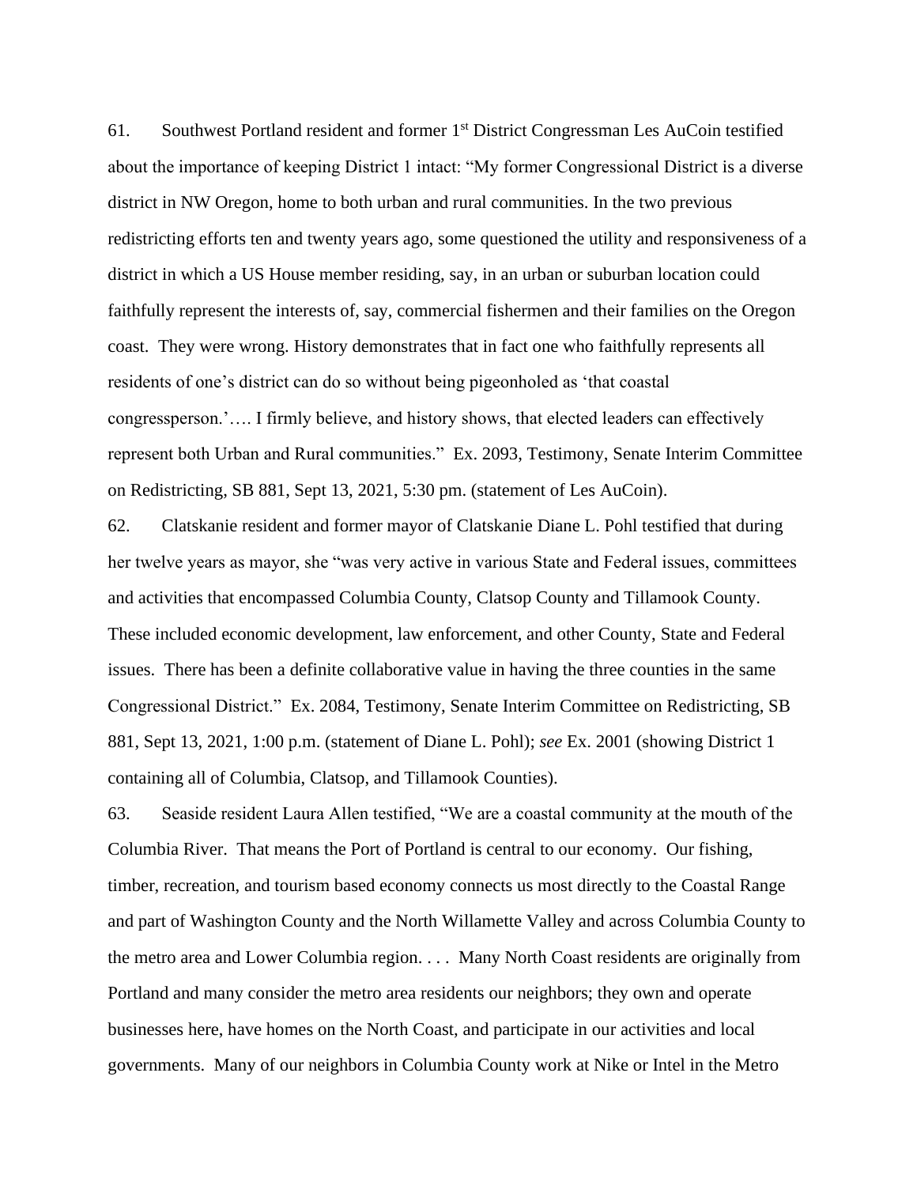61. Southwest Portland resident and former 1st District Congressman Les AuCoin testified about the importance of keeping District 1 intact: "My former Congressional District is a diverse district in NW Oregon, home to both urban and rural communities. In the two previous redistricting efforts ten and twenty years ago, some questioned the utility and responsiveness of a district in which a US House member residing, say, in an urban or suburban location could faithfully represent the interests of, say, commercial fishermen and their families on the Oregon coast. They were wrong. History demonstrates that in fact one who faithfully represents all residents of one's district can do so without being pigeonholed as 'that coastal congressperson.'…. I firmly believe, and history shows, that elected leaders can effectively represent both Urban and Rural communities." Ex. 2093, Testimony, Senate Interim Committee on Redistricting, SB 881, Sept 13, 2021, 5:30 pm. (statement of Les AuCoin).

62. Clatskanie resident and former mayor of Clatskanie Diane L. Pohl testified that during her twelve years as mayor, she "was very active in various State and Federal issues, committees and activities that encompassed Columbia County, Clatsop County and Tillamook County. These included economic development, law enforcement, and other County, State and Federal issues. There has been a definite collaborative value in having the three counties in the same Congressional District." Ex. 2084, Testimony, Senate Interim Committee on Redistricting, SB 881, Sept 13, 2021, 1:00 p.m. (statement of Diane L. Pohl); *see* Ex. 2001 (showing District 1 containing all of Columbia, Clatsop, and Tillamook Counties).

63. Seaside resident Laura Allen testified, "We are a coastal community at the mouth of the Columbia River. That means the Port of Portland is central to our economy. Our fishing, timber, recreation, and tourism based economy connects us most directly to the Coastal Range and part of Washington County and the North Willamette Valley and across Columbia County to the metro area and Lower Columbia region. . . . Many North Coast residents are originally from Portland and many consider the metro area residents our neighbors; they own and operate businesses here, have homes on the North Coast, and participate in our activities and local governments. Many of our neighbors in Columbia County work at Nike or Intel in the Metro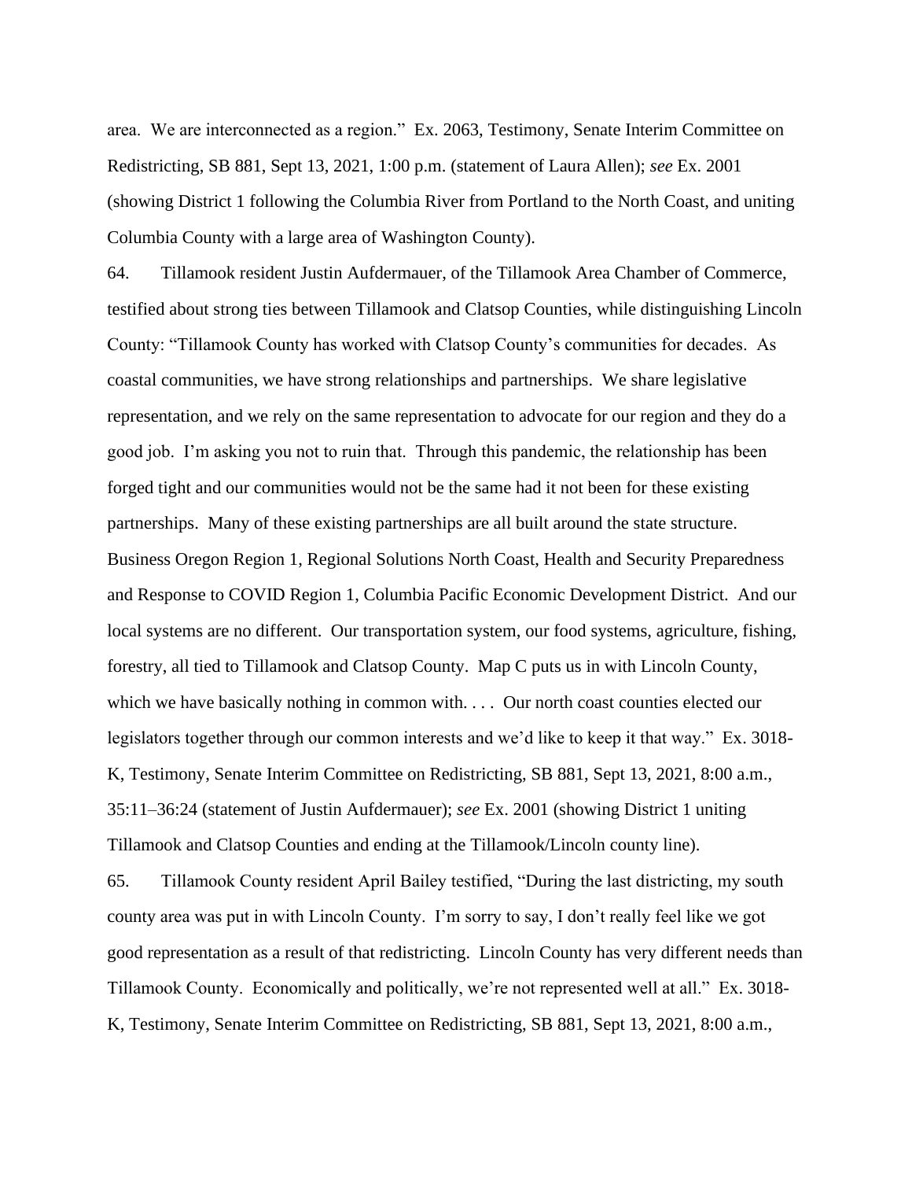area. We are interconnected as a region." Ex. 2063, Testimony, Senate Interim Committee on Redistricting, SB 881, Sept 13, 2021, 1:00 p.m. (statement of Laura Allen); *see* Ex. 2001 (showing District 1 following the Columbia River from Portland to the North Coast, and uniting Columbia County with a large area of Washington County).

64. Tillamook resident Justin Aufdermauer, of the Tillamook Area Chamber of Commerce, testified about strong ties between Tillamook and Clatsop Counties, while distinguishing Lincoln County: "Tillamook County has worked with Clatsop County's communities for decades. As coastal communities, we have strong relationships and partnerships. We share legislative representation, and we rely on the same representation to advocate for our region and they do a good job. I'm asking you not to ruin that. Through this pandemic, the relationship has been forged tight and our communities would not be the same had it not been for these existing partnerships. Many of these existing partnerships are all built around the state structure. Business Oregon Region 1, Regional Solutions North Coast, Health and Security Preparedness and Response to COVID Region 1, Columbia Pacific Economic Development District. And our local systems are no different. Our transportation system, our food systems, agriculture, fishing, forestry, all tied to Tillamook and Clatsop County. Map C puts us in with Lincoln County, which we have basically nothing in common with. . . . Our north coast counties elected our legislators together through our common interests and we'd like to keep it that way." Ex. 3018-K, Testimony, Senate Interim Committee on Redistricting, SB 881, Sept 13, 2021, 8:00 a.m., 35:11–36:24 (statement of Justin Aufdermauer); *see* Ex. 2001 (showing District 1 uniting Tillamook and Clatsop Counties and ending at the Tillamook/Lincoln county line).

65. Tillamook County resident April Bailey testified, "During the last districting, my south county area was put in with Lincoln County. I'm sorry to say, I don't really feel like we got good representation as a result of that redistricting. Lincoln County has very different needs than Tillamook County. Economically and politically, we're not represented well at all." Ex. 3018-K, Testimony, Senate Interim Committee on Redistricting, SB 881, Sept 13, 2021, 8:00 a.m.,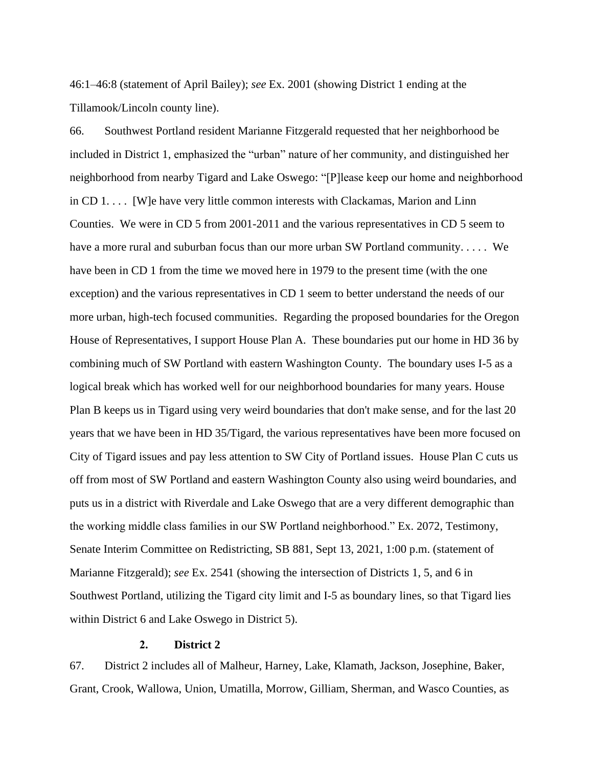46:1–46:8 (statement of April Bailey); *see* Ex. 2001 (showing District 1 ending at the Tillamook/Lincoln county line).

66. Southwest Portland resident Marianne Fitzgerald requested that her neighborhood be included in District 1, emphasized the "urban" nature of her community, and distinguished her neighborhood from nearby Tigard and Lake Oswego: "[P]lease keep our home and neighborhood in CD 1. . . . [W]e have very little common interests with Clackamas, Marion and Linn Counties. We were in CD 5 from 2001-2011 and the various representatives in CD 5 seem to have a more rural and suburban focus than our more urban SW Portland community. . . . . We have been in CD 1 from the time we moved here in 1979 to the present time (with the one exception) and the various representatives in CD 1 seem to better understand the needs of our more urban, high-tech focused communities. Regarding the proposed boundaries for the Oregon House of Representatives, I support House Plan A. These boundaries put our home in HD 36 by combining much of SW Portland with eastern Washington County. The boundary uses I-5 as a logical break which has worked well for our neighborhood boundaries for many years. House Plan B keeps us in Tigard using very weird boundaries that don't make sense, and for the last 20 years that we have been in HD 35/Tigard, the various representatives have been more focused on City of Tigard issues and pay less attention to SW City of Portland issues. House Plan C cuts us off from most of SW Portland and eastern Washington County also using weird boundaries, and puts us in a district with Riverdale and Lake Oswego that are a very different demographic than the working middle class families in our SW Portland neighborhood." Ex. 2072, Testimony, Senate Interim Committee on Redistricting, SB 881, Sept 13, 2021, 1:00 p.m. (statement of Marianne Fitzgerald); *see* Ex. 2541 (showing the intersection of Districts 1, 5, and 6 in Southwest Portland, utilizing the Tigard city limit and I-5 as boundary lines, so that Tigard lies within District 6 and Lake Oswego in District 5).

### 2. District 2

67. District 2 includes all of Malheur, Harney, Lake, Klamath, Jackson, Josephine, Baker, Grant, Crook, Wallowa, Union, Umatilla, Morrow, Gilliam, Sherman, and Wasco Counties, as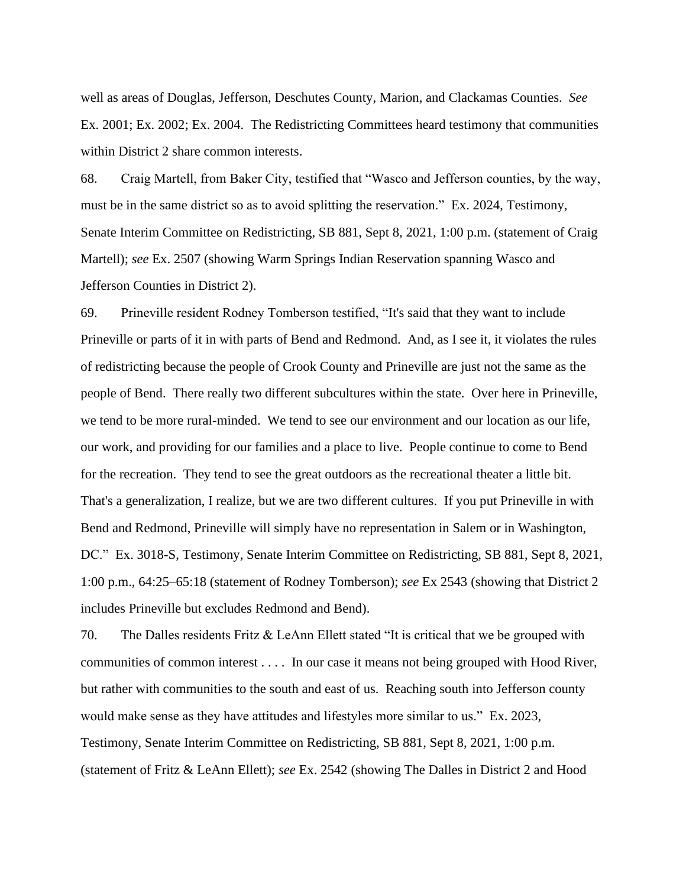well as areas of Douglas, Jefferson, Deschutes County, Marion, and Clackamas Counties. *See* Ex. 2001; Ex. 2002; Ex. 2004. The Redistricting Committees heard testimony that communities within District 2 share common interests.

68. Craig Martell, from Baker City, testified that "Wasco and Jefferson counties, by the way, must be in the same district so as to avoid splitting the reservation." Ex. 2024, Testimony, Senate Interim Committee on Redistricting, SB 881, Sept 8, 2021, 1:00 p.m. (statement of Craig Martell); *see* Ex. 2507 (showing Warm Springs Indian Reservation spanning Wasco and Jefferson Counties in District 2).

69. Prineville resident Rodney Tomberson testified, "It's said that they want to include Prineville or parts of it in with parts of Bend and Redmond. And, as I see it, it violates the rules of redistricting because the people of Crook County and Prineville are just not the same as the people of Bend. There really two different subcultures within the state. Over here in Prineville, we tend to be more rural-minded. We tend to see our environment and our location as our life, our work, and providing for our families and a place to live. People continue to come to Bend for the recreation. They tend to see the great outdoors as the recreational theater a little bit. That's a generalization, I realize, but we are two different cultures. If you put Prineville in with Bend and Redmond, Prineville will simply have no representation in Salem or in Washington, DC." Ex. 3018-S, Testimony, Senate Interim Committee on Redistricting, SB 881, Sept 8, 2021, 1:00 p.m., 64:25–65:18 (statement of Rodney Tomberson); *see* Ex 2543 (showing that District 2 includes Prineville but excludes Redmond and Bend).

70. The Dalles residents Fritz & LeAnn Ellett stated "It is critical that we be grouped with communities of common interest . . . . In our case it means not being grouped with Hood River, but rather with communities to the south and east of us. Reaching south into Jefferson county would make sense as they have attitudes and lifestyles more similar to us." Ex. 2023, Testimony, Senate Interim Committee on Redistricting, SB 881, Sept 8, 2021, 1:00 p.m. (statement of Fritz & LeAnn Ellett); *see* Ex. 2542 (showing The Dalles in District 2 and Hood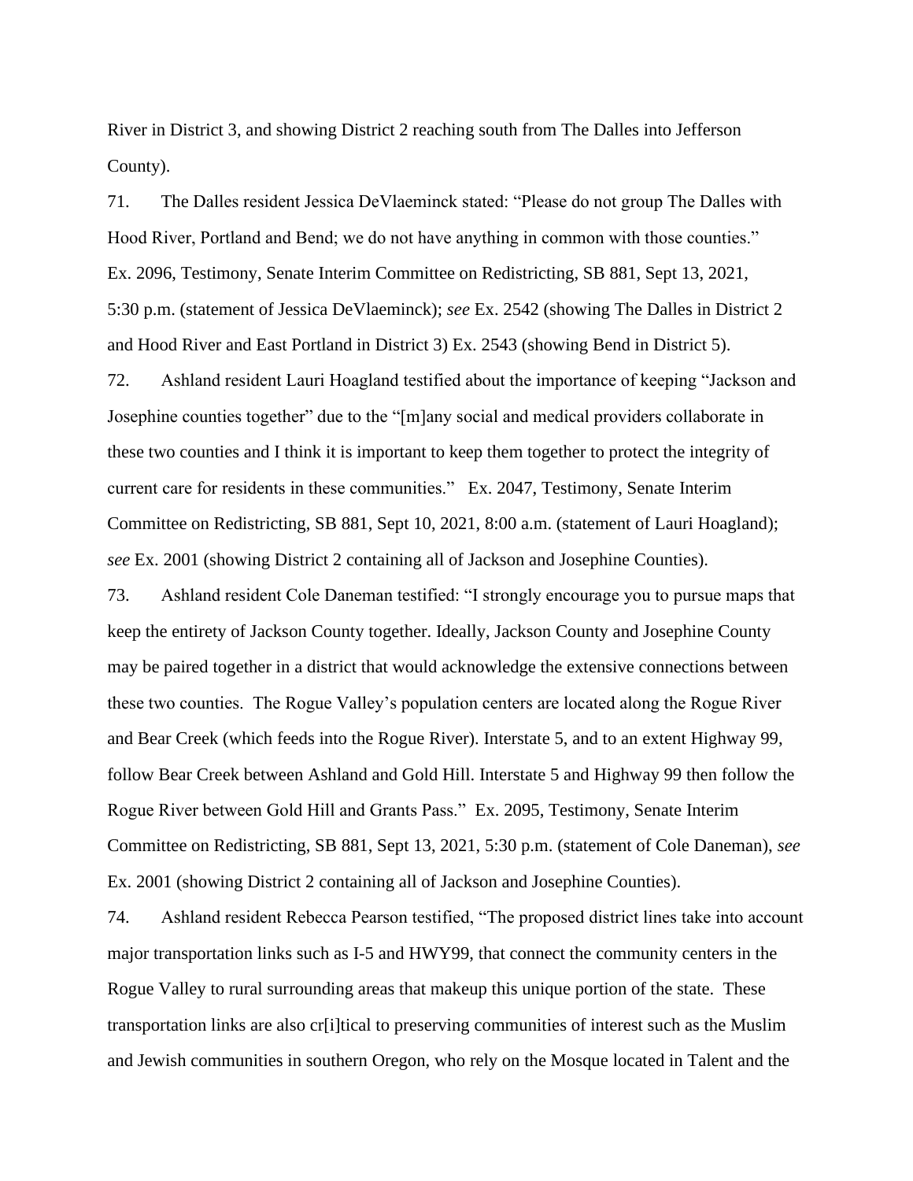River in District 3, and showing District 2 reaching south from The Dalles into Jefferson County).

71. The Dalles resident Jessica DeVlaeminck stated: "Please do not group The Dalles with Hood River, Portland and Bend; we do not have anything in common with those counties." Ex. 2096, Testimony, Senate Interim Committee on Redistricting, SB 881, Sept 13, 2021, 5:30 p.m. (statement of Jessica DeVlaeminck); *see* Ex. 2542 (showing The Dalles in District 2 and Hood River and East Portland in District 3) Ex. 2543 (showing Bend in District 5).

72. Ashland resident Lauri Hoagland testified about the importance of keeping "Jackson and Josephine counties together" due to the "[m]any social and medical providers collaborate in these two counties and I think it is important to keep them together to protect the integrity of current care for residents in these communities." Ex. 2047, Testimony, Senate Interim Committee on Redistricting, SB 881, Sept 10, 2021, 8:00 a.m. (statement of Lauri Hoagland); *see* Ex. 2001 (showing District 2 containing all of Jackson and Josephine Counties).

73. Ashland resident Cole Daneman testified: "I strongly encourage you to pursue maps that keep the entirety of Jackson County together. Ideally, Jackson County and Josephine County may be paired together in a district that would acknowledge the extensive connections between these two counties. The Rogue Valley's population centers are located along the Rogue River and Bear Creek (which feeds into the Rogue River). Interstate 5, and to an extent Highway 99, follow Bear Creek between Ashland and Gold Hill. Interstate 5 and Highway 99 then follow the Rogue River between Gold Hill and Grants Pass." Ex. 2095, Testimony, Senate Interim Committee on Redistricting, SB 881, Sept 13, 2021, 5:30 p.m. (statement of Cole Daneman), *see* Ex. 2001 (showing District 2 containing all of Jackson and Josephine Counties).

74. Ashland resident Rebecca Pearson testified, "The proposed district lines take into account major transportation links such as I-5 and HWY99, that connect the community centers in the Rogue Valley to rural surrounding areas that makeup this unique portion of the state. These transportation links are also cr[i]tical to preserving communities of interest such as the Muslim and Jewish communities in southern Oregon, who rely on the Mosque located in Talent and the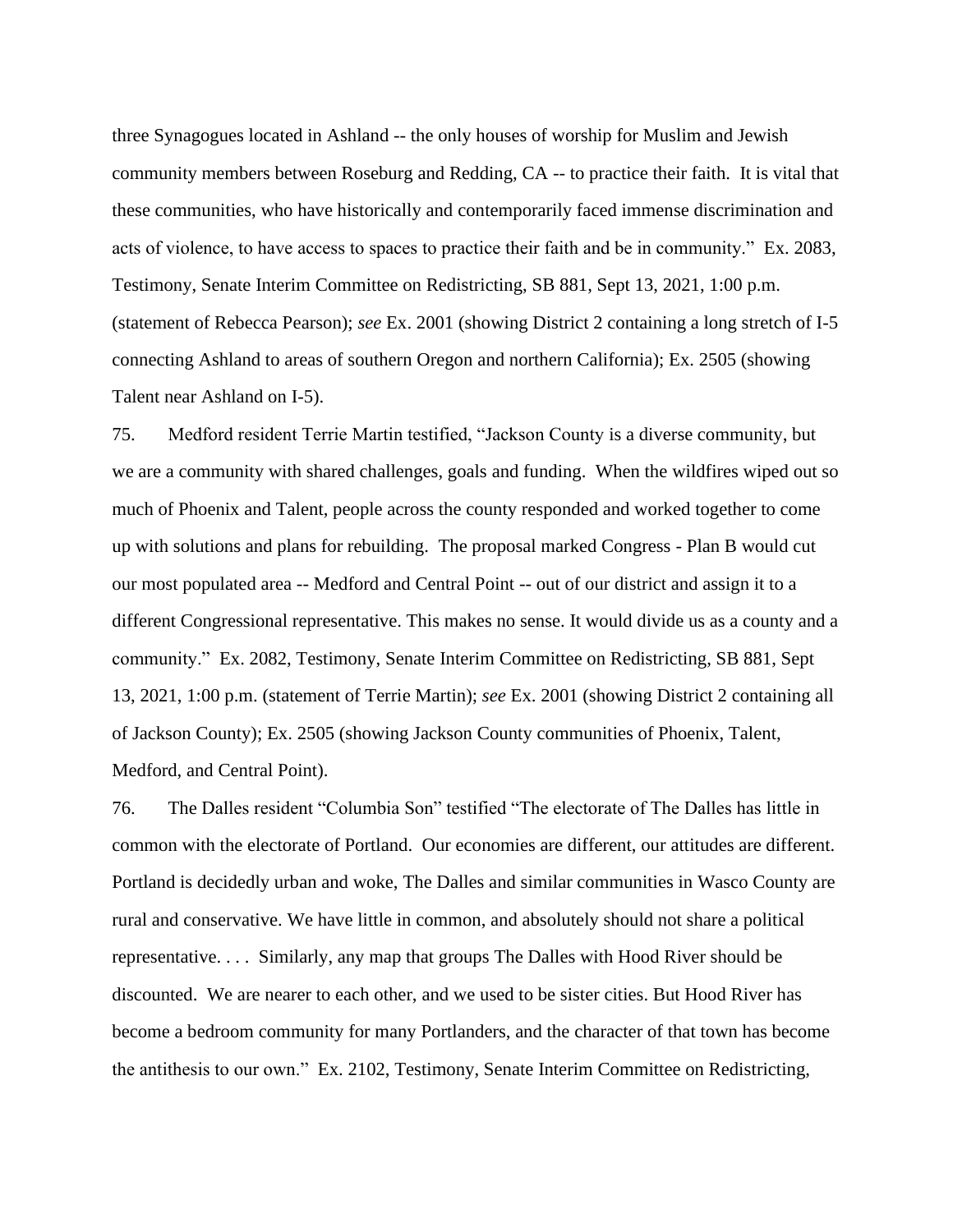three Synagogues located in Ashland -- the only houses of worship for Muslim and Jewish community members between Roseburg and Redding, CA -- to practice their faith. It is vital that these communities, who have historically and contemporarily faced immense discrimination and acts of violence, to have access to spaces to practice their faith and be in community." Ex. 2083, Testimony, Senate Interim Committee on Redistricting, SB 881, Sept 13, 2021, 1:00 p.m. (statement of Rebecca Pearson); *see* Ex. 2001 (showing District 2 containing a long stretch of I-5 connecting Ashland to areas of southern Oregon and northern California); Ex. 2505 (showing Talent near Ashland on I-5).

75. Medford resident Terrie Martin testified, "Jackson County is a diverse community, but we are a community with shared challenges, goals and funding. When the wildfires wiped out so much of Phoenix and Talent, people across the county responded and worked together to come up with solutions and plans for rebuilding. The proposal marked Congress - Plan B would cut our most populated area -- Medford and Central Point -- out of our district and assign it to a different Congressional representative. This makes no sense. It would divide us as a county and a community." Ex. 2082, Testimony, Senate Interim Committee on Redistricting, SB 881, Sept 13, 2021, 1:00 p.m. (statement of Terrie Martin); *see* Ex. 2001 (showing District 2 containing all of Jackson County); Ex. 2505 (showing Jackson County communities of Phoenix, Talent, Medford, and Central Point).

76. The Dalles resident "Columbia Son" testified "The electorate of The Dalles has little in common with the electorate of Portland. Our economies are different, our attitudes are different. Portland is decidedly urban and woke, The Dalles and similar communities in Wasco County are rural and conservative. We have little in common, and absolutely should not share a political representative. . . . Similarly, any map that groups The Dalles with Hood River should be discounted. We are nearer to each other, and we used to be sister cities. But Hood River has become a bedroom community for many Portlanders, and the character of that town has become the antithesis to our own." Ex. 2102, Testimony, Senate Interim Committee on Redistricting,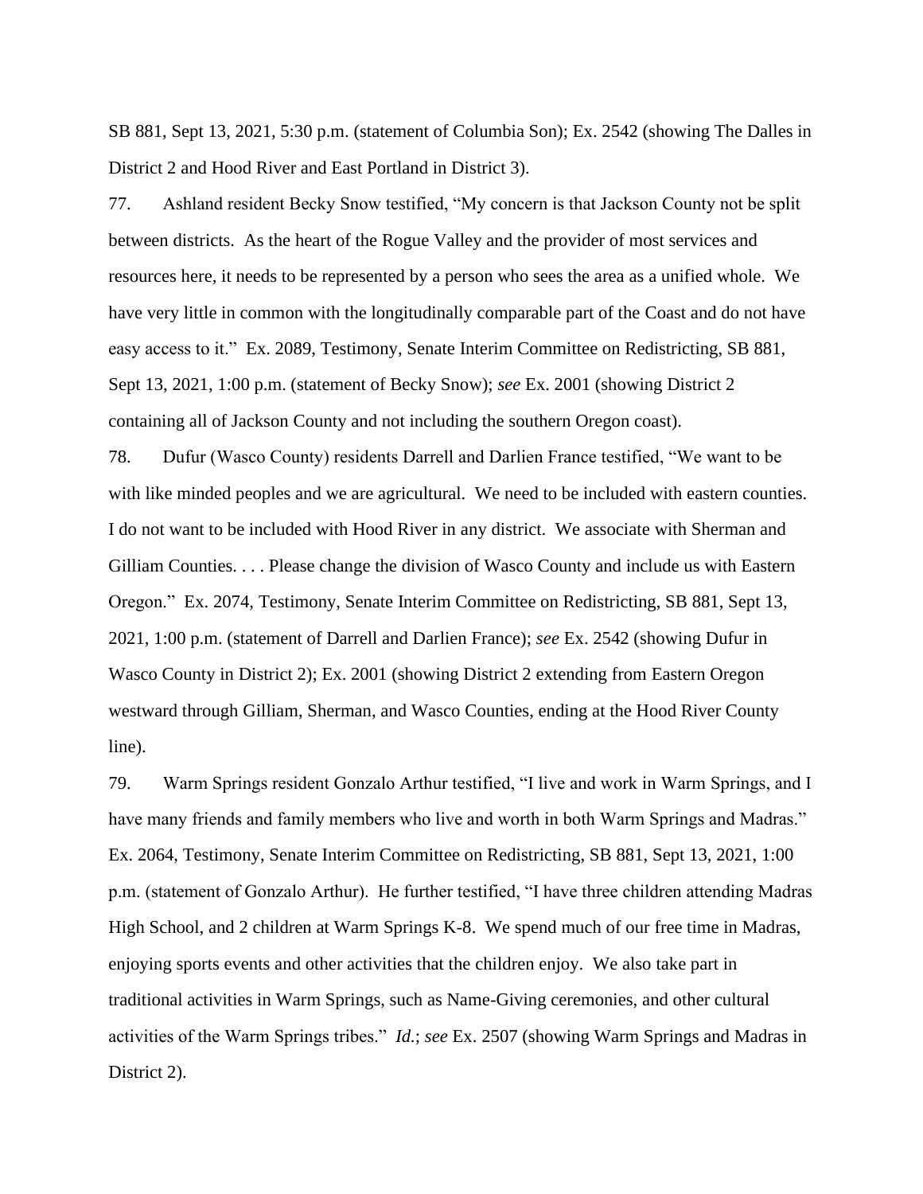SB 881, Sept 13, 2021, 5:30 p.m. (statement of Columbia Son); Ex. 2542 (showing The Dalles in District 2 and Hood River and East Portland in District 3).

77. Ashland resident Becky Snow testified, "My concern is that Jackson County not be split between districts. As the heart of the Rogue Valley and the provider of most services and resources here, it needs to be represented by a person who sees the area as a unified whole. We have very little in common with the longitudinally comparable part of the Coast and do not have easy access to it." Ex. 2089, Testimony, Senate Interim Committee on Redistricting, SB 881, Sept 13, 2021, 1:00 p.m. (statement of Becky Snow); *see* Ex. 2001 (showing District 2 containing all of Jackson County and not including the southern Oregon coast).

78. Dufur (Wasco County) residents Darrell and Darlien France testified, "We want to be with like minded peoples and we are agricultural. We need to be included with eastern counties. I do not want to be included with Hood River in any district. We associate with Sherman and Gilliam Counties. . . . Please change the division of Wasco County and include us with Eastern Oregon." Ex. 2074, Testimony, Senate Interim Committee on Redistricting, SB 881, Sept 13, 2021, 1:00 p.m. (statement of Darrell and Darlien France); *see* Ex. 2542 (showing Dufur in Wasco County in District 2); Ex. 2001 (showing District 2 extending from Eastern Oregon westward through Gilliam, Sherman, and Wasco Counties, ending at the Hood River County line).

79. Warm Springs resident Gonzalo Arthur testified, "I live and work in Warm Springs, and I have many friends and family members who live and worth in both Warm Springs and Madras." Ex. 2064, Testimony, Senate Interim Committee on Redistricting, SB 881, Sept 13, 2021, 1:00 p.m. (statement of Gonzalo Arthur). He further testified, "I have three children attending Madras High School, and 2 children at Warm Springs K-8. We spend much of our free time in Madras, enjoying sports events and other activities that the children enjoy. We also take part in traditional activities in Warm Springs, such as Name-Giving ceremonies, and other cultural activities of the Warm Springs tribes." *Id.*; *see* Ex. 2507 (showing Warm Springs and Madras in District 2).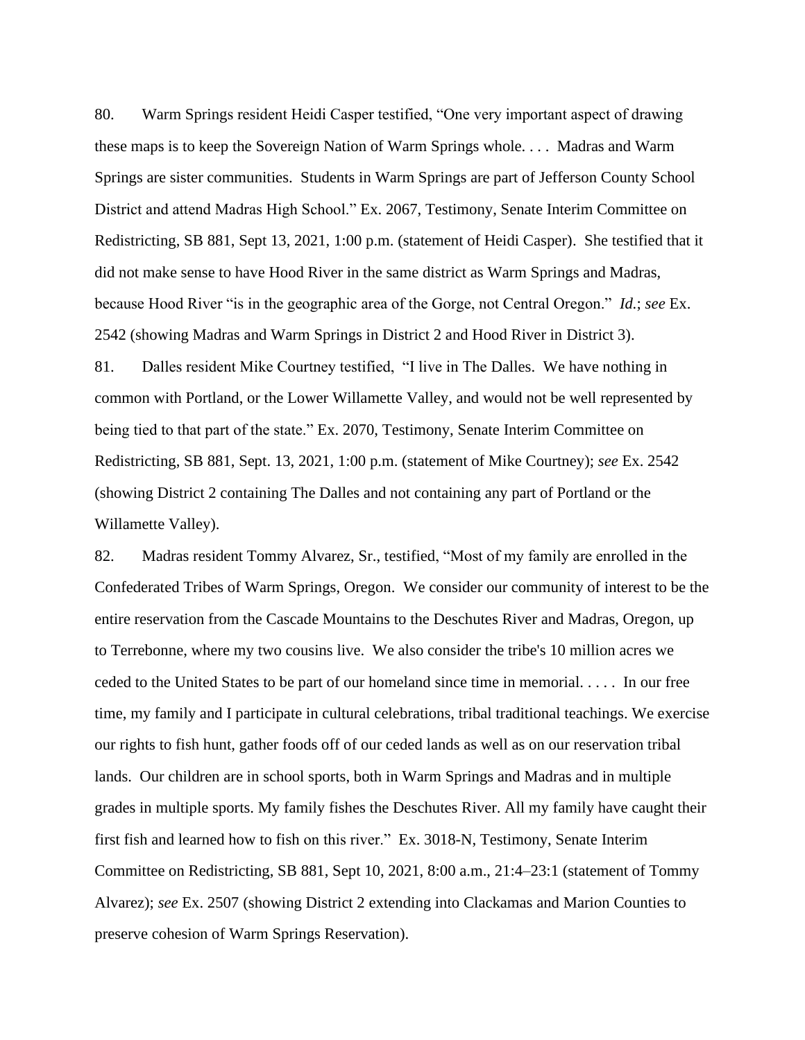80. Warm Springs resident Heidi Casper testified, "One very important aspect of drawing these maps is to keep the Sovereign Nation of Warm Springs whole. . . . Madras and Warm Springs are sister communities. Students in Warm Springs are part of Jefferson County School District and attend Madras High School." Ex. 2067, Testimony, Senate Interim Committee on Redistricting, SB 881, Sept 13, 2021, 1:00 p.m. (statement of Heidi Casper). She testified that it did not make sense to have Hood River in the same district as Warm Springs and Madras, because Hood River "is in the geographic area of the Gorge, not Central Oregon." *Id.*; *see* Ex. 2542 (showing Madras and Warm Springs in District 2 and Hood River in District 3).

81. Dalles resident Mike Courtney testified, "I live in The Dalles. We have nothing in common with Portland, or the Lower Willamette Valley, and would not be well represented by being tied to that part of the state." Ex. 2070, Testimony, Senate Interim Committee on Redistricting, SB 881, Sept. 13, 2021, 1:00 p.m. (statement of Mike Courtney); *see* Ex. 2542 (showing District 2 containing The Dalles and not containing any part of Portland or the Willamette Valley).

82. Madras resident Tommy Alvarez, Sr., testified, "Most of my family are enrolled in the Confederated Tribes of Warm Springs, Oregon. We consider our community of interest to be the entire reservation from the Cascade Mountains to the Deschutes River and Madras, Oregon, up to Terrebonne, where my two cousins live. We also consider the tribe's 10 million acres we ceded to the United States to be part of our homeland since time in memorial. . . . . In our free time, my family and I participate in cultural celebrations, tribal traditional teachings. We exercise our rights to fish hunt, gather foods off of our ceded lands as well as on our reservation tribal lands. Our children are in school sports, both in Warm Springs and Madras and in multiple grades in multiple sports. My family fishes the Deschutes River. All my family have caught their first fish and learned how to fish on this river." Ex. 3018-N, Testimony, Senate Interim Committee on Redistricting, SB 881, Sept 10, 2021, 8:00 a.m., 21:4–23:1 (statement of Tommy Alvarez); *see* Ex. 2507 (showing District 2 extending into Clackamas and Marion Counties to preserve cohesion of Warm Springs Reservation).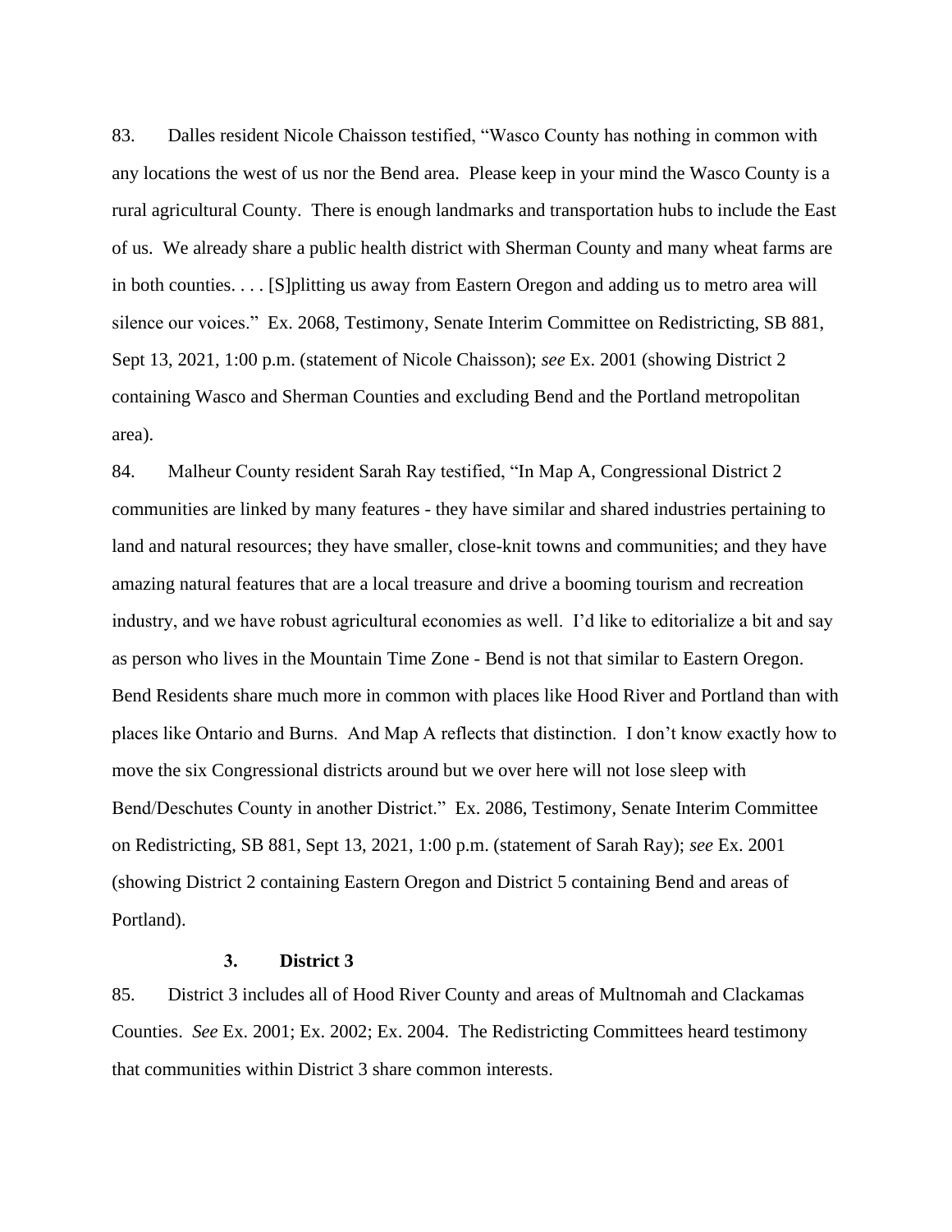83. Dalles resident Nicole Chaisson testified, "Wasco County has nothing in common with any locations the west of us nor the Bend area. Please keep in your mind the Wasco County is a rural agricultural County. There is enough landmarks and transportation hubs to include the East of us. We already share a public health district with Sherman County and many wheat farms are in both counties. . . . [S]plitting us away from Eastern Oregon and adding us to metro area will silence our voices." Ex. 2068, Testimony, Senate Interim Committee on Redistricting, SB 881, Sept 13, 2021, 1:00 p.m. (statement of Nicole Chaisson); *see* Ex. 2001 (showing District 2 containing Wasco and Sherman Counties and excluding Bend and the Portland metropolitan area).

84. Malheur County resident Sarah Ray testified, "In Map A, Congressional District 2 communities are linked by many features - they have similar and shared industries pertaining to land and natural resources; they have smaller, close-knit towns and communities; and they have amazing natural features that are a local treasure and drive a booming tourism and recreation industry, and we have robust agricultural economies as well. I'd like to editorialize a bit and say as person who lives in the Mountain Time Zone - Bend is not that similar to Eastern Oregon. Bend Residents share much more in common with places like Hood River and Portland than with places like Ontario and Burns. And Map A reflects that distinction. I don't know exactly how to move the six Congressional districts around but we over here will not lose sleep with Bend/Deschutes County in another District." Ex. 2086, Testimony, Senate Interim Committee on Redistricting, SB 881, Sept 13, 2021, 1:00 p.m. (statement of Sarah Ray); *see* Ex. 2001 (showing District 2 containing Eastern Oregon and District 5 containing Bend and areas of Portland).

### 3. District 3

85. District 3 includes all of Hood River County and areas of Multnomah and Clackamas Counties. *See* Ex. 2001; Ex. 2002; Ex. 2004. The Redistricting Committees heard testimony that communities within District 3 share common interests.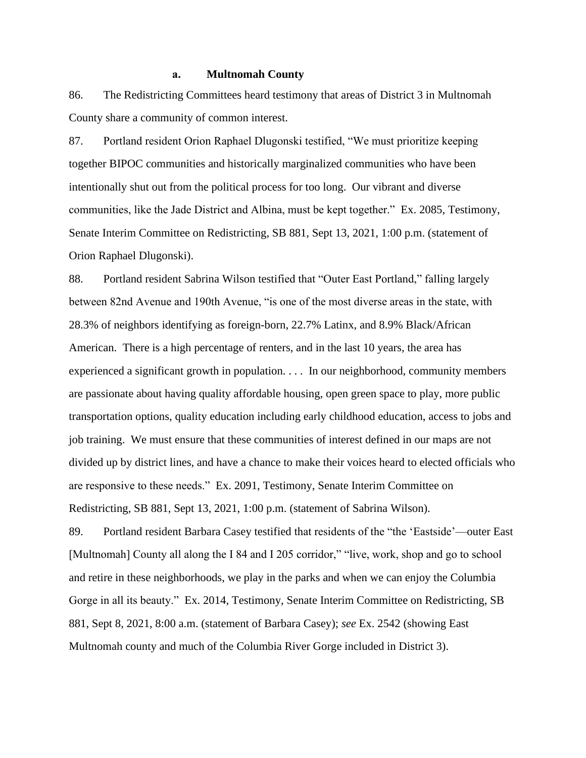### a. Multnomah County

86. The Redistricting Committees heard testimony that areas of District 3 in Multnomah County share a community of common interest.

87. Portland resident Orion Raphael Dlugonski testified, "We must prioritize keeping together BIPOC communities and historically marginalized communities who have been intentionally shut out from the political process for too long. Our vibrant and diverse communities, like the Jade District and Albina, must be kept together." Ex. 2085, Testimony, Senate Interim Committee on Redistricting, SB 881, Sept 13, 2021, 1:00 p.m. (statement of Orion Raphael Dlugonski).

88. Portland resident Sabrina Wilson testified that "Outer East Portland," falling largely between 82nd Avenue and 190th Avenue, "is one of the most diverse areas in the state, with 28.3% of neighbors identifying as foreign-born, 22.7% Latinx, and 8.9% Black/African American. There is a high percentage of renters, and in the last 10 years, the area has experienced a significant growth in population. . . . In our neighborhood, community members are passionate about having quality affordable housing, open green space to play, more public transportation options, quality education including early childhood education, access to jobs and job training. We must ensure that these communities of interest defined in our maps are not divided up by district lines, and have a chance to make their voices heard to elected officials who are responsive to these needs." Ex. 2091, Testimony, Senate Interim Committee on Redistricting, SB 881, Sept 13, 2021, 1:00 p.m. (statement of Sabrina Wilson).

89. Portland resident Barbara Casey testified that residents of the "the 'Eastside'—outer East [Multnomah] County all along the I 84 and I 205 corridor," "live, work, shop and go to school and retire in these neighborhoods, we play in the parks and when we can enjoy the Columbia Gorge in all its beauty." Ex. 2014, Testimony, Senate Interim Committee on Redistricting, SB 881, Sept 8, 2021, 8:00 a.m. (statement of Barbara Casey); *see* Ex. 2542 (showing East Multnomah county and much of the Columbia River Gorge included in District 3).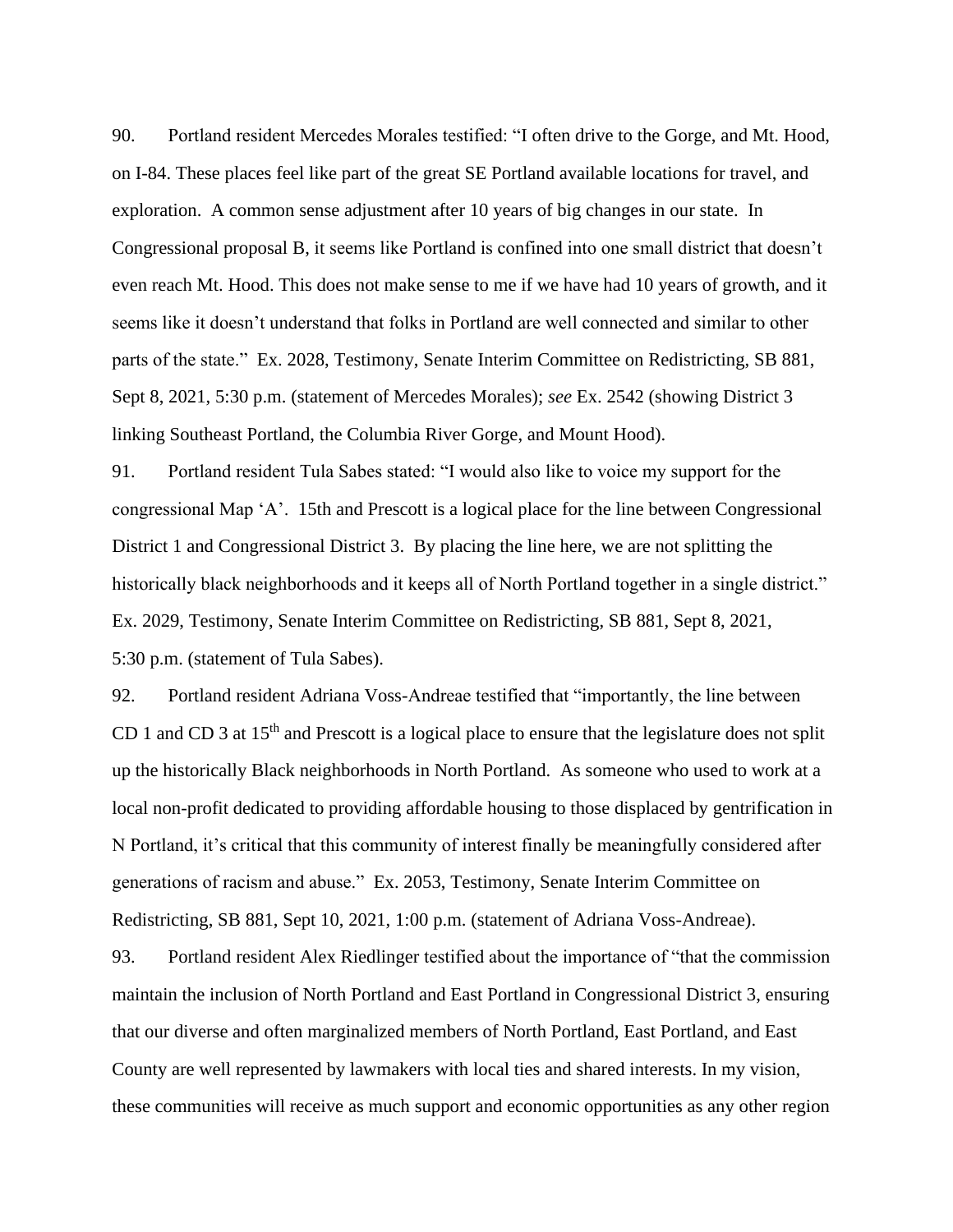90. Portland resident Mercedes Morales testified: "I often drive to the Gorge, and Mt. Hood, on I-84. These places feel like part of the great SE Portland available locations for travel, and exploration. A common sense adjustment after 10 years of big changes in our state. In Congressional proposal B, it seems like Portland is confined into one small district that doesn't even reach Mt. Hood. This does not make sense to me if we have had 10 years of growth, and it seems like it doesn't understand that folks in Portland are well connected and similar to other parts of the state." Ex. 2028, Testimony, Senate Interim Committee on Redistricting, SB 881, Sept 8, 2021, 5:30 p.m. (statement of Mercedes Morales); *see* Ex. 2542 (showing District 3 linking Southeast Portland, the Columbia River Gorge, and Mount Hood).

91. Portland resident Tula Sabes stated: "I would also like to voice my support for the congressional Map 'A'. 15th and Prescott is a logical place for the line between Congressional District 1 and Congressional District 3. By placing the line here, we are not splitting the historically black neighborhoods and it keeps all of North Portland together in a single district." Ex. 2029, Testimony, Senate Interim Committee on Redistricting, SB 881, Sept 8, 2021, 5:30 p.m. (statement of Tula Sabes).

92. Portland resident Adriana Voss-Andreae testified that "importantly, the line between CD 1 and CD 3 at 15th and Prescott is a logical place to ensure that the legislature does not split up the historically Black neighborhoods in North Portland. As someone who used to work at a local non-profit dedicated to providing affordable housing to those displaced by gentrification in N Portland, it's critical that this community of interest finally be meaningfully considered after generations of racism and abuse." Ex. 2053, Testimony, Senate Interim Committee on Redistricting, SB 881, Sept 10, 2021, 1:00 p.m. (statement of Adriana Voss-Andreae).

93. Portland resident Alex Riedlinger testified about the importance of "that the commission maintain the inclusion of North Portland and East Portland in Congressional District 3, ensuring that our diverse and often marginalized members of North Portland, East Portland, and East County are well represented by lawmakers with local ties and shared interests. In my vision, these communities will receive as much support and economic opportunities as any other region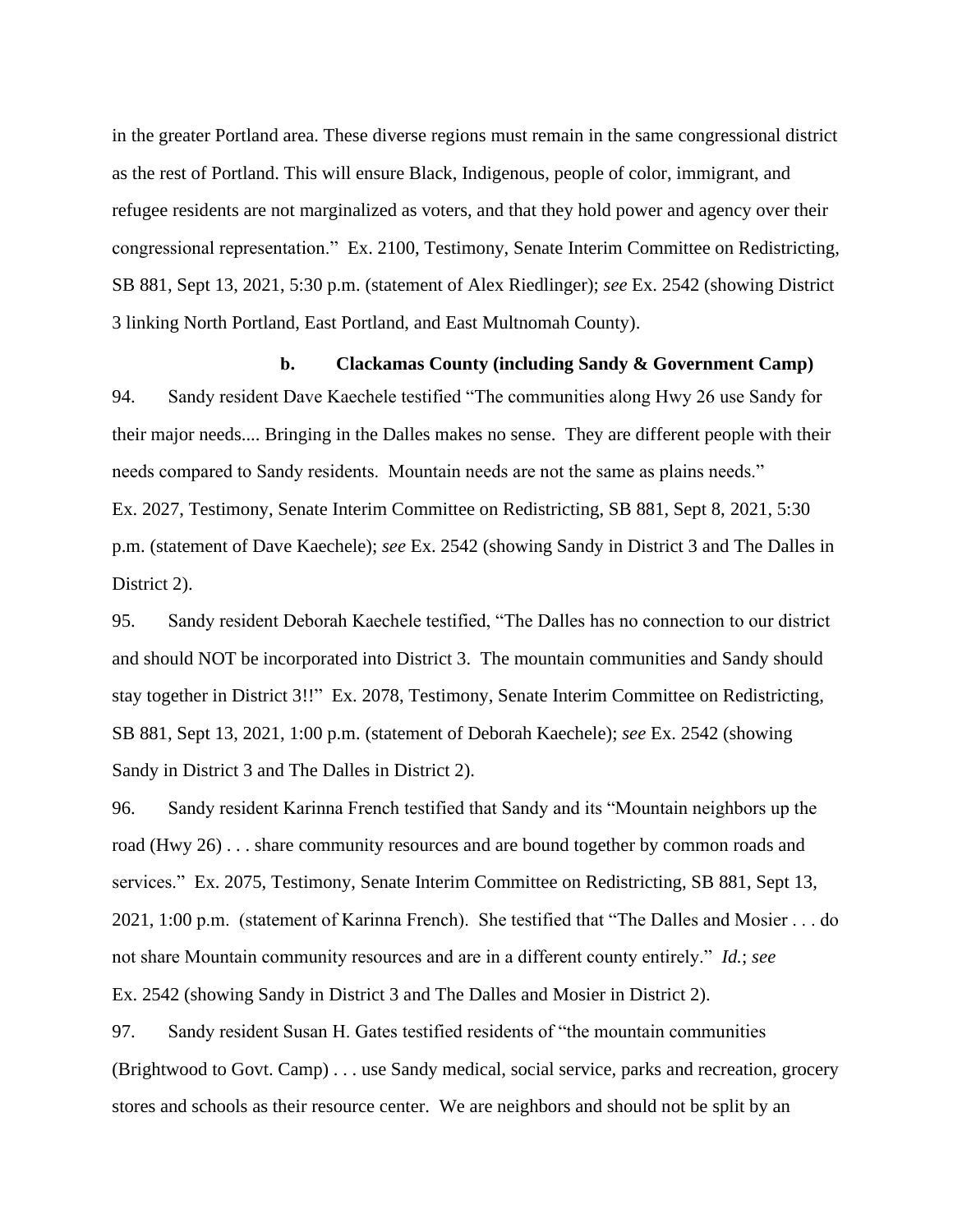in the greater Portland area. These diverse regions must remain in the same congressional district as the rest of Portland. This will ensure Black, Indigenous, people of color, immigrant, and refugee residents are not marginalized as voters, and that they hold power and agency over their congressional representation." Ex. 2100, Testimony, Senate Interim Committee on Redistricting, SB 881, Sept 13, 2021, 5:30 p.m. (statement of Alex Riedlinger); *see* Ex. 2542 (showing District 3 linking North Portland, East Portland, and East Multnomah County).

### b. Clackamas County (including Sandy & Government Camp)

94. Sandy resident Dave Kaechele testified "The communities along Hwy 26 use Sandy for their major needs.... Bringing in the Dalles makes no sense. They are different people with their needs compared to Sandy residents. Mountain needs are not the same as plains needs." Ex. 2027, Testimony, Senate Interim Committee on Redistricting, SB 881, Sept 8, 2021, 5:30 p.m. (statement of Dave Kaechele); *see* Ex. 2542 (showing Sandy in District 3 and The Dalles in District 2).

95. Sandy resident Deborah Kaechele testified, "The Dalles has no connection to our district and should NOT be incorporated into District 3. The mountain communities and Sandy should stay together in District 3!!" Ex. 2078, Testimony, Senate Interim Committee on Redistricting, SB 881, Sept 13, 2021, 1:00 p.m. (statement of Deborah Kaechele); *see* Ex. 2542 (showing Sandy in District 3 and The Dalles in District 2).

96. Sandy resident Karinna French testified that Sandy and its "Mountain neighbors up the road (Hwy 26) . . . share community resources and are bound together by common roads and services." Ex. 2075, Testimony, Senate Interim Committee on Redistricting, SB 881, Sept 13, 2021, 1:00 p.m. (statement of Karinna French). She testified that "The Dalles and Mosier . . . do not share Mountain community resources and are in a different county entirely." *Id.*; *see* Ex. 2542 (showing Sandy in District 3 and The Dalles and Mosier in District 2).

97. Sandy resident Susan H. Gates testified residents of "the mountain communities (Brightwood to Govt. Camp) . . . use Sandy medical, social service, parks and recreation, grocery stores and schools as their resource center. We are neighbors and should not be split by an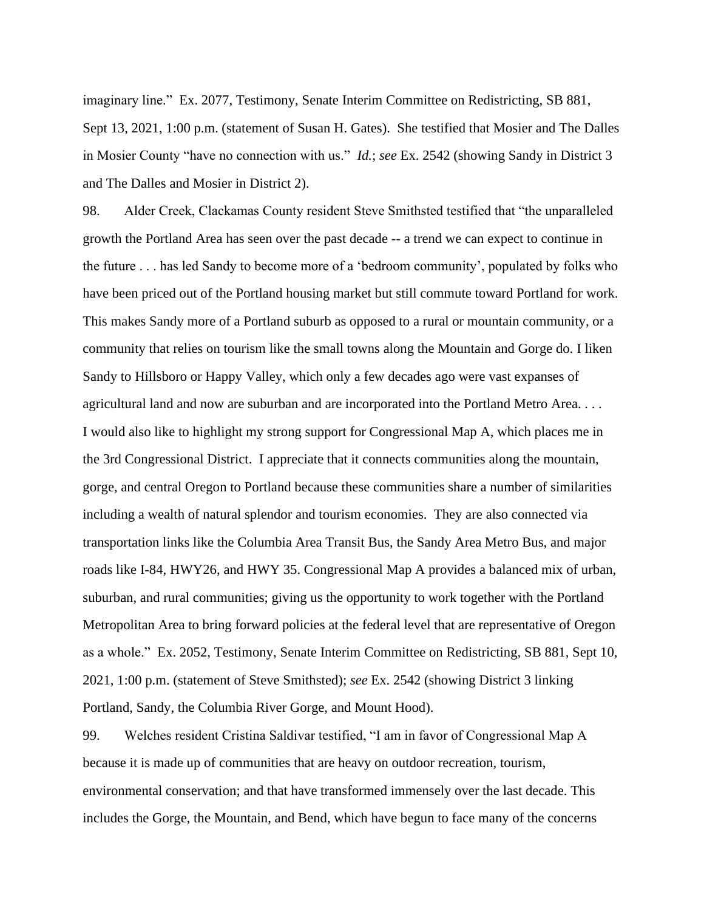imaginary line." Ex. 2077, Testimony, Senate Interim Committee on Redistricting, SB 881, Sept 13, 2021, 1:00 p.m. (statement of Susan H. Gates). She testified that Mosier and The Dalles in Mosier County "have no connection with us." *Id.*; *see* Ex. 2542 (showing Sandy in District 3 and The Dalles and Mosier in District 2).

98. Alder Creek, Clackamas County resident Steve Smithsted testified that "the unparalleled growth the Portland Area has seen over the past decade -- a trend we can expect to continue in the future . . . has led Sandy to become more of a 'bedroom community', populated by folks who have been priced out of the Portland housing market but still commute toward Portland for work. This makes Sandy more of a Portland suburb as opposed to a rural or mountain community, or a community that relies on tourism like the small towns along the Mountain and Gorge do. I liken Sandy to Hillsboro or Happy Valley, which only a few decades ago were vast expanses of agricultural land and now are suburban and are incorporated into the Portland Metro Area. . . . I would also like to highlight my strong support for Congressional Map A, which places me in the 3rd Congressional District. I appreciate that it connects communities along the mountain, gorge, and central Oregon to Portland because these communities share a number of similarities including a wealth of natural splendor and tourism economies. They are also connected via transportation links like the Columbia Area Transit Bus, the Sandy Area Metro Bus, and major roads like I-84, HWY26, and HWY 35. Congressional Map A provides a balanced mix of urban, suburban, and rural communities; giving us the opportunity to work together with the Portland Metropolitan Area to bring forward policies at the federal level that are representative of Oregon as a whole." Ex. 2052, Testimony, Senate Interim Committee on Redistricting, SB 881, Sept 10, 2021, 1:00 p.m. (statement of Steve Smithsted); *see* Ex. 2542 (showing District 3 linking Portland, Sandy, the Columbia River Gorge, and Mount Hood).

99. Welches resident Cristina Saldivar testified, "I am in favor of Congressional Map A because it is made up of communities that are heavy on outdoor recreation, tourism, environmental conservation; and that have transformed immensely over the last decade. This includes the Gorge, the Mountain, and Bend, which have begun to face many of the concerns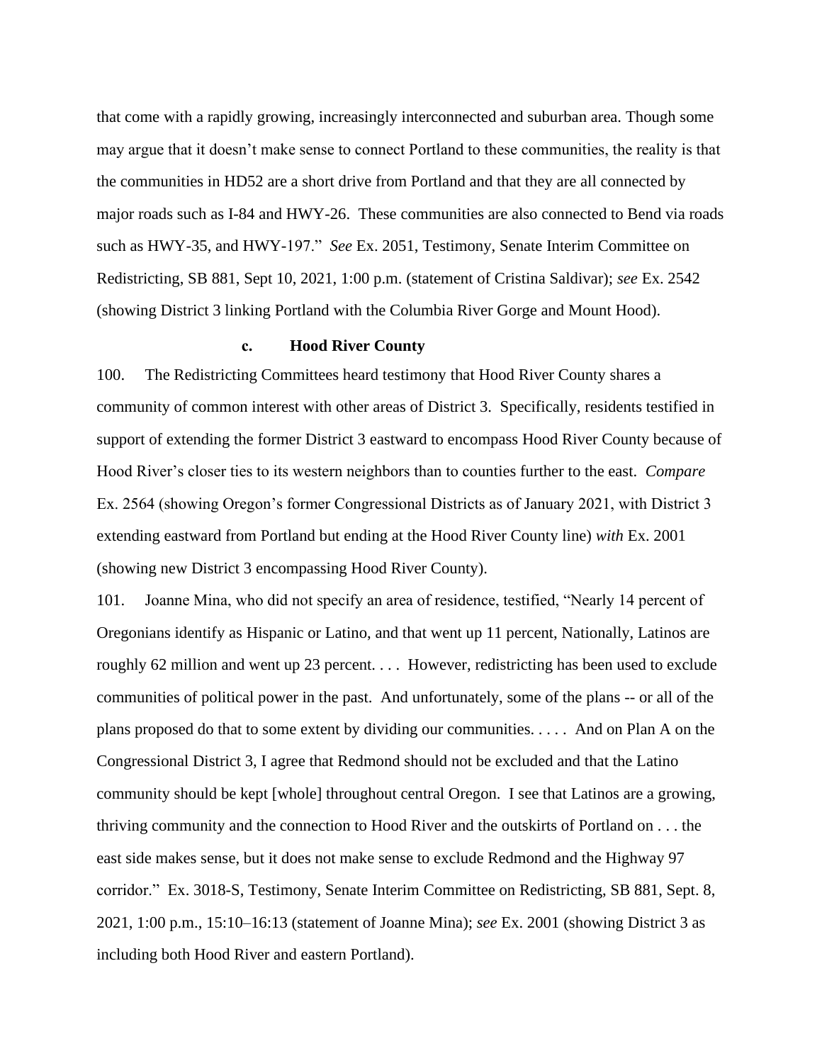that come with a rapidly growing, increasingly interconnected and suburban area. Though some may argue that it doesn't make sense to connect Portland to these communities, the reality is that the communities in HD52 are a short drive from Portland and that they are all connected by major roads such as I-84 and HWY-26. These communities are also connected to Bend via roads such as HWY-35, and HWY-197." *See* Ex. 2051, Testimony, Senate Interim Committee on Redistricting, SB 881, Sept 10, 2021, 1:00 p.m. (statement of Cristina Saldivar); *see* Ex. 2542 (showing District 3 linking Portland with the Columbia River Gorge and Mount Hood).

**c. Hood River County**

100. The Redistricting Committees heard testimony that Hood River County shares a community of common interest with other areas of District 3. Specifically, residents testified in support of extending the former District 3 eastward to encompass Hood River County because of Hood River's closer ties to its western neighbors than to counties further to the east. *Compare* Ex. 2564 (showing Oregon's former Congressional Districts as of January 2021, with District 3 extending eastward from Portland but ending at the Hood River County line) *with* Ex. 2001 (showing new District 3 encompassing Hood River County).

101. Joanne Mina, who did not specify an area of residence, testified, "Nearly 14 percent of Oregonians identify as Hispanic or Latino, and that went up 11 percent, Nationally, Latinos are roughly 62 million and went up 23 percent. . . . However, redistricting has been used to exclude communities of political power in the past. And unfortunately, some of the plans -- or all of the plans proposed do that to some extent by dividing our communities. . . . . And on Plan A on the Congressional District 3, I agree that Redmond should not be excluded and that the Latino community should be kept [whole] throughout central Oregon. I see that Latinos are a growing, thriving community and the connection to Hood River and the outskirts of Portland on . . . the east side makes sense, but it does not make sense to exclude Redmond and the Highway 97 corridor." Ex. 3018-S, Testimony, Senate Interim Committee on Redistricting, SB 881, Sept. 8, 2021, 1:00 p.m., 15:10–16:13 (statement of Joanne Mina); *see* Ex. 2001 (showing District 3 as including both Hood River and eastern Portland).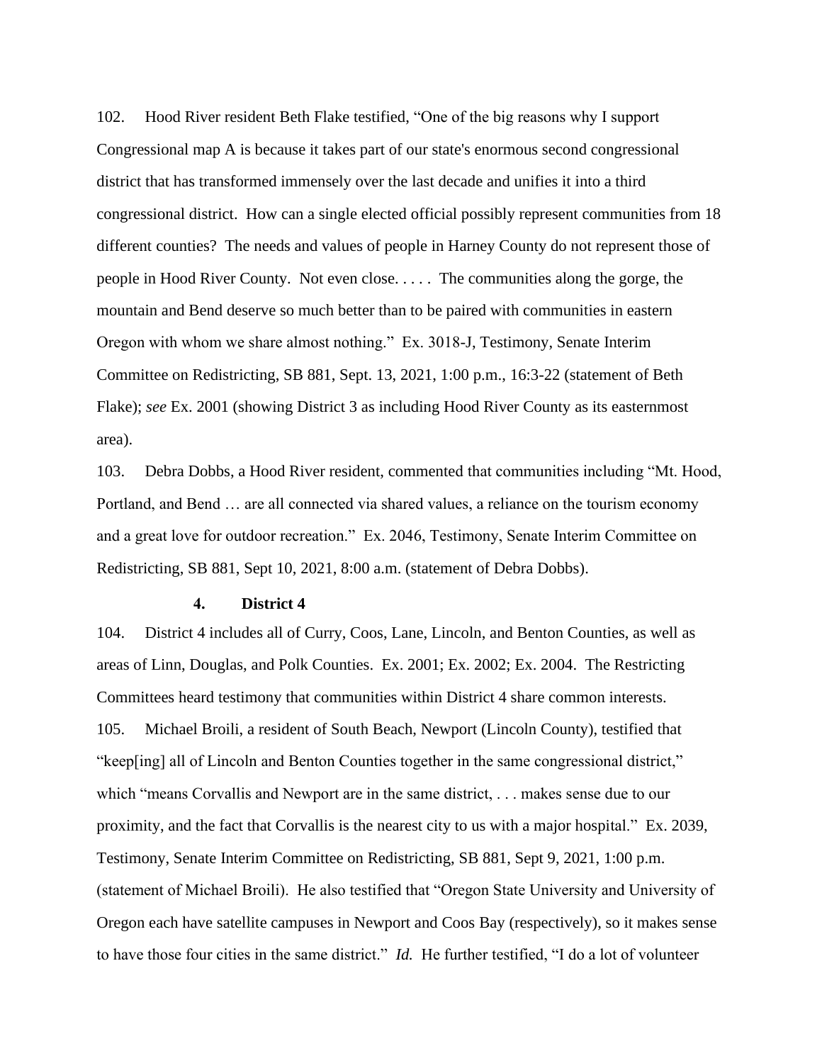102. Hood River resident Beth Flake testified, "One of the big reasons why I support Congressional map A is because it takes part of our state's enormous second congressional district that has transformed immensely over the last decade and unifies it into a third congressional district. How can a single elected official possibly represent communities from 18 different counties? The needs and values of people in Harney County do not represent those of people in Hood River County. Not even close. . . . . The communities along the gorge, the mountain and Bend deserve so much better than to be paired with communities in eastern Oregon with whom we share almost nothing." Ex. 3018-J, Testimony, Senate Interim Committee on Redistricting, SB 881, Sept. 13, 2021, 1:00 p.m., 16:3-22 (statement of Beth Flake); *see* Ex. 2001 (showing District 3 as including Hood River County as its easternmost area).

103. Debra Dobbs, a Hood River resident, commented that communities including "Mt. Hood, Portland, and Bend … are all connected via shared values, a reliance on the tourism economy and a great love for outdoor recreation." Ex. 2046, Testimony, Senate Interim Committee on Redistricting, SB 881, Sept 10, 2021, 8:00 a.m. (statement of Debra Dobbs).

**4. District 4**

104. District 4 includes all of Curry, Coos, Lane, Lincoln, and Benton Counties, as well as areas of Linn, Douglas, and Polk Counties. Ex. 2001; Ex. 2002; Ex. 2004. The Restricting Committees heard testimony that communities within District 4 share common interests.

105. Michael Broili, a resident of South Beach, Newport (Lincoln County), testified that "keep[ing] all of Lincoln and Benton Counties together in the same congressional district," which "means Corvallis and Newport are in the same district, . . . makes sense due to our proximity, and the fact that Corvallis is the nearest city to us with a major hospital." Ex. 2039, Testimony, Senate Interim Committee on Redistricting, SB 881, Sept 9, 2021, 1:00 p.m. (statement of Michael Broili). He also testified that "Oregon State University and University of Oregon each have satellite campuses in Newport and Coos Bay (respectively), so it makes sense to have those four cities in the same district." *Id.* He further testified, "I do a lot of volunteer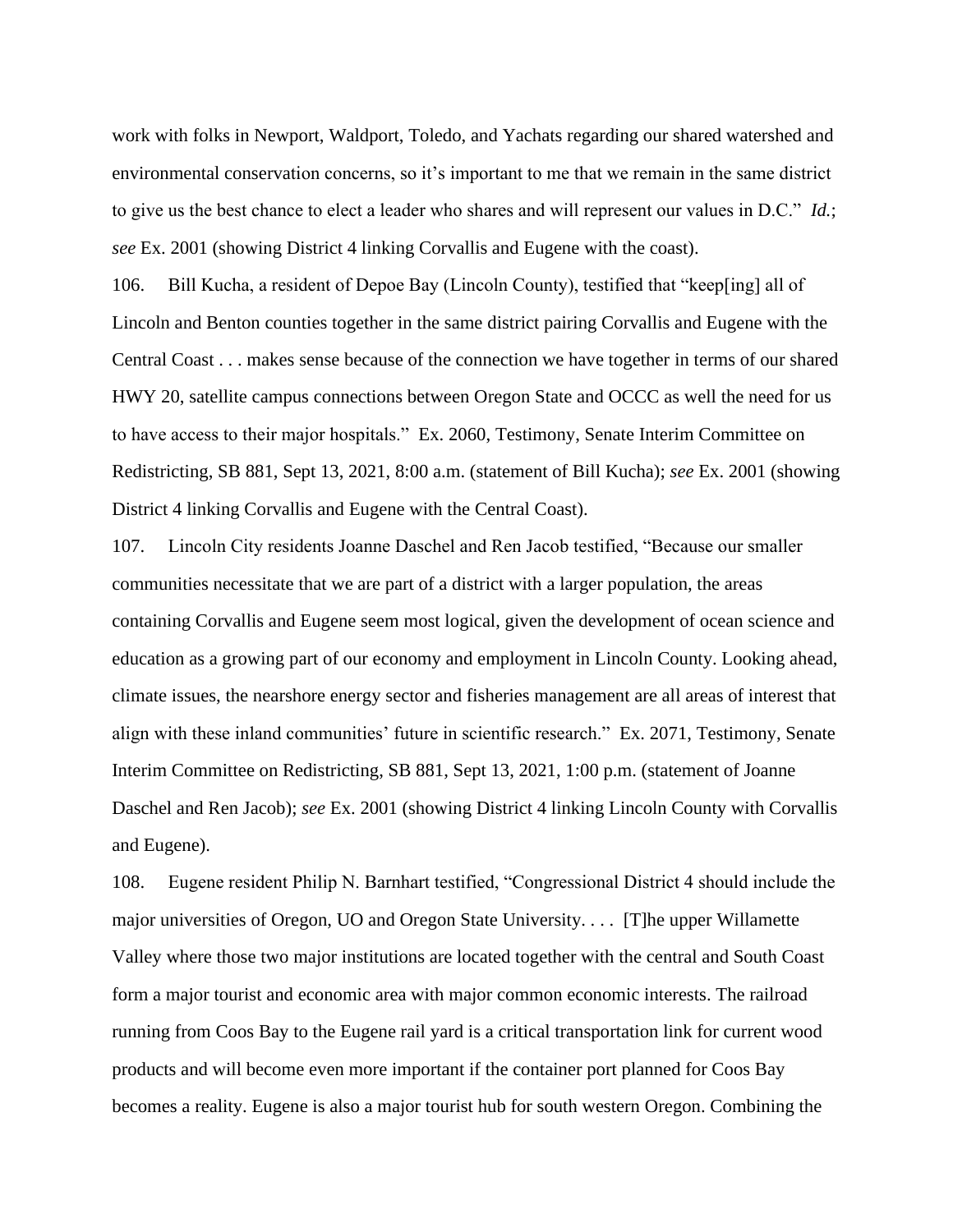work with folks in Newport, Waldport, Toledo, and Yachats regarding our shared watershed and environmental conservation concerns, so it's important to me that we remain in the same district to give us the best chance to elect a leader who shares and will represent our values in D.C." *Id.*; *see* Ex. 2001 (showing District 4 linking Corvallis and Eugene with the coast).

106. Bill Kucha, a resident of Depoe Bay (Lincoln County), testified that "keep[ing] all of Lincoln and Benton counties together in the same district pairing Corvallis and Eugene with the Central Coast . . . makes sense because of the connection we have together in terms of our shared HWY 20, satellite campus connections between Oregon State and OCCC as well the need for us to have access to their major hospitals." Ex. 2060, Testimony, Senate Interim Committee on Redistricting, SB 881, Sept 13, 2021, 8:00 a.m. (statement of Bill Kucha); *see* Ex. 2001 (showing District 4 linking Corvallis and Eugene with the Central Coast).

107. Lincoln City residents Joanne Daschel and Ren Jacob testified, "Because our smaller communities necessitate that we are part of a district with a larger population, the areas containing Corvallis and Eugene seem most logical, given the development of ocean science and education as a growing part of our economy and employment in Lincoln County. Looking ahead, climate issues, the nearshore energy sector and fisheries management are all areas of interest that align with these inland communities' future in scientific research." Ex. 2071, Testimony, Senate Interim Committee on Redistricting, SB 881, Sept 13, 2021, 1:00 p.m. (statement of Joanne Daschel and Ren Jacob); *see* Ex. 2001 (showing District 4 linking Lincoln County with Corvallis and Eugene).

108. Eugene resident Philip N. Barnhart testified, "Congressional District 4 should include the major universities of Oregon, UO and Oregon State University. . . . [T]he upper Willamette Valley where those two major institutions are located together with the central and South Coast form a major tourist and economic area with major common economic interests. The railroad running from Coos Bay to the Eugene rail yard is a critical transportation link for current wood products and will become even more important if the container port planned for Coos Bay becomes a reality. Eugene is also a major tourist hub for south western Oregon. Combining the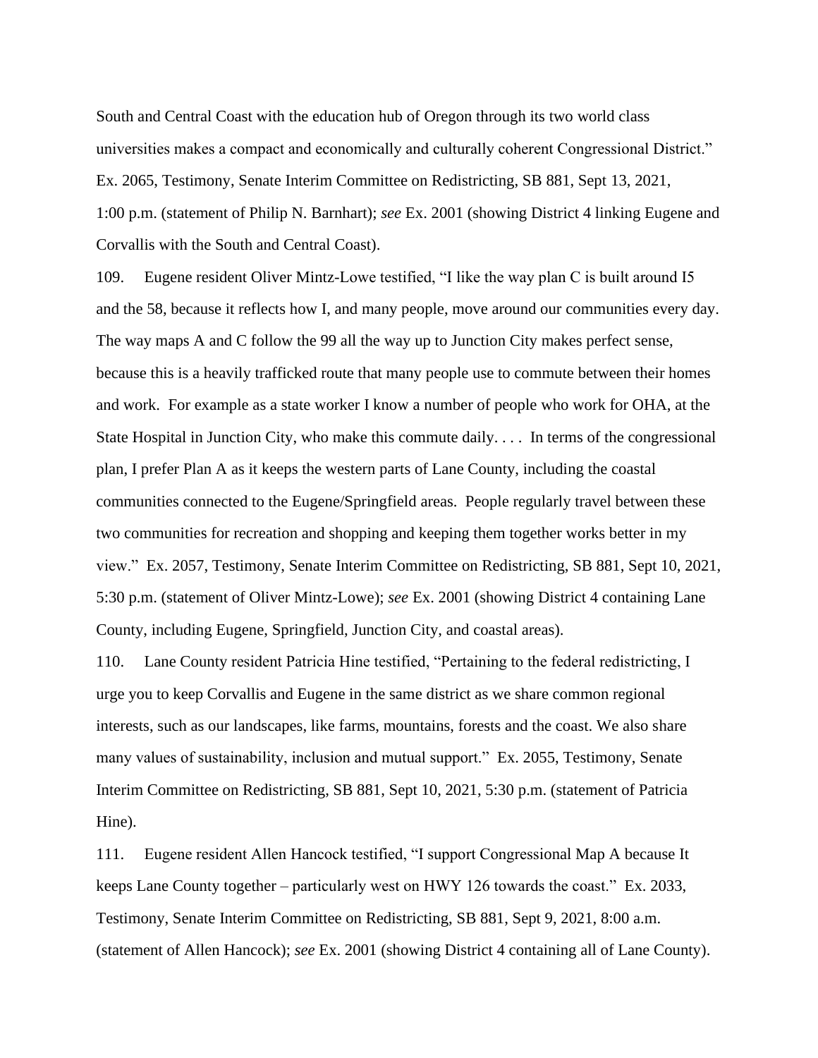South and Central Coast with the education hub of Oregon through its two world class universities makes a compact and economically and culturally coherent Congressional District." Ex. 2065, Testimony, Senate Interim Committee on Redistricting, SB 881, Sept 13, 2021, 1:00 p.m. (statement of Philip N. Barnhart); *see* Ex. 2001 (showing District 4 linking Eugene and Corvallis with the South and Central Coast).

109. Eugene resident Oliver Mintz-Lowe testified, "I like the way plan C is built around I5 and the 58, because it reflects how I, and many people, move around our communities every day. The way maps A and C follow the 99 all the way up to Junction City makes perfect sense, because this is a heavily trafficked route that many people use to commute between their homes and work. For example as a state worker I know a number of people who work for OHA, at the State Hospital in Junction City, who make this commute daily. . . . In terms of the congressional plan, I prefer Plan A as it keeps the western parts of Lane County, including the coastal communities connected to the Eugene/Springfield areas. People regularly travel between these two communities for recreation and shopping and keeping them together works better in my view." Ex. 2057, Testimony, Senate Interim Committee on Redistricting, SB 881, Sept 10, 2021, 5:30 p.m. (statement of Oliver Mintz-Lowe); *see* Ex. 2001 (showing District 4 containing Lane County, including Eugene, Springfield, Junction City, and coastal areas).

110. Lane County resident Patricia Hine testified, "Pertaining to the federal redistricting, I urge you to keep Corvallis and Eugene in the same district as we share common regional interests, such as our landscapes, like farms, mountains, forests and the coast. We also share many values of sustainability, inclusion and mutual support." Ex. 2055, Testimony, Senate Interim Committee on Redistricting, SB 881, Sept 10, 2021, 5:30 p.m. (statement of Patricia Hine).

111. Eugene resident Allen Hancock testified, "I support Congressional Map A because It keeps Lane County together – particularly west on HWY 126 towards the coast." Ex. 2033, Testimony, Senate Interim Committee on Redistricting, SB 881, Sept 9, 2021, 8:00 a.m. (statement of Allen Hancock); *see* Ex. 2001 (showing District 4 containing all of Lane County).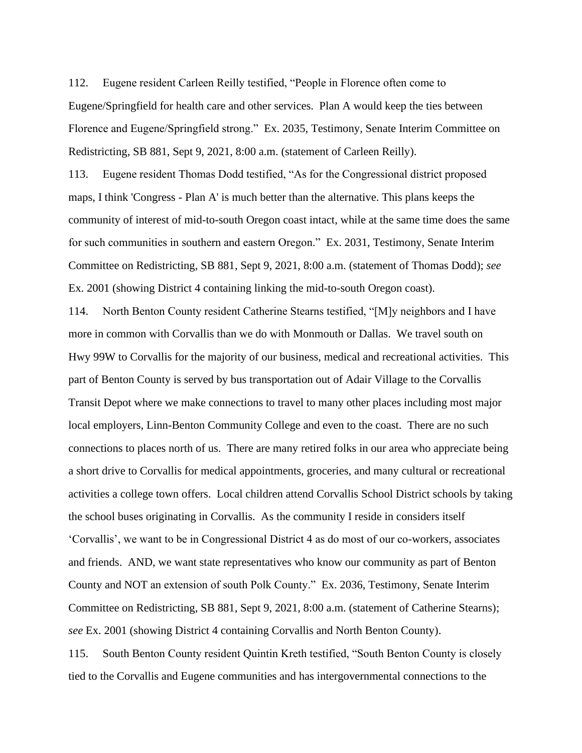112. Eugene resident Carleen Reilly testified, "People in Florence often come to Eugene/Springfield for health care and other services. Plan A would keep the ties between Florence and Eugene/Springfield strong." Ex. 2035, Testimony, Senate Interim Committee on Redistricting, SB 881, Sept 9, 2021, 8:00 a.m. (statement of Carleen Reilly).

113. Eugene resident Thomas Dodd testified, "As for the Congressional district proposed maps, I think 'Congress - Plan A' is much better than the alternative. This plans keeps the community of interest of mid-to-south Oregon coast intact, while at the same time does the same for such communities in southern and eastern Oregon." Ex. 2031, Testimony, Senate Interim Committee on Redistricting, SB 881, Sept 9, 2021, 8:00 a.m. (statement of Thomas Dodd); *see* Ex. 2001 (showing District 4 containing linking the mid-to-south Oregon coast).

114. North Benton County resident Catherine Stearns testified, "[M]y neighbors and I have more in common with Corvallis than we do with Monmouth or Dallas. We travel south on Hwy 99W to Corvallis for the majority of our business, medical and recreational activities. This part of Benton County is served by bus transportation out of Adair Village to the Corvallis Transit Depot where we make connections to travel to many other places including most major local employers, Linn-Benton Community College and even to the coast. There are no such connections to places north of us. There are many retired folks in our area who appreciate being a short drive to Corvallis for medical appointments, groceries, and many cultural or recreational activities a college town offers. Local children attend Corvallis School District schools by taking the school buses originating in Corvallis. As the community I reside in considers itself 'Corvallis', we want to be in Congressional District 4 as do most of our co-workers, associates and friends. AND, we want state representatives who know our community as part of Benton County and NOT an extension of south Polk County." Ex. 2036, Testimony, Senate Interim Committee on Redistricting, SB 881, Sept 9, 2021, 8:00 a.m. (statement of Catherine Stearns); *see* Ex. 2001 (showing District 4 containing Corvallis and North Benton County).

115. South Benton County resident Quintin Kreth testified, "South Benton County is closely tied to the Corvallis and Eugene communities and has intergovernmental connections to the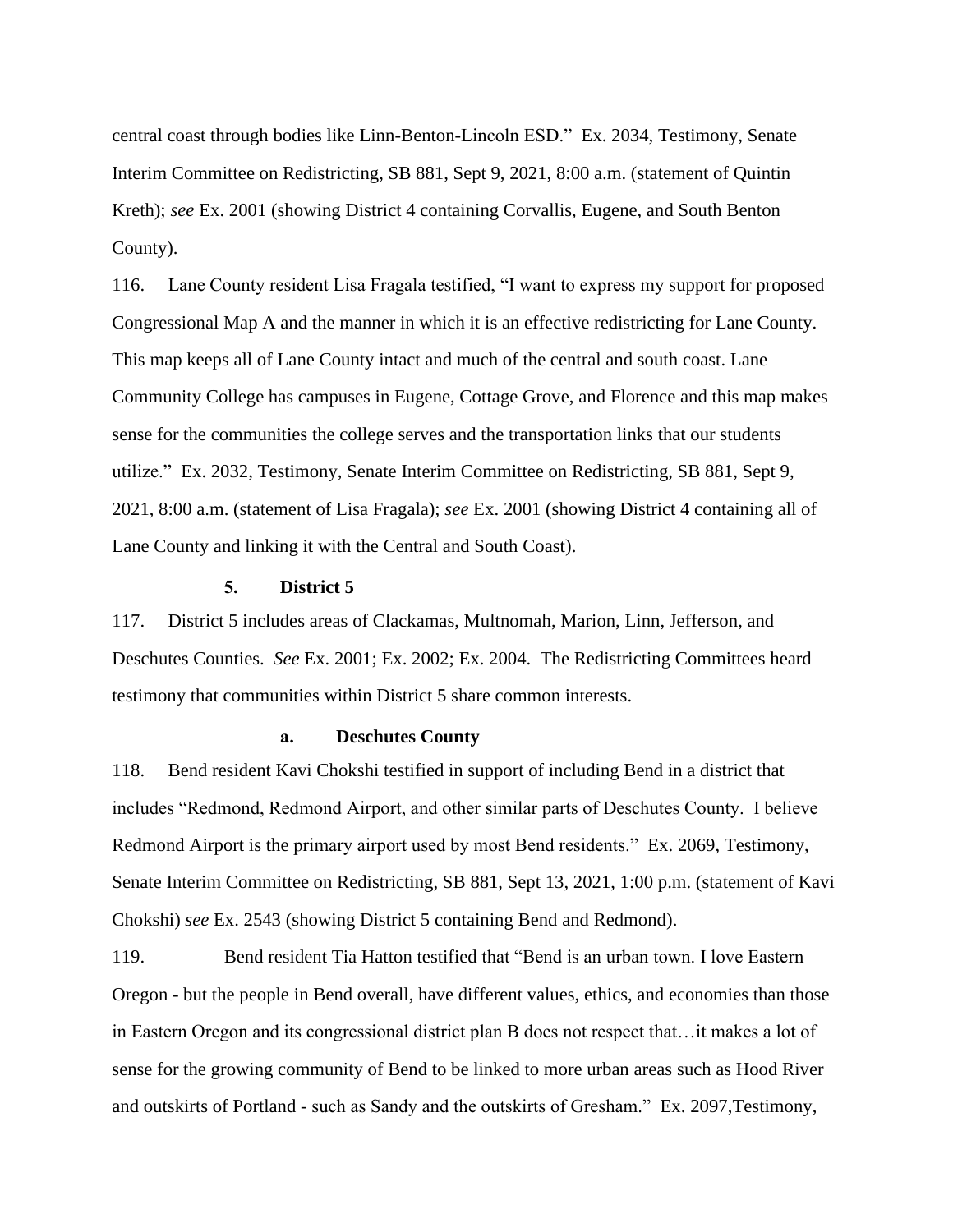central coast through bodies like Linn-Benton-Lincoln ESD." Ex. 2034, Testimony, Senate Interim Committee on Redistricting, SB 881, Sept 9, 2021, 8:00 a.m. (statement of Quintin Kreth); *see* Ex. 2001 (showing District 4 containing Corvallis, Eugene, and South Benton County).

116. Lane County resident Lisa Fragala testified, "I want to express my support for proposed Congressional Map A and the manner in which it is an effective redistricting for Lane County. This map keeps all of Lane County intact and much of the central and south coast. Lane Community College has campuses in Eugene, Cottage Grove, and Florence and this map makes sense for the communities the college serves and the transportation links that our students utilize." Ex. 2032, Testimony, Senate Interim Committee on Redistricting, SB 881, Sept 9, 2021, 8:00 a.m. (statement of Lisa Fragala); *see* Ex. 2001 (showing District 4 containing all of Lane County and linking it with the Central and South Coast).

### 5. District 5

117. District 5 includes areas of Clackamas, Multnomah, Marion, Linn, Jefferson, and Deschutes Counties. *See* Ex. 2001; Ex. 2002; Ex. 2004. The Redistricting Committees heard testimony that communities within District 5 share common interests.

#### a. Deschutes County

118. Bend resident Kavi Chokshi testified in support of including Bend in a district that includes "Redmond, Redmond Airport, and other similar parts of Deschutes County. I believe Redmond Airport is the primary airport used by most Bend residents." Ex. 2069, Testimony, Senate Interim Committee on Redistricting, SB 881, Sept 13, 2021, 1:00 p.m. (statement of Kavi Chokshi) *see* Ex. 2543 (showing District 5 containing Bend and Redmond).

119. Bend resident Tia Hatton testified that "Bend is an urban town. I love Eastern Oregon - but the people in Bend overall, have different values, ethics, and economies than those in Eastern Oregon and its congressional district plan B does not respect that…it makes a lot of sense for the growing community of Bend to be linked to more urban areas such as Hood River and outskirts of Portland - such as Sandy and the outskirts of Gresham." Ex. 2097,Testimony,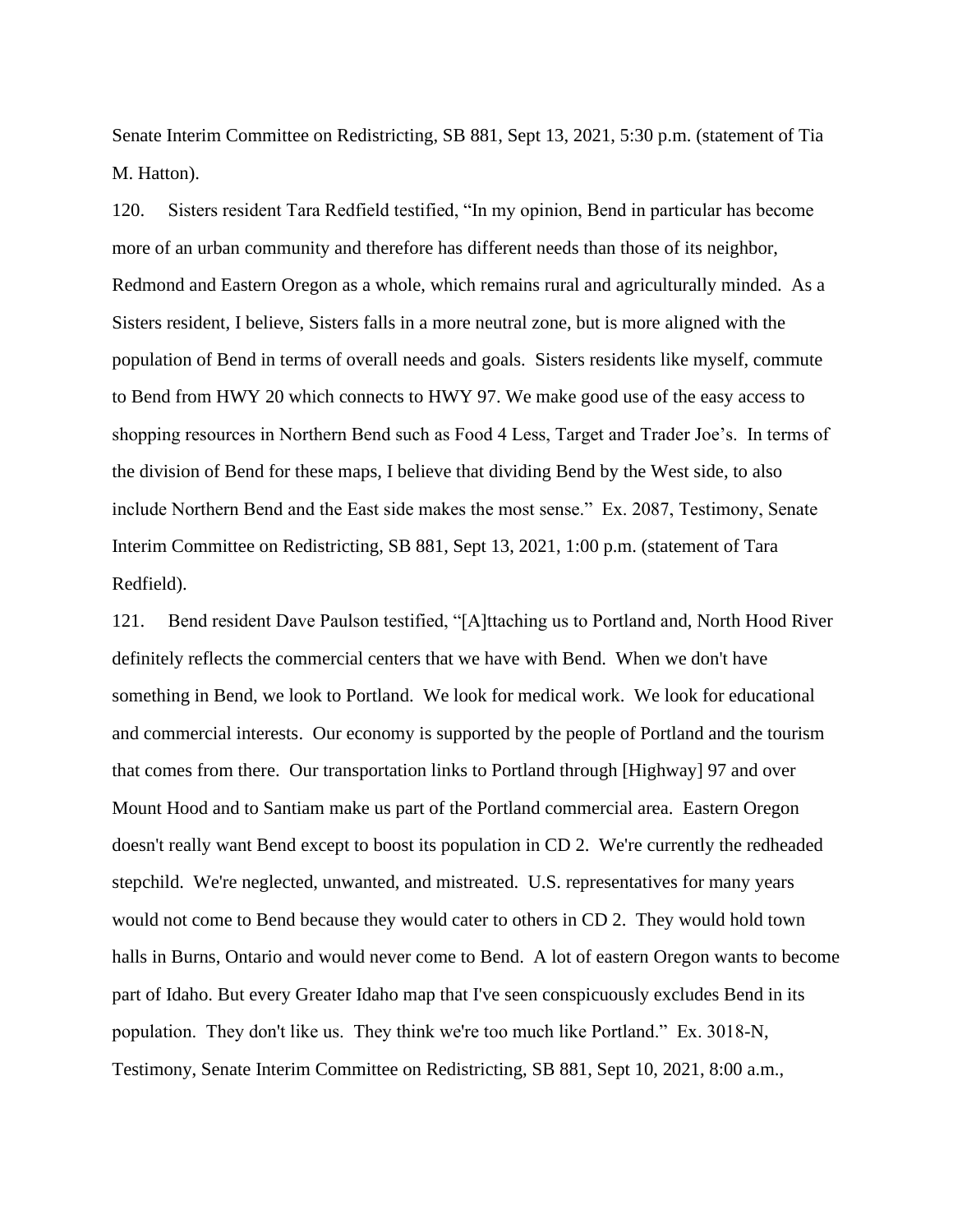Senate Interim Committee on Redistricting, SB 881, Sept 13, 2021, 5:30 p.m. (statement of Tia M. Hatton).

120. Sisters resident Tara Redfield testified, "In my opinion, Bend in particular has become more of an urban community and therefore has different needs than those of its neighbor, Redmond and Eastern Oregon as a whole, which remains rural and agriculturally minded. As a Sisters resident, I believe, Sisters falls in a more neutral zone, but is more aligned with the population of Bend in terms of overall needs and goals. Sisters residents like myself, commute to Bend from HWY 20 which connects to HWY 97. We make good use of the easy access to shopping resources in Northern Bend such as Food 4 Less, Target and Trader Joe's. In terms of the division of Bend for these maps, I believe that dividing Bend by the West side, to also include Northern Bend and the East side makes the most sense." Ex. 2087, Testimony, Senate Interim Committee on Redistricting, SB 881, Sept 13, 2021, 1:00 p.m. (statement of Tara Redfield).

121. Bend resident Dave Paulson testified, "[A]ttaching us to Portland and, North Hood River definitely reflects the commercial centers that we have with Bend. When we don't have something in Bend, we look to Portland. We look for medical work. We look for educational and commercial interests. Our economy is supported by the people of Portland and the tourism that comes from there. Our transportation links to Portland through [Highway] 97 and over Mount Hood and to Santiam make us part of the Portland commercial area. Eastern Oregon doesn't really want Bend except to boost its population in CD 2. We're currently the redheaded stepchild. We're neglected, unwanted, and mistreated. U.S. representatives for many years would not come to Bend because they would cater to others in CD 2. They would hold town halls in Burns, Ontario and would never come to Bend. A lot of eastern Oregon wants to become part of Idaho. But every Greater Idaho map that I've seen conspicuously excludes Bend in its population. They don't like us. They think we're too much like Portland." Ex. 3018-N, Testimony, Senate Interim Committee on Redistricting, SB 881, Sept 10, 2021, 8:00 a.m.,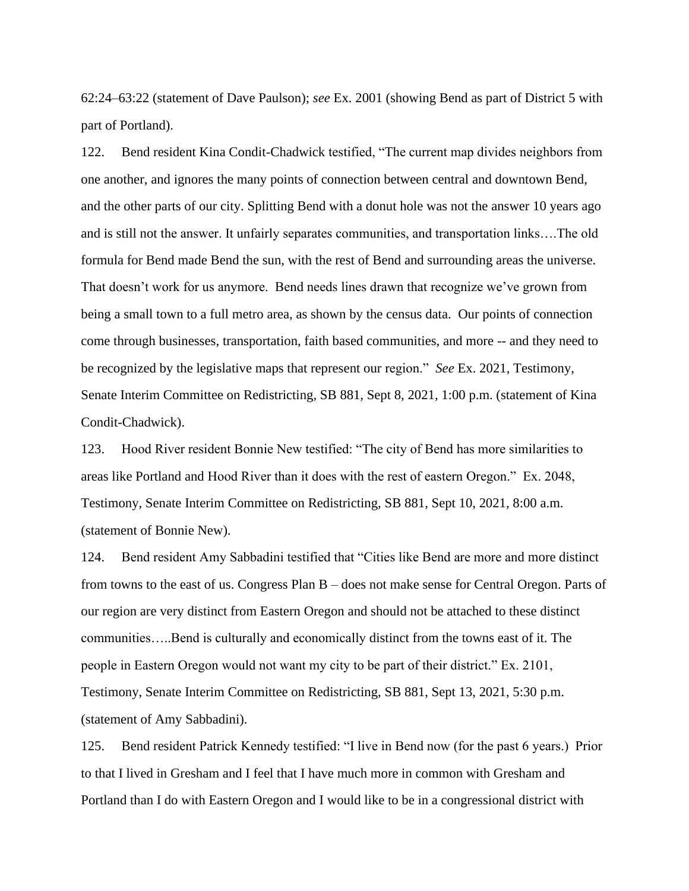62:24–63:22 (statement of Dave Paulson); *see* Ex. 2001 (showing Bend as part of District 5 with part of Portland).

122. Bend resident Kina Condit-Chadwick testified, "The current map divides neighbors from one another, and ignores the many points of connection between central and downtown Bend, and the other parts of our city. Splitting Bend with a donut hole was not the answer 10 years ago and is still not the answer. It unfairly separates communities, and transportation links….The old formula for Bend made Bend the sun, with the rest of Bend and surrounding areas the universe. That doesn't work for us anymore. Bend needs lines drawn that recognize we've grown from being a small town to a full metro area, as shown by the census data. Our points of connection come through businesses, transportation, faith based communities, and more -- and they need to be recognized by the legislative maps that represent our region." *See* Ex. 2021, Testimony, Senate Interim Committee on Redistricting, SB 881, Sept 8, 2021, 1:00 p.m. (statement of Kina Condit-Chadwick).

123. Hood River resident Bonnie New testified: "The city of Bend has more similarities to areas like Portland and Hood River than it does with the rest of eastern Oregon." Ex. 2048, Testimony, Senate Interim Committee on Redistricting, SB 881, Sept 10, 2021, 8:00 a.m. (statement of Bonnie New).

124. Bend resident Amy Sabbadini testified that "Cities like Bend are more and more distinct from towns to the east of us. Congress Plan B – does not make sense for Central Oregon. Parts of our region are very distinct from Eastern Oregon and should not be attached to these distinct communities…..Bend is culturally and economically distinct from the towns east of it. The people in Eastern Oregon would not want my city to be part of their district." Ex. 2101, Testimony, Senate Interim Committee on Redistricting, SB 881, Sept 13, 2021, 5:30 p.m. (statement of Amy Sabbadini).

125. Bend resident Patrick Kennedy testified: "I live in Bend now (for the past 6 years.) Prior to that I lived in Gresham and I feel that I have much more in common with Gresham and Portland than I do with Eastern Oregon and I would like to be in a congressional district with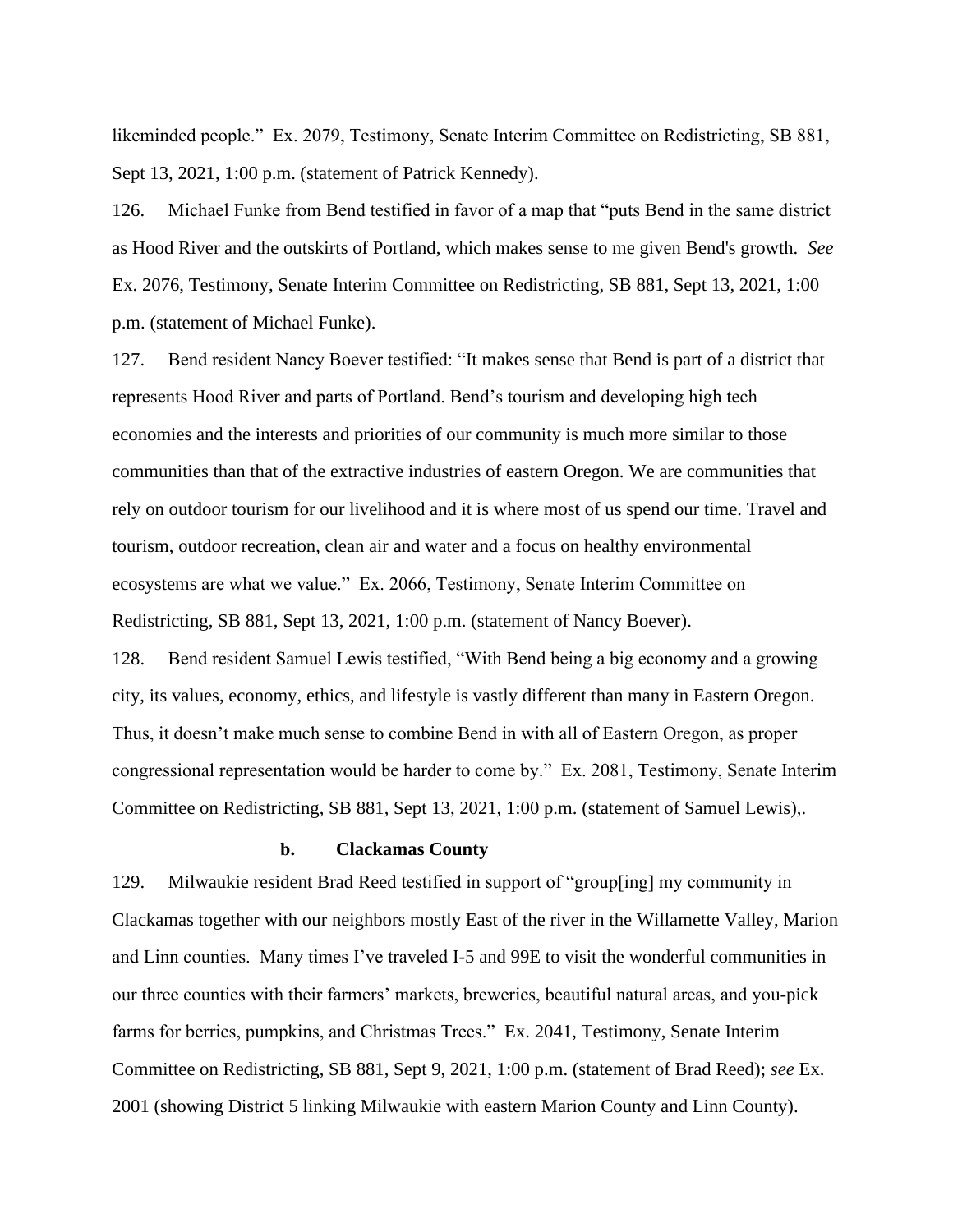likeminded people." Ex. 2079, Testimony, Senate Interim Committee on Redistricting, SB 881, Sept 13, 2021, 1:00 p.m. (statement of Patrick Kennedy).

126. Michael Funke from Bend testified in favor of a map that "puts Bend in the same district as Hood River and the outskirts of Portland, which makes sense to me given Bend's growth. *See* Ex. 2076, Testimony, Senate Interim Committee on Redistricting, SB 881, Sept 13, 2021, 1:00 p.m. (statement of Michael Funke).

127. Bend resident Nancy Boever testified: "It makes sense that Bend is part of a district that represents Hood River and parts of Portland. Bend's tourism and developing high tech economies and the interests and priorities of our community is much more similar to those communities than that of the extractive industries of eastern Oregon. We are communities that rely on outdoor tourism for our livelihood and it is where most of us spend our time. Travel and tourism, outdoor recreation, clean air and water and a focus on healthy environmental ecosystems are what we value." Ex. 2066, Testimony, Senate Interim Committee on Redistricting, SB 881, Sept 13, 2021, 1:00 p.m. (statement of Nancy Boever).

128. Bend resident Samuel Lewis testified, "With Bend being a big economy and a growing city, its values, economy, ethics, and lifestyle is vastly different than many in Eastern Oregon. Thus, it doesn't make much sense to combine Bend in with all of Eastern Oregon, as proper congressional representation would be harder to come by." Ex. 2081, Testimony, Senate Interim Committee on Redistricting, SB 881, Sept 13, 2021, 1:00 p.m. (statement of Samuel Lewis),.

**b. Clackamas County**

129. Milwaukie resident Brad Reed testified in support of "group[ing] my community in Clackamas together with our neighbors mostly East of the river in the Willamette Valley, Marion and Linn counties. Many times I've traveled I-5 and 99E to visit the wonderful communities in our three counties with their farmers' markets, breweries, beautiful natural areas, and you-pick farms for berries, pumpkins, and Christmas Trees." Ex. 2041, Testimony, Senate Interim Committee on Redistricting, SB 881, Sept 9, 2021, 1:00 p.m. (statement of Brad Reed); *see* Ex. 2001 (showing District 5 linking Milwaukie with eastern Marion County and Linn County).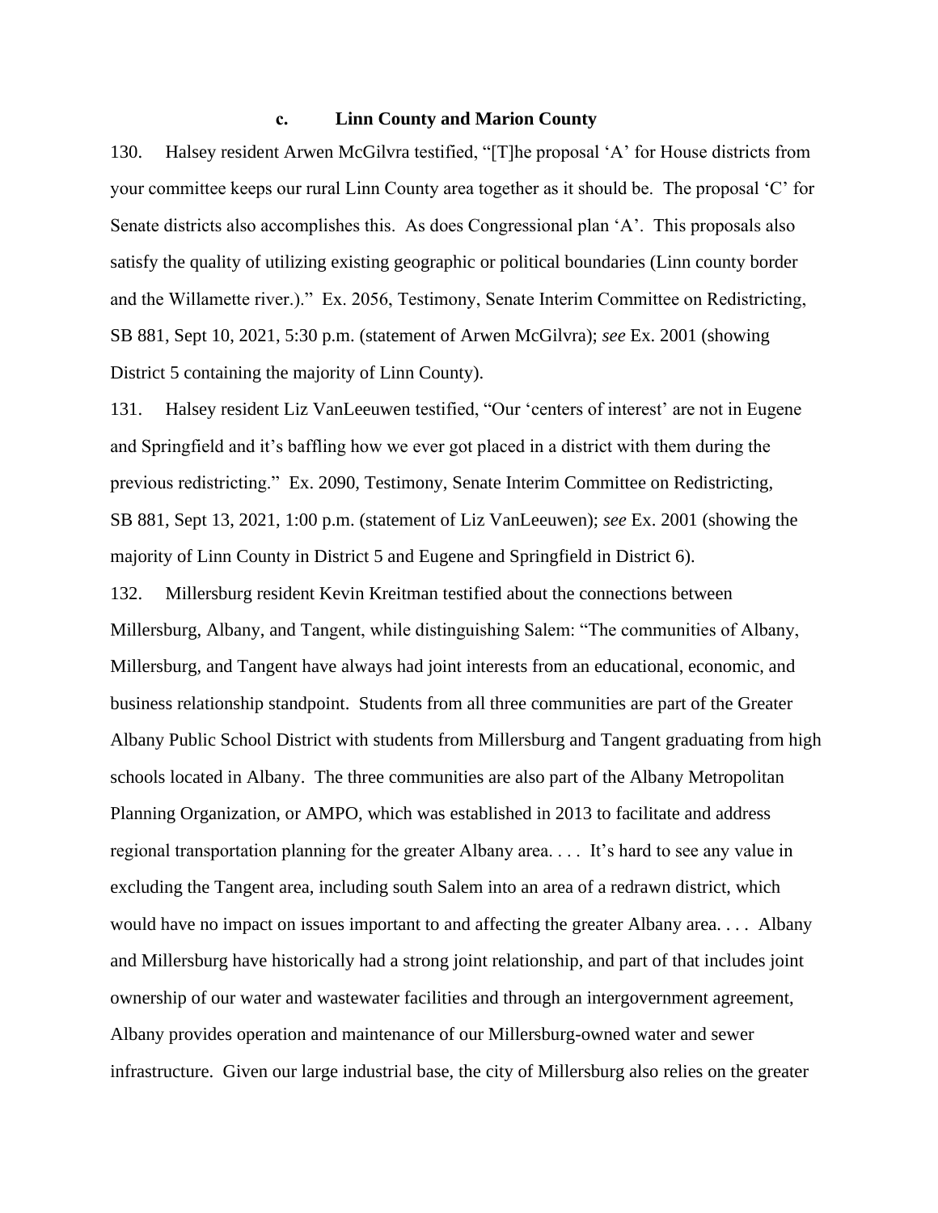### c. Linn County and Marion County

130. Halsey resident Arwen McGilvra testified, "[T]he proposal 'A' for House districts from your committee keeps our rural Linn County area together as it should be. The proposal 'C' for Senate districts also accomplishes this. As does Congressional plan 'A'. This proposals also satisfy the quality of utilizing existing geographic or political boundaries (Linn county border and the Willamette river.)." Ex. 2056, Testimony, Senate Interim Committee on Redistricting, SB 881, Sept 10, 2021, 5:30 p.m. (statement of Arwen McGilvra); *see* Ex. 2001 (showing District 5 containing the majority of Linn County).

131. Halsey resident Liz VanLeeuwen testified, "Our 'centers of interest' are not in Eugene and Springfield and it's baffling how we ever got placed in a district with them during the previous redistricting." Ex. 2090, Testimony, Senate Interim Committee on Redistricting, SB 881, Sept 13, 2021, 1:00 p.m. (statement of Liz VanLeeuwen); *see* Ex. 2001 (showing the majority of Linn County in District 5 and Eugene and Springfield in District 6).

132. Millersburg resident Kevin Kreitman testified about the connections between Millersburg, Albany, and Tangent, while distinguishing Salem: "The communities of Albany, Millersburg, and Tangent have always had joint interests from an educational, economic, and business relationship standpoint. Students from all three communities are part of the Greater Albany Public School District with students from Millersburg and Tangent graduating from high schools located in Albany. The three communities are also part of the Albany Metropolitan Planning Organization, or AMPO, which was established in 2013 to facilitate and address regional transportation planning for the greater Albany area. . . . It's hard to see any value in excluding the Tangent area, including south Salem into an area of a redrawn district, which would have no impact on issues important to and affecting the greater Albany area. . . . Albany and Millersburg have historically had a strong joint relationship, and part of that includes joint ownership of our water and wastewater facilities and through an intergovernment agreement, Albany provides operation and maintenance of our Millersburg-owned water and sewer infrastructure. Given our large industrial base, the city of Millersburg also relies on the greater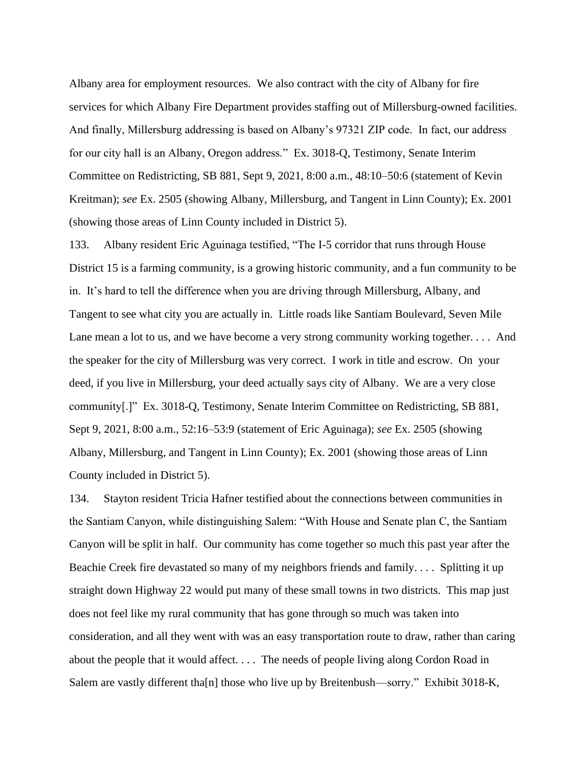Albany area for employment resources. We also contract with the city of Albany for fire services for which Albany Fire Department provides staffing out of Millersburg-owned facilities. And finally, Millersburg addressing is based on Albany's 97321 ZIP code. In fact, our address for our city hall is an Albany, Oregon address." Ex. 3018-Q, Testimony, Senate Interim Committee on Redistricting, SB 881, Sept 9, 2021, 8:00 a.m., 48:10–50:6 (statement of Kevin Kreitman); *see* Ex. 2505 (showing Albany, Millersburg, and Tangent in Linn County); Ex. 2001 (showing those areas of Linn County included in District 5).

133. Albany resident Eric Aguinaga testified, "The I-5 corridor that runs through House District 15 is a farming community, is a growing historic community, and a fun community to be in. It's hard to tell the difference when you are driving through Millersburg, Albany, and Tangent to see what city you are actually in. Little roads like Santiam Boulevard, Seven Mile Lane mean a lot to us, and we have become a very strong community working together. . . . And the speaker for the city of Millersburg was very correct. I work in title and escrow. On your deed, if you live in Millersburg, your deed actually says city of Albany. We are a very close community[.]" Ex. 3018-Q, Testimony, Senate Interim Committee on Redistricting, SB 881, Sept 9, 2021, 8:00 a.m., 52:16–53:9 (statement of Eric Aguinaga); *see* Ex. 2505 (showing Albany, Millersburg, and Tangent in Linn County); Ex. 2001 (showing those areas of Linn County included in District 5).

134. Stayton resident Tricia Hafner testified about the connections between communities in the Santiam Canyon, while distinguishing Salem: "With House and Senate plan C, the Santiam Canyon will be split in half. Our community has come together so much this past year after the Beachie Creek fire devastated so many of my neighbors friends and family. . . . Splitting it up straight down Highway 22 would put many of these small towns in two districts. This map just does not feel like my rural community that has gone through so much was taken into consideration, and all they went with was an easy transportation route to draw, rather than caring about the people that it would affect. . . . The needs of people living along Cordon Road in Salem are vastly different tha[n] those who live up by Breitenbush—sorry." Exhibit 3018-K,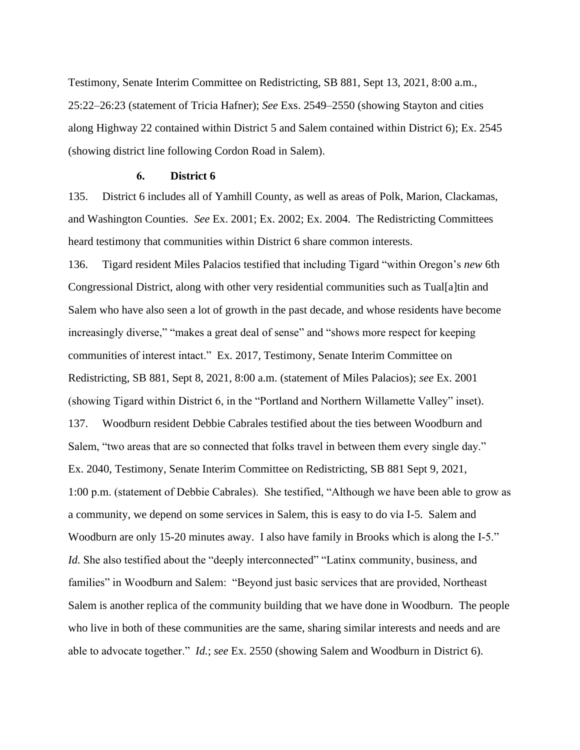Testimony, Senate Interim Committee on Redistricting, SB 881, Sept 13, 2021, 8:00 a.m., 25:22–26:23 (statement of Tricia Hafner); *See* Exs. 2549–2550 (showing Stayton and cities along Highway 22 contained within District 5 and Salem contained within District 6); Ex. 2545 (showing district line following Cordon Road in Salem).

### 6. District 6

135. District 6 includes all of Yamhill County, as well as areas of Polk, Marion, Clackamas, and Washington Counties. *See* Ex. 2001; Ex. 2002; Ex. 2004. The Redistricting Committees heard testimony that communities within District 6 share common interests.

136. Tigard resident Miles Palacios testified that including Tigard "within Oregon's *new* 6th Congressional District, along with other very residential communities such as Tual[a]tin and Salem who have also seen a lot of growth in the past decade, and whose residents have become increasingly diverse," "makes a great deal of sense" and "shows more respect for keeping communities of interest intact." Ex. 2017, Testimony, Senate Interim Committee on Redistricting, SB 881, Sept 8, 2021, 8:00 a.m. (statement of Miles Palacios); *see* Ex. 2001 (showing Tigard within District 6, in the "Portland and Northern Willamette Valley" inset).

137. Woodburn resident Debbie Cabrales testified about the ties between Woodburn and Salem, "two areas that are so connected that folks travel in between them every single day." Ex. 2040, Testimony, Senate Interim Committee on Redistricting, SB 881 Sept 9, 2021, 1:00 p.m. (statement of Debbie Cabrales). She testified, "Although we have been able to grow as a community, we depend on some services in Salem, this is easy to do via I-5. Salem and Woodburn are only 15-20 minutes away. I also have family in Brooks which is along the I-5." *Id.* She also testified about the "deeply interconnected" "Latinx community, business, and families" in Woodburn and Salem: "Beyond just basic services that are provided, Northeast Salem is another replica of the community building that we have done in Woodburn. The people who live in both of these communities are the same, sharing similar interests and needs and are able to advocate together." *Id.*; *see* Ex. 2550 (showing Salem and Woodburn in District 6).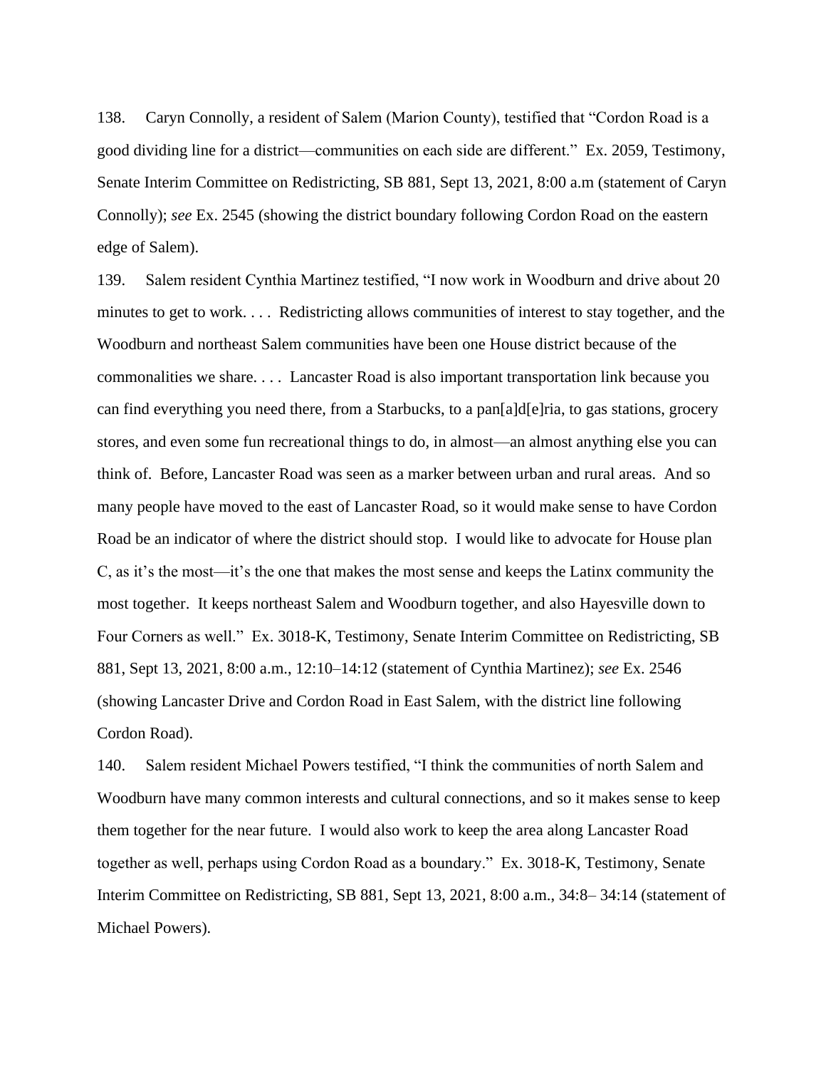138. Caryn Connolly, a resident of Salem (Marion County), testified that "Cordon Road is a good dividing line for a district—communities on each side are different." Ex. 2059, Testimony, Senate Interim Committee on Redistricting, SB 881, Sept 13, 2021, 8:00 a.m (statement of Caryn Connolly); *see* Ex. 2545 (showing the district boundary following Cordon Road on the eastern edge of Salem).

139. Salem resident Cynthia Martinez testified, "I now work in Woodburn and drive about 20 minutes to get to work. . . . Redistricting allows communities of interest to stay together, and the Woodburn and northeast Salem communities have been one House district because of the commonalities we share. . . . Lancaster Road is also important transportation link because you can find everything you need there, from a Starbucks, to a pan[a]d[e]ria, to gas stations, grocery stores, and even some fun recreational things to do, in almost—an almost anything else you can think of. Before, Lancaster Road was seen as a marker between urban and rural areas. And so many people have moved to the east of Lancaster Road, so it would make sense to have Cordon Road be an indicator of where the district should stop. I would like to advocate for House plan C, as it's the most—it's the one that makes the most sense and keeps the Latinx community the most together. It keeps northeast Salem and Woodburn together, and also Hayesville down to Four Corners as well." Ex. 3018-K, Testimony, Senate Interim Committee on Redistricting, SB 881, Sept 13, 2021, 8:00 a.m., 12:10–14:12 (statement of Cynthia Martinez); *see* Ex. 2546 (showing Lancaster Drive and Cordon Road in East Salem, with the district line following Cordon Road).

140. Salem resident Michael Powers testified, "I think the communities of north Salem and Woodburn have many common interests and cultural connections, and so it makes sense to keep them together for the near future. I would also work to keep the area along Lancaster Road together as well, perhaps using Cordon Road as a boundary." Ex. 3018-K, Testimony, Senate Interim Committee on Redistricting, SB 881, Sept 13, 2021, 8:00 a.m., 34:8– 34:14 (statement of Michael Powers).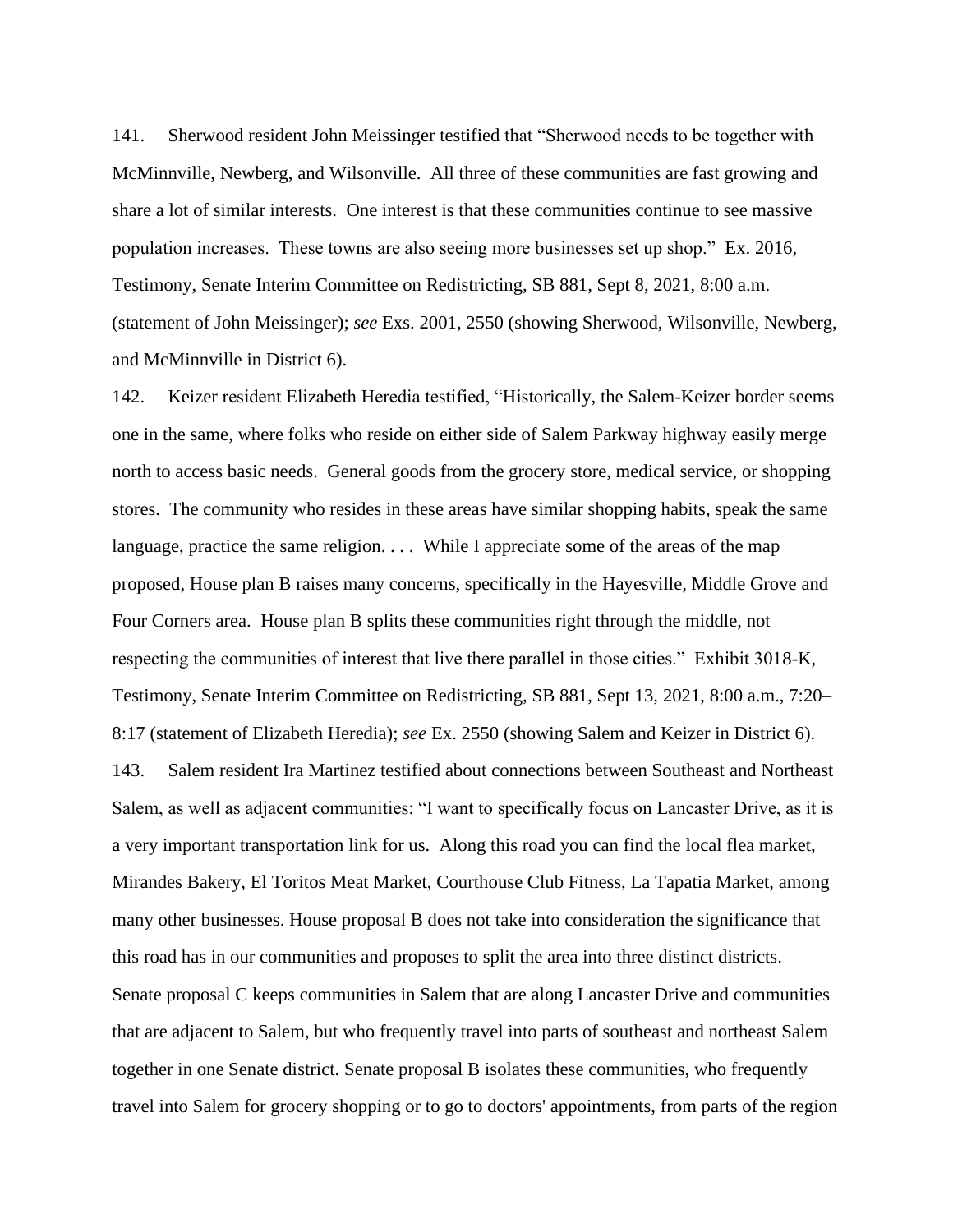141. Sherwood resident John Meissinger testified that "Sherwood needs to be together with McMinnville, Newberg, and Wilsonville. All three of these communities are fast growing and share a lot of similar interests. One interest is that these communities continue to see massive population increases. These towns are also seeing more businesses set up shop." Ex. 2016, Testimony, Senate Interim Committee on Redistricting, SB 881, Sept 8, 2021, 8:00 a.m. (statement of John Meissinger); *see* Exs. 2001, 2550 (showing Sherwood, Wilsonville, Newberg, and McMinnville in District 6).

142. Keizer resident Elizabeth Heredia testified, "Historically, the Salem-Keizer border seems one in the same, where folks who reside on either side of Salem Parkway highway easily merge north to access basic needs. General goods from the grocery store, medical service, or shopping stores. The community who resides in these areas have similar shopping habits, speak the same language, practice the same religion. . . . While I appreciate some of the areas of the map proposed, House plan B raises many concerns, specifically in the Hayesville, Middle Grove and Four Corners area. House plan B splits these communities right through the middle, not respecting the communities of interest that live there parallel in those cities." Exhibit 3018-K, Testimony, Senate Interim Committee on Redistricting, SB 881, Sept 13, 2021, 8:00 a.m., 7:20–8:17 (statement of Elizabeth Heredia); *see* Ex. 2550 (showing Salem and Keizer in District 6).

143. Salem resident Ira Martinez testified about connections between Southeast and Northeast Salem, as well as adjacent communities: "I want to specifically focus on Lancaster Drive, as it is a very important transportation link for us. Along this road you can find the local flea market, Mirandes Bakery, El Toritos Meat Market, Courthouse Club Fitness, La Tapatia Market, among many other businesses. House proposal B does not take into consideration the significance that this road has in our communities and proposes to split the area into three distinct districts. Senate proposal C keeps communities in Salem that are along Lancaster Drive and communities that are adjacent to Salem, but who frequently travel into parts of southeast and northeast Salem together in one Senate district. Senate proposal B isolates these communities, who frequently travel into Salem for grocery shopping or to go to doctors' appointments, from parts of the region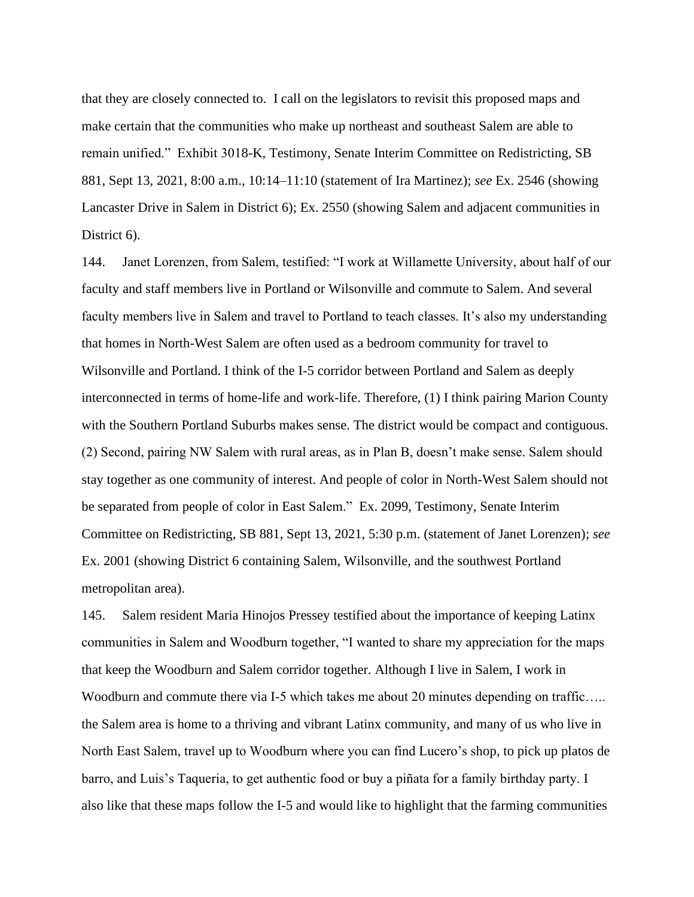that they are closely connected to. I call on the legislators to revisit this proposed maps and make certain that the communities who make up northeast and southeast Salem are able to remain unified." Exhibit 3018-K, Testimony, Senate Interim Committee on Redistricting, SB 881, Sept 13, 2021, 8:00 a.m., 10:14–11:10 (statement of Ira Martinez); *see* Ex. 2546 (showing Lancaster Drive in Salem in District 6); Ex. 2550 (showing Salem and adjacent communities in District 6).

144. Janet Lorenzen, from Salem, testified: "I work at Willamette University, about half of our faculty and staff members live in Portland or Wilsonville and commute to Salem. And several faculty members live in Salem and travel to Portland to teach classes. It's also my understanding that homes in North-West Salem are often used as a bedroom community for travel to Wilsonville and Portland. I think of the I-5 corridor between Portland and Salem as deeply interconnected in terms of home-life and work-life. Therefore, (1) I think pairing Marion County with the Southern Portland Suburbs makes sense. The district would be compact and contiguous. (2) Second, pairing NW Salem with rural areas, as in Plan B, doesn't make sense. Salem should stay together as one community of interest. And people of color in North-West Salem should not be separated from people of color in East Salem." Ex. 2099, Testimony, Senate Interim Committee on Redistricting, SB 881, Sept 13, 2021, 5:30 p.m. (statement of Janet Lorenzen); *see* Ex. 2001 (showing District 6 containing Salem, Wilsonville, and the southwest Portland metropolitan area).

145. Salem resident Maria Hinojos Pressey testified about the importance of keeping Latinx communities in Salem and Woodburn together, "I wanted to share my appreciation for the maps that keep the Woodburn and Salem corridor together. Although I live in Salem, I work in Woodburn and commute there via I-5 which takes me about 20 minutes depending on traffic….. the Salem area is home to a thriving and vibrant Latinx community, and many of us who live in North East Salem, travel up to Woodburn where you can find Lucero's shop, to pick up platos de barro, and Luis's Taqueria, to get authentic food or buy a piñata for a family birthday party. I also like that these maps follow the I-5 and would like to highlight that the farming communities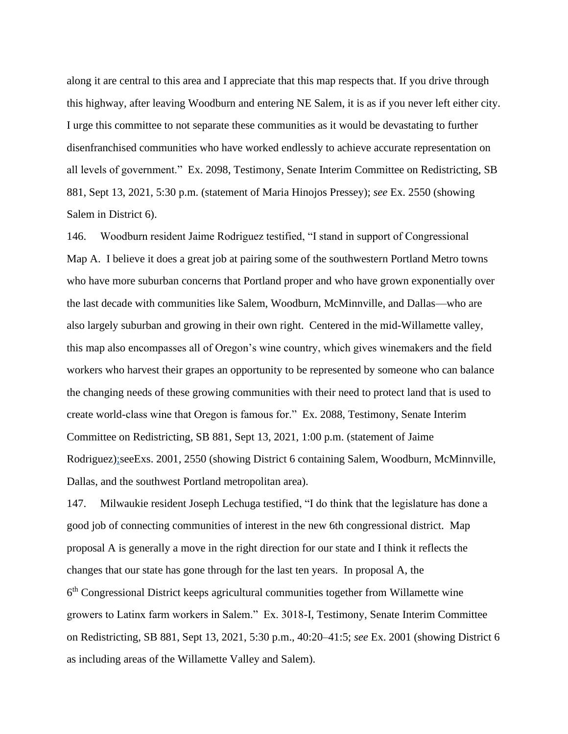along it are central to this area and I appreciate that this map respects that. If you drive through this highway, after leaving Woodburn and entering NE Salem, it is as if you never left either city. I urge this committee to not separate these communities as it would be devastating to further disenfranchised communities who have worked endlessly to achieve accurate representation on all levels of government." Ex. 2098, Testimony, Senate Interim Committee on Redistricting, SB 881, Sept 13, 2021, 5:30 p.m. (statement of Maria Hinojos Pressey); *see* Ex. 2550 (showing Salem in District 6).

146. Woodburn resident Jaime Rodriguez testified, "I stand in support of Congressional Map A. I believe it does a great job at pairing some of the southwestern Portland Metro towns who have more suburban concerns that Portland proper and who have grown exponentially over the last decade with communities like Salem, Woodburn, McMinnville, and Dallas—who are also largely suburban and growing in their own right. Centered in the mid-Willamette valley, this map also encompasses all of Oregon's wine country, which gives winemakers and the field workers who harvest their grapes an opportunity to be represented by someone who can balance the changing needs of these growing communities with their need to protect land that is used to create world-class wine that Oregon is famous for." Ex. 2088, Testimony, Senate Interim Committee on Redistricting, SB 881, Sept 13, 2021, 1:00 p.m. (statement of Jaime Rodriguez);seeExs. 2001, 2550 (showing District 6 containing Salem, Woodburn, McMinnville, Dallas, and the southwest Portland metropolitan area).

147. Milwaukie resident Joseph Lechuga testified, "I do think that the legislature has done a good job of connecting communities of interest in the new 6th congressional district. Map proposal A is generally a move in the right direction for our state and I think it reflects the changes that our state has gone through for the last ten years. In proposal A, the 6th Congressional District keeps agricultural communities together from Willamette wine growers to Latinx farm workers in Salem." Ex. 3018-I, Testimony, Senate Interim Committee on Redistricting, SB 881, Sept 13, 2021, 5:30 p.m., 40:20–41:5; *see* Ex. 2001 (showing District 6 as including areas of the Willamette Valley and Salem).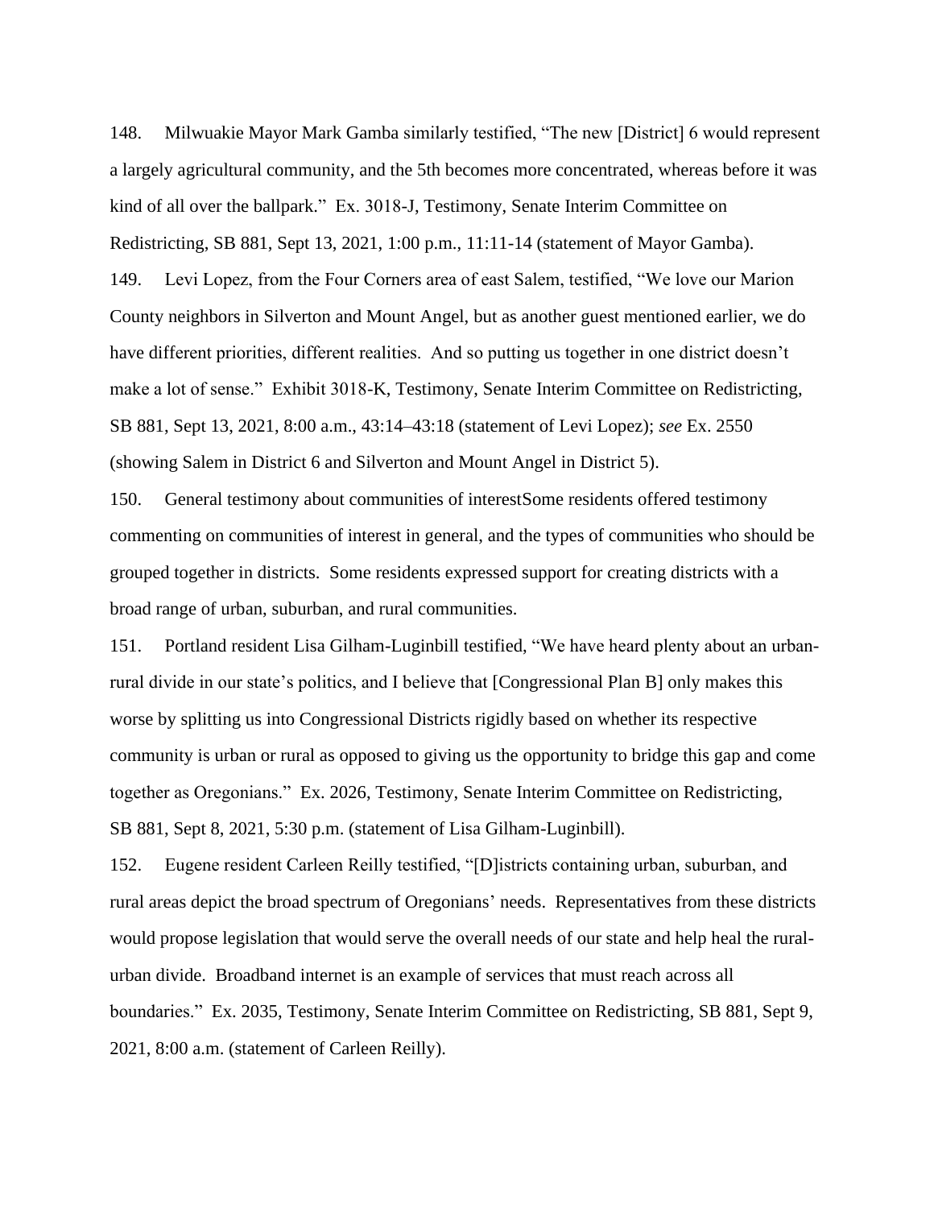148. Milwuakie Mayor Mark Gamba similarly testified, "The new [District] 6 would represent a largely agricultural community, and the 5th becomes more concentrated, whereas before it was kind of all over the ballpark." Ex. 3018-J, Testimony, Senate Interim Committee on Redistricting, SB 881, Sept 13, 2021, 1:00 p.m., 11:11-14 (statement of Mayor Gamba).

149. Levi Lopez, from the Four Corners area of east Salem, testified, "We love our Marion County neighbors in Silverton and Mount Angel, but as another guest mentioned earlier, we do have different priorities, different realities. And so putting us together in one district doesn't make a lot of sense." Exhibit 3018-K, Testimony, Senate Interim Committee on Redistricting, SB 881, Sept 13, 2021, 8:00 a.m., 43:14–43:18 (statement of Levi Lopez); *see* Ex. 2550 (showing Salem in District 6 and Silverton and Mount Angel in District 5).

150. General testimony about communities of interestSome residents offered testimony commenting on communities of interest in general, and the types of communities who should be grouped together in districts. Some residents expressed support for creating districts with a broad range of urban, suburban, and rural communities.

151. Portland resident Lisa Gilham-Luginbill testified, "We have heard plenty about an urban-rural divide in our state's politics, and I believe that [Congressional Plan B] only makes this worse by splitting us into Congressional Districts rigidly based on whether its respective community is urban or rural as opposed to giving us the opportunity to bridge this gap and come together as Oregonians." Ex. 2026, Testimony, Senate Interim Committee on Redistricting, SB 881, Sept 8, 2021, 5:30 p.m. (statement of Lisa Gilham-Luginbill).

152. Eugene resident Carleen Reilly testified, "[D]istricts containing urban, suburban, and rural areas depict the broad spectrum of Oregonians' needs. Representatives from these districts would propose legislation that would serve the overall needs of our state and help heal the rural-urban divide. Broadband internet is an example of services that must reach across all boundaries." Ex. 2035, Testimony, Senate Interim Committee on Redistricting, SB 881, Sept 9, 2021, 8:00 a.m. (statement of Carleen Reilly).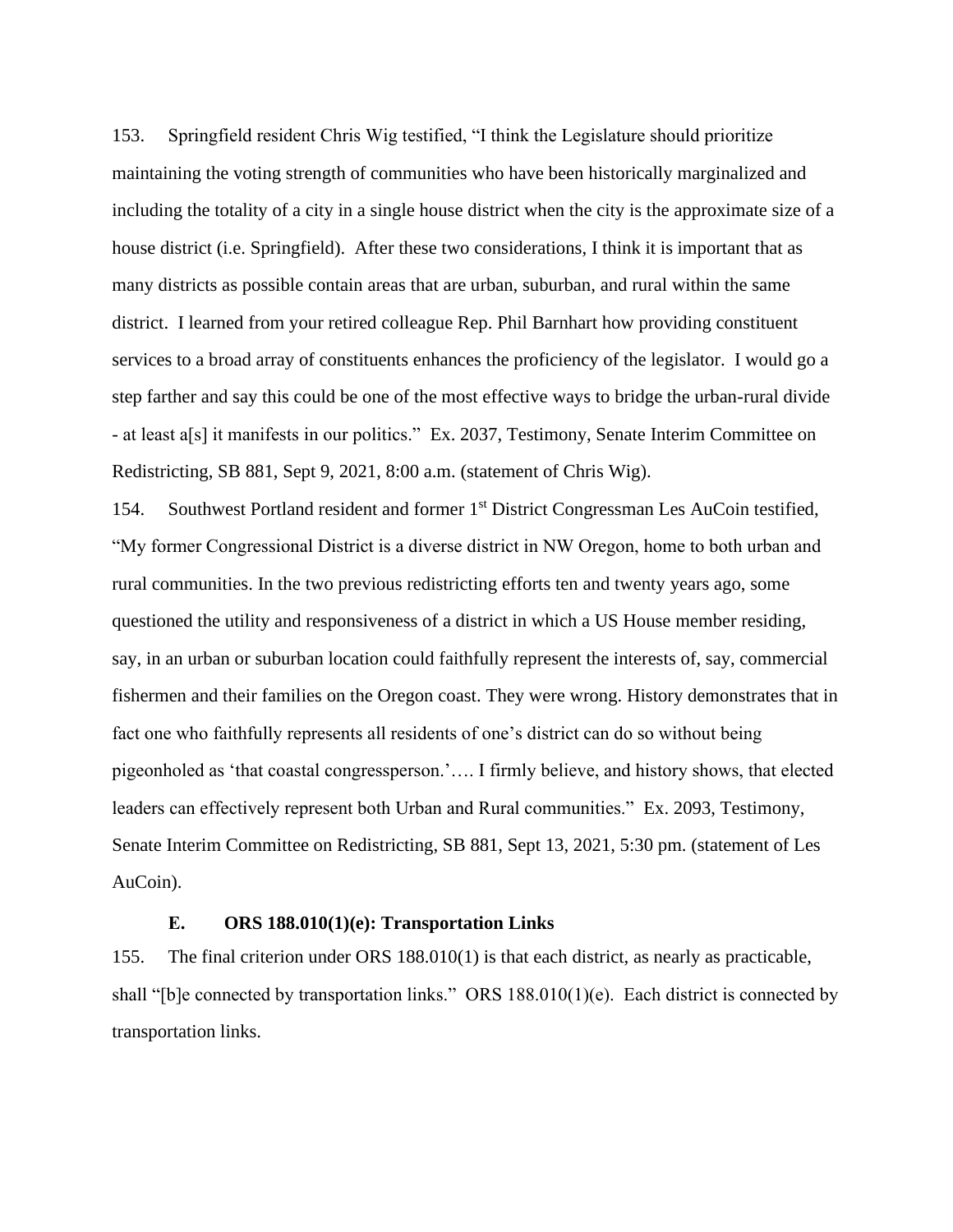153. Springfield resident Chris Wig testified, "I think the Legislature should prioritize maintaining the voting strength of communities who have been historically marginalized and including the totality of a city in a single house district when the city is the approximate size of a house district (i.e. Springfield). After these two considerations, I think it is important that as many districts as possible contain areas that are urban, suburban, and rural within the same district. I learned from your retired colleague Rep. Phil Barnhart how providing constituent services to a broad array of constituents enhances the proficiency of the legislator. I would go a step farther and say this could be one of the most effective ways to bridge the urban-rural divide - at least a[s] it manifests in our politics." Ex. 2037, Testimony, Senate Interim Committee on Redistricting, SB 881, Sept 9, 2021, 8:00 a.m. (statement of Chris Wig).

154. Southwest Portland resident and former 1st District Congressman Les AuCoin testified, "My former Congressional District is a diverse district in NW Oregon, home to both urban and rural communities. In the two previous redistricting efforts ten and twenty years ago, some questioned the utility and responsiveness of a district in which a US House member residing, say, in an urban or suburban location could faithfully represent the interests of, say, commercial fishermen and their families on the Oregon coast. They were wrong. History demonstrates that in fact one who faithfully represents all residents of one's district can do so without being pigeonholed as 'that coastal congressperson.'…. I firmly believe, and history shows, that elected leaders can effectively represent both Urban and Rural communities." Ex. 2093, Testimony, Senate Interim Committee on Redistricting, SB 881, Sept 13, 2021, 5:30 pm. (statement of Les AuCoin).

### E. ORS 188.010(1)(e): Transportation Links

155. The final criterion under ORS 188.010(1) is that each district, as nearly as practicable, shall "[b]e connected by transportation links." ORS 188.010(1)(e). Each district is connected by transportation links.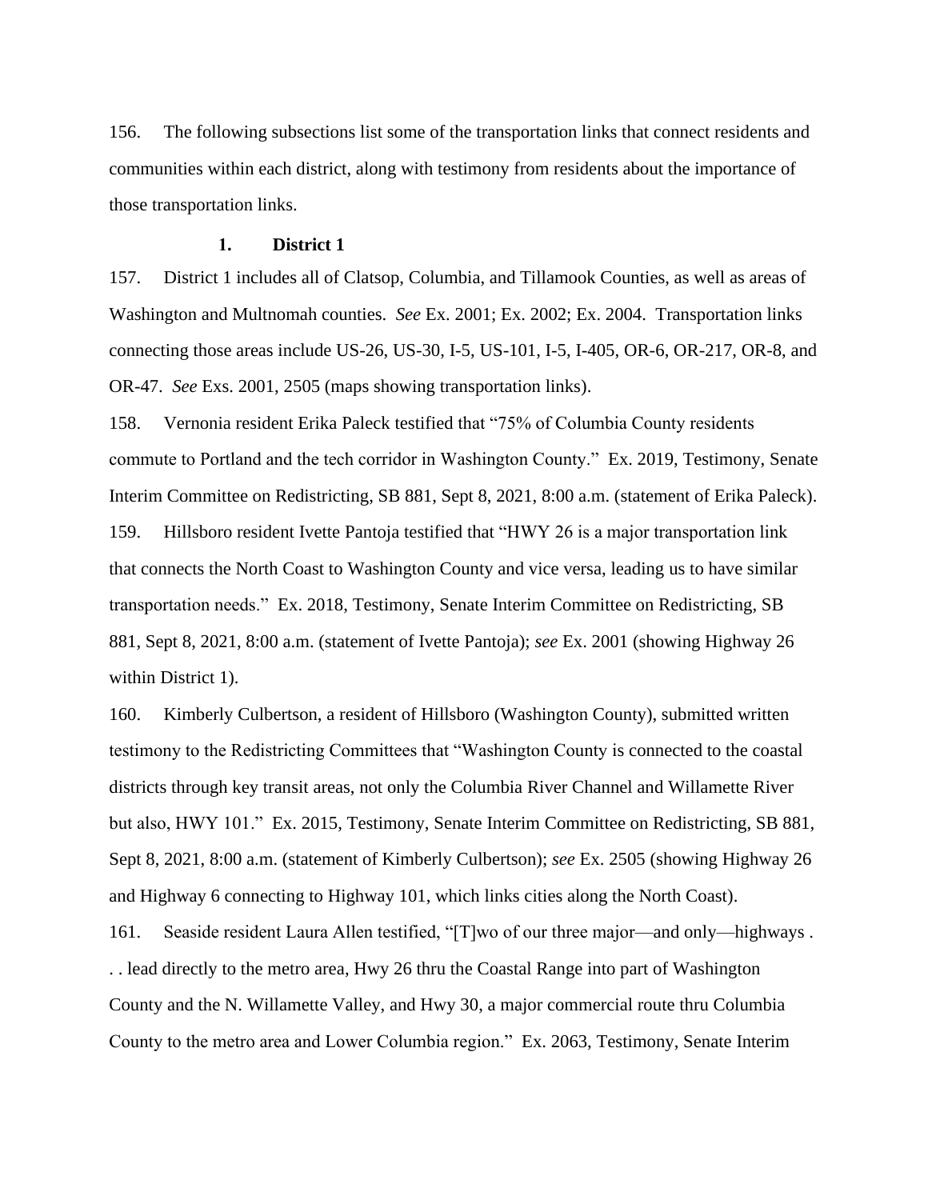156. The following subsections list some of the transportation links that connect residents and communities within each district, along with testimony from residents about the importance of those transportation links.

### 1. District 1

157. District 1 includes all of Clatsop, Columbia, and Tillamook Counties, as well as areas of Washington and Multnomah counties. *See* Ex. 2001; Ex. 2002; Ex. 2004. Transportation links connecting those areas include US-26, US-30, I-5, US-101, I-5, I-405, OR-6, OR-217, OR-8, and OR-47. *See* Exs. 2001, 2505 (maps showing transportation links).

158. Vernonia resident Erika Paleck testified that "75% of Columbia County residents commute to Portland and the tech corridor in Washington County." Ex. 2019, Testimony, Senate Interim Committee on Redistricting, SB 881, Sept 8, 2021, 8:00 a.m. (statement of Erika Paleck).

159. Hillsboro resident Ivette Pantoja testified that "HWY 26 is a major transportation link that connects the North Coast to Washington County and vice versa, leading us to have similar transportation needs." Ex. 2018, Testimony, Senate Interim Committee on Redistricting, SB 881, Sept 8, 2021, 8:00 a.m. (statement of Ivette Pantoja); *see* Ex. 2001 (showing Highway 26 within District 1).

160. Kimberly Culbertson, a resident of Hillsboro (Washington County), submitted written testimony to the Redistricting Committees that "Washington County is connected to the coastal districts through key transit areas, not only the Columbia River Channel and Willamette River but also, HWY 101." Ex. 2015, Testimony, Senate Interim Committee on Redistricting, SB 881, Sept 8, 2021, 8:00 a.m. (statement of Kimberly Culbertson); *see* Ex. 2505 (showing Highway 26 and Highway 6 connecting to Highway 101, which links cities along the North Coast).

161. Seaside resident Laura Allen testified, "[T]wo of our three major—and only—highways . . . lead directly to the metro area, Hwy 26 thru the Coastal Range into part of Washington County and the N. Willamette Valley, and Hwy 30, a major commercial route thru Columbia County to the metro area and Lower Columbia region." Ex. 2063, Testimony, Senate Interim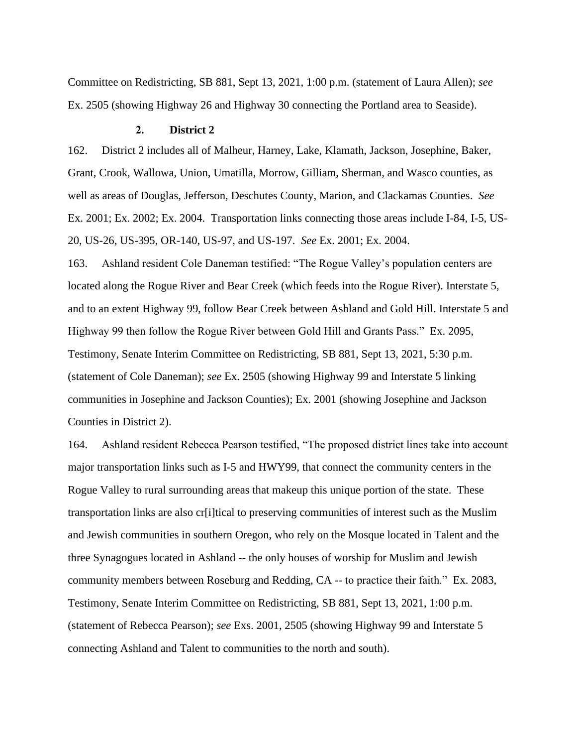Committee on Redistricting, SB 881, Sept 13, 2021, 1:00 p.m. (statement of Laura Allen); *see* Ex. 2505 (showing Highway 26 and Highway 30 connecting the Portland area to Seaside).

### 2. District 2

162. District 2 includes all of Malheur, Harney, Lake, Klamath, Jackson, Josephine, Baker, Grant, Crook, Wallowa, Union, Umatilla, Morrow, Gilliam, Sherman, and Wasco counties, as well as areas of Douglas, Jefferson, Deschutes County, Marion, and Clackamas Counties. *See* Ex. 2001; Ex. 2002; Ex. 2004. Transportation links connecting those areas include I-84, I-5, US-20, US-26, US-395, OR-140, US-97, and US-197. *See* Ex. 2001; Ex. 2004.

163. Ashland resident Cole Daneman testified: "The Rogue Valley's population centers are located along the Rogue River and Bear Creek (which feeds into the Rogue River). Interstate 5, and to an extent Highway 99, follow Bear Creek between Ashland and Gold Hill. Interstate 5 and Highway 99 then follow the Rogue River between Gold Hill and Grants Pass." Ex. 2095, Testimony, Senate Interim Committee on Redistricting, SB 881, Sept 13, 2021, 5:30 p.m. (statement of Cole Daneman); *see* Ex. 2505 (showing Highway 99 and Interstate 5 linking communities in Josephine and Jackson Counties); Ex. 2001 (showing Josephine and Jackson Counties in District 2).

164. Ashland resident Rebecca Pearson testified, "The proposed district lines take into account major transportation links such as I-5 and HWY99, that connect the community centers in the Rogue Valley to rural surrounding areas that makeup this unique portion of the state. These transportation links are also cr[i]tical to preserving communities of interest such as the Muslim and Jewish communities in southern Oregon, who rely on the Mosque located in Talent and the three Synagogues located in Ashland -- the only houses of worship for Muslim and Jewish community members between Roseburg and Redding, CA -- to practice their faith." Ex. 2083, Testimony, Senate Interim Committee on Redistricting, SB 881, Sept 13, 2021, 1:00 p.m. (statement of Rebecca Pearson); *see* Exs. 2001, 2505 (showing Highway 99 and Interstate 5 connecting Ashland and Talent to communities to the north and south).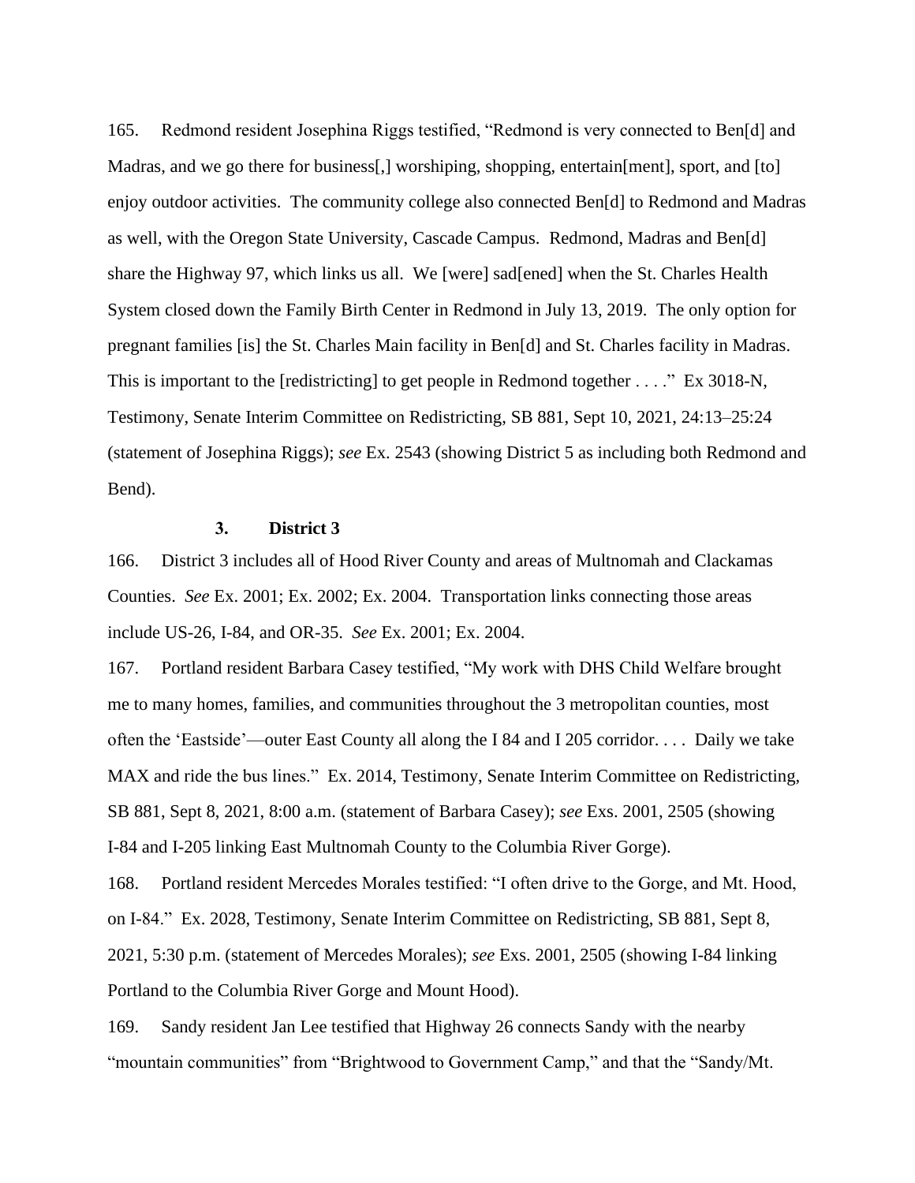165. Redmond resident Josephina Riggs testified, "Redmond is very connected to Ben[d] and Madras, and we go there for business[,] worshiping, shopping, entertain[ment], sport, and [to] enjoy outdoor activities. The community college also connected Ben[d] to Redmond and Madras as well, with the Oregon State University, Cascade Campus. Redmond, Madras and Ben[d] share the Highway 97, which links us all. We [were] sad[ened] when the St. Charles Health System closed down the Family Birth Center in Redmond in July 13, 2019. The only option for pregnant families [is] the St. Charles Main facility in Ben[d] and St. Charles facility in Madras. This is important to the [redistricting] to get people in Redmond together . . . ." Ex 3018-N, Testimony, Senate Interim Committee on Redistricting, SB 881, Sept 10, 2021, 24:13–25:24 (statement of Josephina Riggs); *see* Ex. 2543 (showing District 5 as including both Redmond and Bend).

### 3. District 3

166. District 3 includes all of Hood River County and areas of Multnomah and Clackamas Counties. *See* Ex. 2001; Ex. 2002; Ex. 2004. Transportation links connecting those areas include US-26, I-84, and OR-35. *See* Ex. 2001; Ex. 2004.

167. Portland resident Barbara Casey testified, "My work with DHS Child Welfare brought me to many homes, families, and communities throughout the 3 metropolitan counties, most often the 'Eastside'—outer East County all along the I 84 and I 205 corridor. . . . Daily we take MAX and ride the bus lines." Ex. 2014, Testimony, Senate Interim Committee on Redistricting, SB 881, Sept 8, 2021, 8:00 a.m. (statement of Barbara Casey); *see* Exs. 2001, 2505 (showing I-84 and I-205 linking East Multnomah County to the Columbia River Gorge).

168. Portland resident Mercedes Morales testified: "I often drive to the Gorge, and Mt. Hood, on I-84." Ex. 2028, Testimony, Senate Interim Committee on Redistricting, SB 881, Sept 8, 2021, 5:30 p.m. (statement of Mercedes Morales); *see* Exs. 2001, 2505 (showing I-84 linking Portland to the Columbia River Gorge and Mount Hood).

169. Sandy resident Jan Lee testified that Highway 26 connects Sandy with the nearby "mountain communities" from "Brightwood to Government Camp," and that the "Sandy/Mt.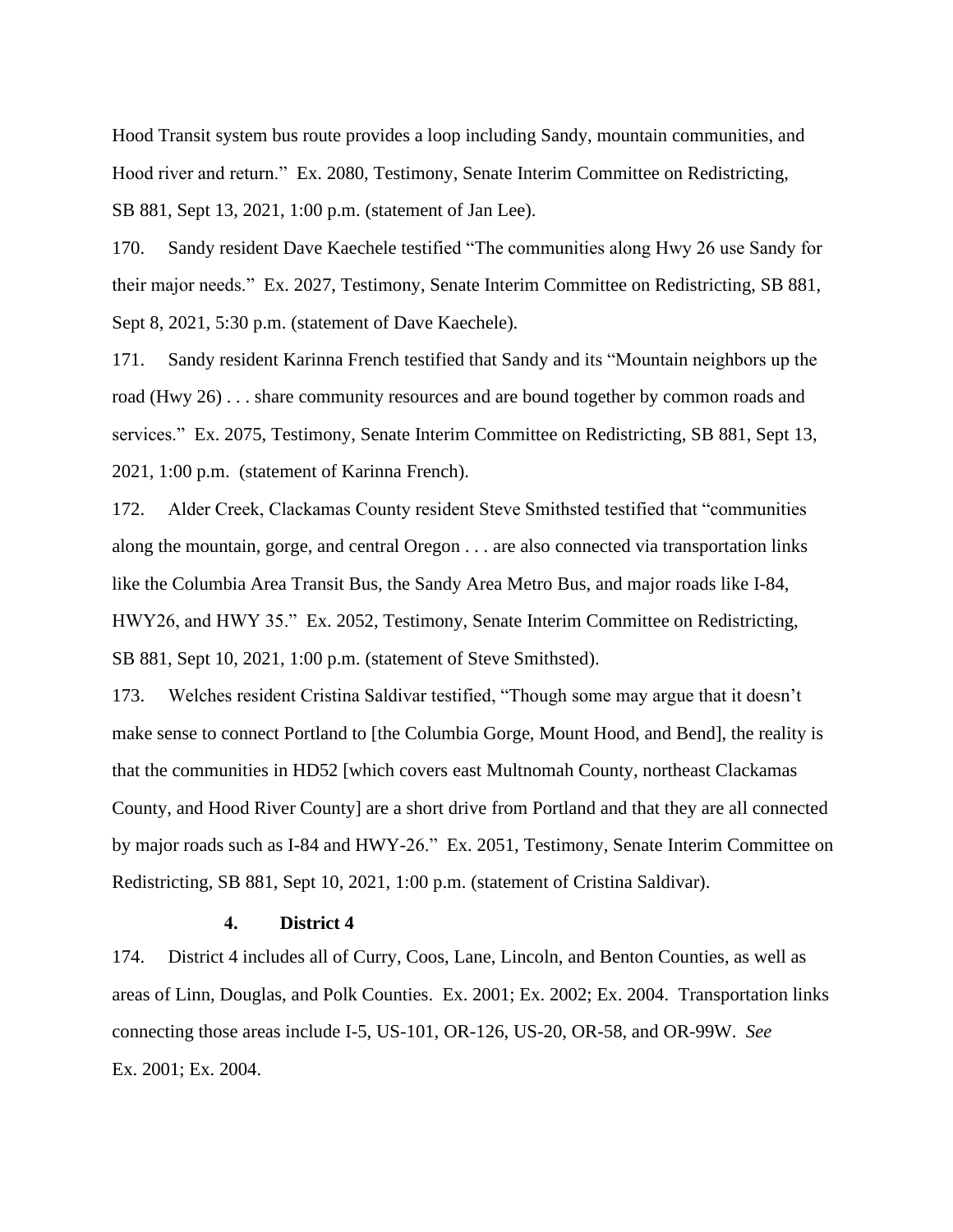Hood Transit system bus route provides a loop including Sandy, mountain communities, and Hood river and return." Ex. 2080, Testimony, Senate Interim Committee on Redistricting, SB 881, Sept 13, 2021, 1:00 p.m. (statement of Jan Lee).

170. Sandy resident Dave Kaechele testified "The communities along Hwy 26 use Sandy for their major needs." Ex. 2027, Testimony, Senate Interim Committee on Redistricting, SB 881, Sept 8, 2021, 5:30 p.m. (statement of Dave Kaechele).

171. Sandy resident Karinna French testified that Sandy and its "Mountain neighbors up the road (Hwy 26) . . . share community resources and are bound together by common roads and services." Ex. 2075, Testimony, Senate Interim Committee on Redistricting, SB 881, Sept 13, 2021, 1:00 p.m. (statement of Karinna French).

172. Alder Creek, Clackamas County resident Steve Smithsted testified that "communities along the mountain, gorge, and central Oregon . . . are also connected via transportation links like the Columbia Area Transit Bus, the Sandy Area Metro Bus, and major roads like I-84, HWY26, and HWY 35." Ex. 2052, Testimony, Senate Interim Committee on Redistricting, SB 881, Sept 10, 2021, 1:00 p.m. (statement of Steve Smithsted).

173. Welches resident Cristina Saldivar testified, "Though some may argue that it doesn't make sense to connect Portland to [the Columbia Gorge, Mount Hood, and Bend], the reality is that the communities in HD52 [which covers east Multnomah County, northeast Clackamas County, and Hood River County] are a short drive from Portland and that they are all connected by major roads such as I-84 and HWY-26." Ex. 2051, Testimony, Senate Interim Committee on Redistricting, SB 881, Sept 10, 2021, 1:00 p.m. (statement of Cristina Saldivar).

#### 4. District 4

174. District 4 includes all of Curry, Coos, Lane, Lincoln, and Benton Counties, as well as areas of Linn, Douglas, and Polk Counties. Ex. 2001; Ex. 2002; Ex. 2004. Transportation links connecting those areas include I-5, US-101, OR-126, US-20, OR-58, and OR-99W. *See* Ex. 2001; Ex. 2004.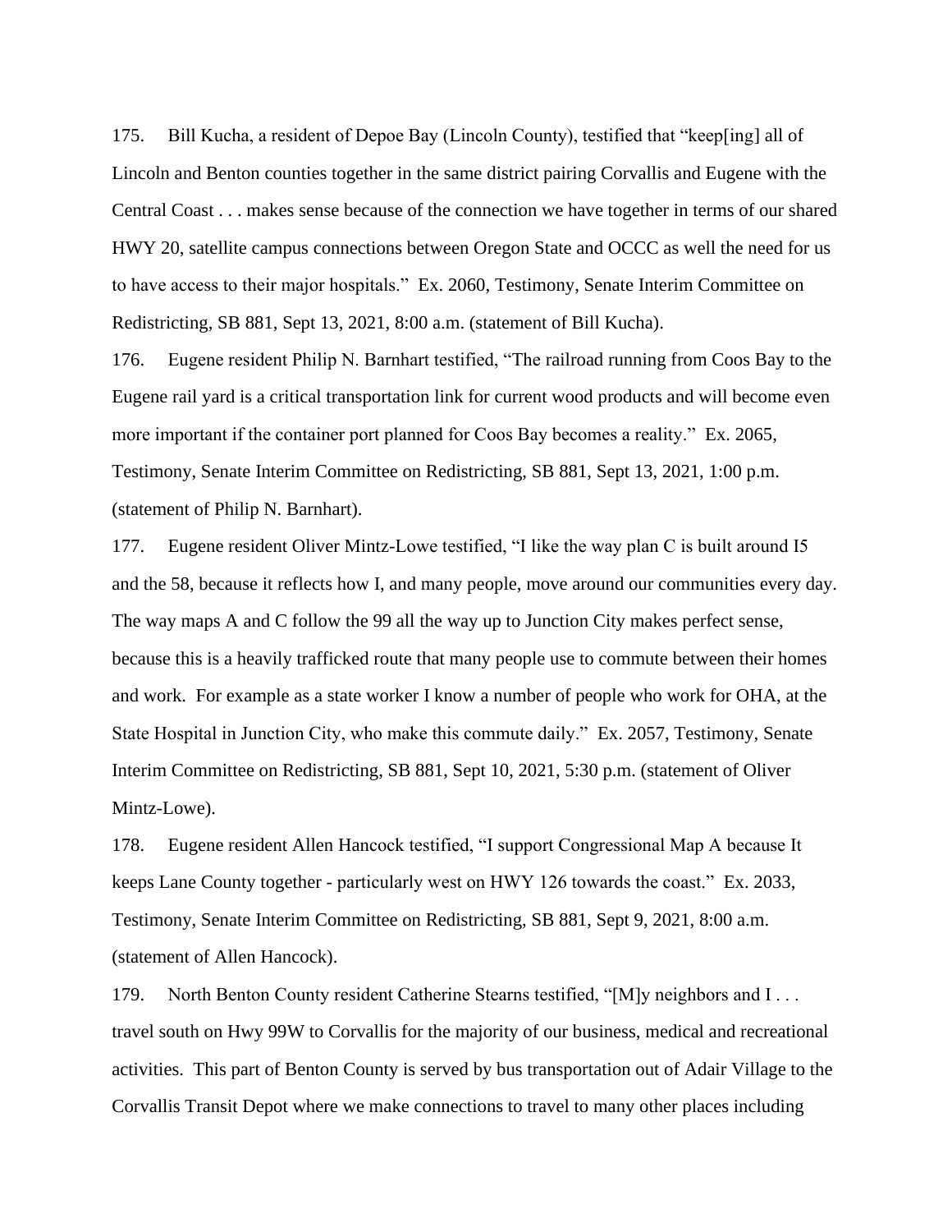175. Bill Kucha, a resident of Depoe Bay (Lincoln County), testified that "keep[ing] all of Lincoln and Benton counties together in the same district pairing Corvallis and Eugene with the Central Coast . . . makes sense because of the connection we have together in terms of our shared HWY 20, satellite campus connections between Oregon State and OCCC as well the need for us to have access to their major hospitals." Ex. 2060, Testimony, Senate Interim Committee on Redistricting, SB 881, Sept 13, 2021, 8:00 a.m. (statement of Bill Kucha).

176. Eugene resident Philip N. Barnhart testified, "The railroad running from Coos Bay to the Eugene rail yard is a critical transportation link for current wood products and will become even more important if the container port planned for Coos Bay becomes a reality." Ex. 2065, Testimony, Senate Interim Committee on Redistricting, SB 881, Sept 13, 2021, 1:00 p.m. (statement of Philip N. Barnhart).

177. Eugene resident Oliver Mintz-Lowe testified, "I like the way plan C is built around I5 and the 58, because it reflects how I, and many people, move around our communities every day. The way maps A and C follow the 99 all the way up to Junction City makes perfect sense, because this is a heavily trafficked route that many people use to commute between their homes and work. For example as a state worker I know a number of people who work for OHA, at the State Hospital in Junction City, who make this commute daily." Ex. 2057, Testimony, Senate Interim Committee on Redistricting, SB 881, Sept 10, 2021, 5:30 p.m. (statement of Oliver Mintz-Lowe).

178. Eugene resident Allen Hancock testified, "I support Congressional Map A because It keeps Lane County together - particularly west on HWY 126 towards the coast." Ex. 2033, Testimony, Senate Interim Committee on Redistricting, SB 881, Sept 9, 2021, 8:00 a.m. (statement of Allen Hancock).

179. North Benton County resident Catherine Stearns testified, "[M]y neighbors and I . . . travel south on Hwy 99W to Corvallis for the majority of our business, medical and recreational activities. This part of Benton County is served by bus transportation out of Adair Village to the Corvallis Transit Depot where we make connections to travel to many other places including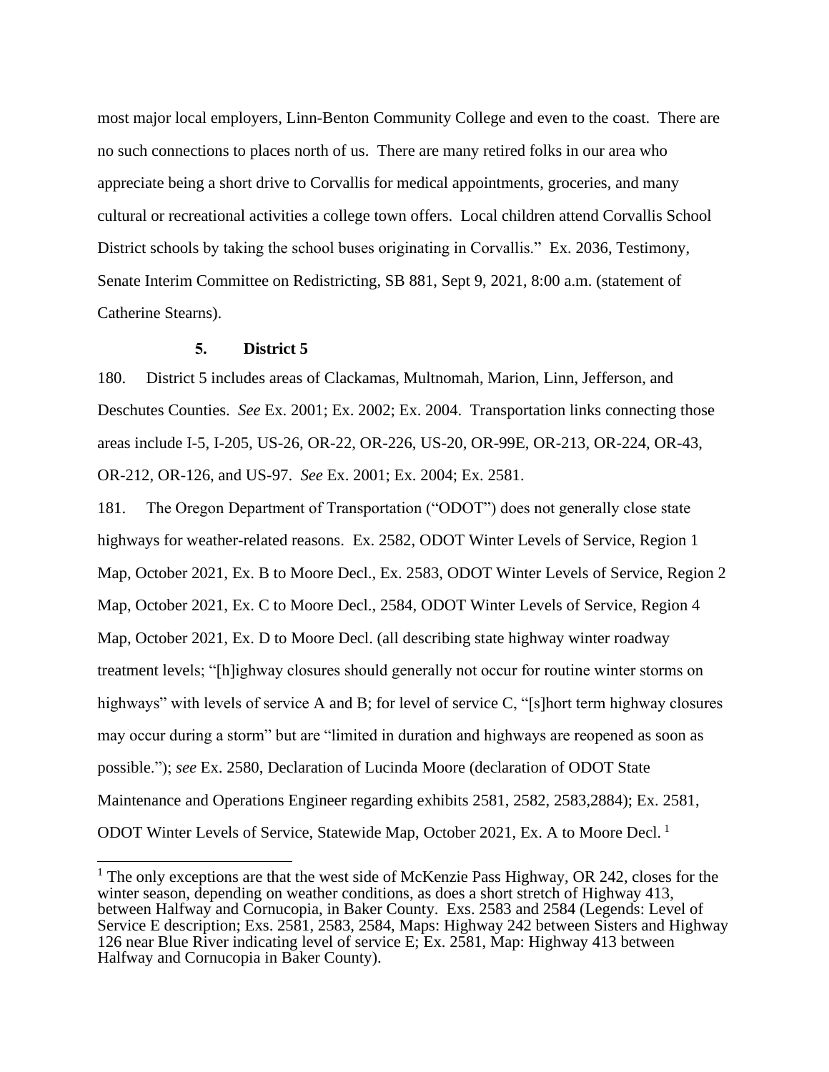most major local employers, Linn-Benton Community College and even to the coast. There are no such connections to places north of us. There are many retired folks in our area who appreciate being a short drive to Corvallis for medical appointments, groceries, and many cultural or recreational activities a college town offers. Local children attend Corvallis School District schools by taking the school buses originating in Corvallis." Ex. 2036, Testimony, Senate Interim Committee on Redistricting, SB 881, Sept 9, 2021, 8:00 a.m. (statement of Catherine Stearns).

### 5. District 5

180. District 5 includes areas of Clackamas, Multnomah, Marion, Linn, Jefferson, and Deschutes Counties. *See* Ex. 2001; Ex. 2002; Ex. 2004. Transportation links connecting those areas include I-5, I-205, US-26, OR-22, OR-226, US-20, OR-99E, OR-213, OR-224, OR-43, OR-212, OR-126, and US-97. *See* Ex. 2001; Ex. 2004; Ex. 2581.

181. The Oregon Department of Transportation ("ODOT") does not generally close state highways for weather-related reasons. Ex. 2582, ODOT Winter Levels of Service, Region 1 Map, October 2021, Ex. B to Moore Decl., Ex. 2583, ODOT Winter Levels of Service, Region 2 Map, October 2021, Ex. C to Moore Decl., 2584, ODOT Winter Levels of Service, Region 4 Map, October 2021, Ex. D to Moore Decl. (all describing state highway winter roadway treatment levels; "[h]ighway closures should generally not occur for routine winter storms on highways" with levels of service A and B; for level of service C, "[s]hort term highway closures may occur during a storm" but are "limited in duration and highways are reopened as soon as possible."); *see* Ex. 2580, Declaration of Lucinda Moore (declaration of ODOT State Maintenance and Operations Engineer regarding exhibits 2581, 2582, 2583,2884); Ex. 2581, ODOT Winter Levels of Service, Statewide Map, October 2021, Ex. A to Moore Decl. [1]

[1] The only exceptions are that the west side of McKenzie Pass Highway, OR 242, closes for the winter season, depending on weather conditions, as does a short stretch of Highway 413, between Halfway and Cornucopia, in Baker County. Exs. 2583 and 2584 (Legends: Level of Service E description; Exs. 2581, 2583, 2584, Maps: Highway 242 between Sisters and Highway 126 near Blue River indicating level of service E; Ex. 2581, Map: Highway 413 between Halfway and Cornucopia in Baker County).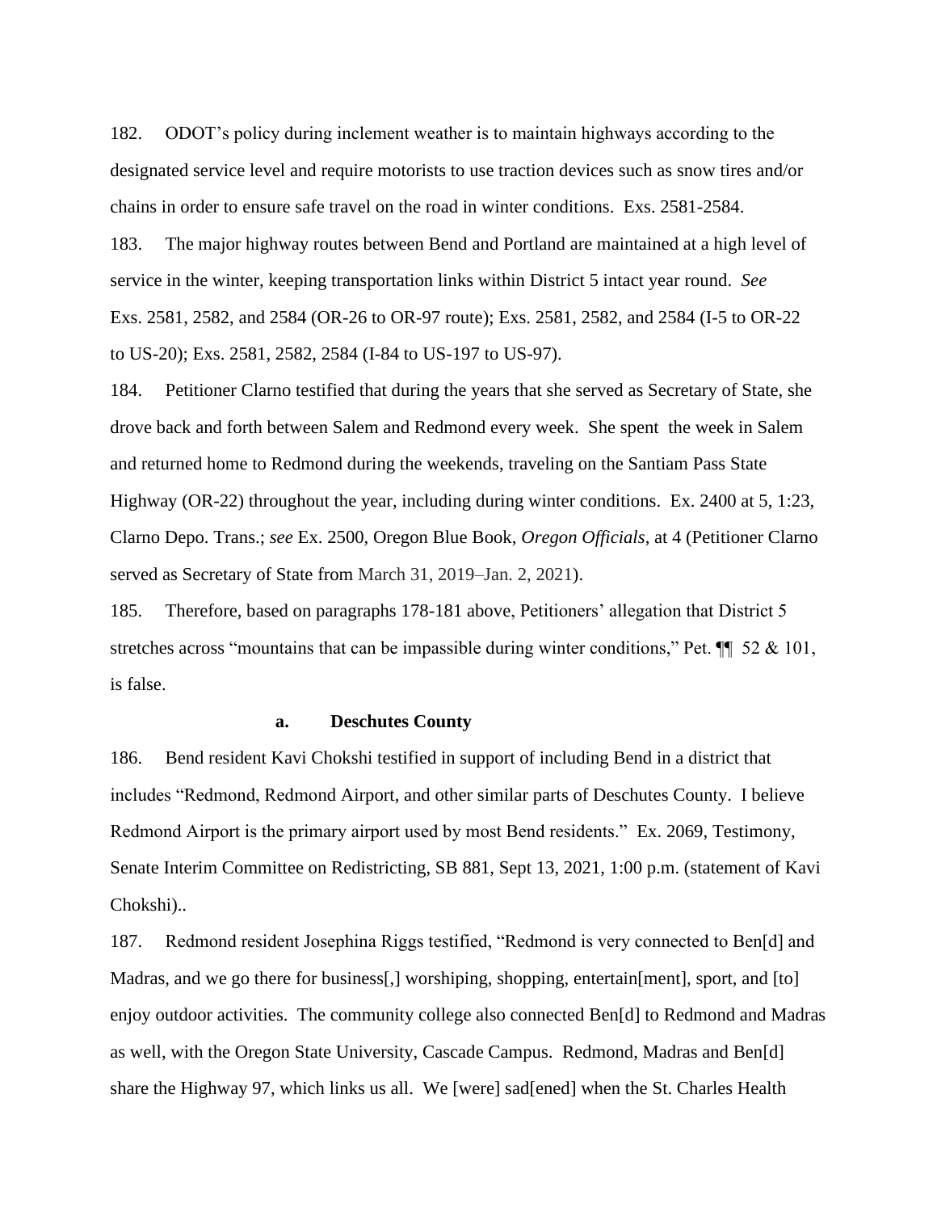182. ODOT's policy during inclement weather is to maintain highways according to the designated service level and require motorists to use traction devices such as snow tires and/or chains in order to ensure safe travel on the road in winter conditions. Exs. 2581-2584.

183. The major highway routes between Bend and Portland are maintained at a high level of service in the winter, keeping transportation links within District 5 intact year round. *See* Exs. 2581, 2582, and 2584 (OR-26 to OR-97 route); Exs. 2581, 2582, and 2584 (I-5 to OR-22 to US-20); Exs. 2581, 2582, 2584 (I-84 to US-197 to US-97).

184. Petitioner Clarno testified that during the years that she served as Secretary of State, she drove back and forth between Salem and Redmond every week. She spent the week in Salem and returned home to Redmond during the weekends, traveling on the Santiam Pass State Highway (OR-22) throughout the year, including during winter conditions. Ex. 2400 at 5, 1:23, Clarno Depo. Trans.; *see* Ex. 2500, Oregon Blue Book, *Oregon Officials*, at 4 (Petitioner Clarno served as Secretary of State from March 31, 2019–Jan. 2, 2021).

185. Therefore, based on paragraphs 178-181 above, Petitioners' allegation that District 5 stretches across "mountains that can be impassible during winter conditions," Pet. ¶¶ 52 & 101, is false.

**a. Deschutes County**

186. Bend resident Kavi Chokshi testified in support of including Bend in a district that includes "Redmond, Redmond Airport, and other similar parts of Deschutes County. I believe Redmond Airport is the primary airport used by most Bend residents." Ex. 2069, Testimony, Senate Interim Committee on Redistricting, SB 881, Sept 13, 2021, 1:00 p.m. (statement of Kavi Chokshi)..

187. Redmond resident Josephina Riggs testified, "Redmond is very connected to Ben[d] and Madras, and we go there for business[,] worshiping, shopping, entertain[ment], sport, and [to] enjoy outdoor activities. The community college also connected Ben[d] to Redmond and Madras as well, with the Oregon State University, Cascade Campus. Redmond, Madras and Ben[d] share the Highway 97, which links us all. We [were] sad[ened] when the St. Charles Health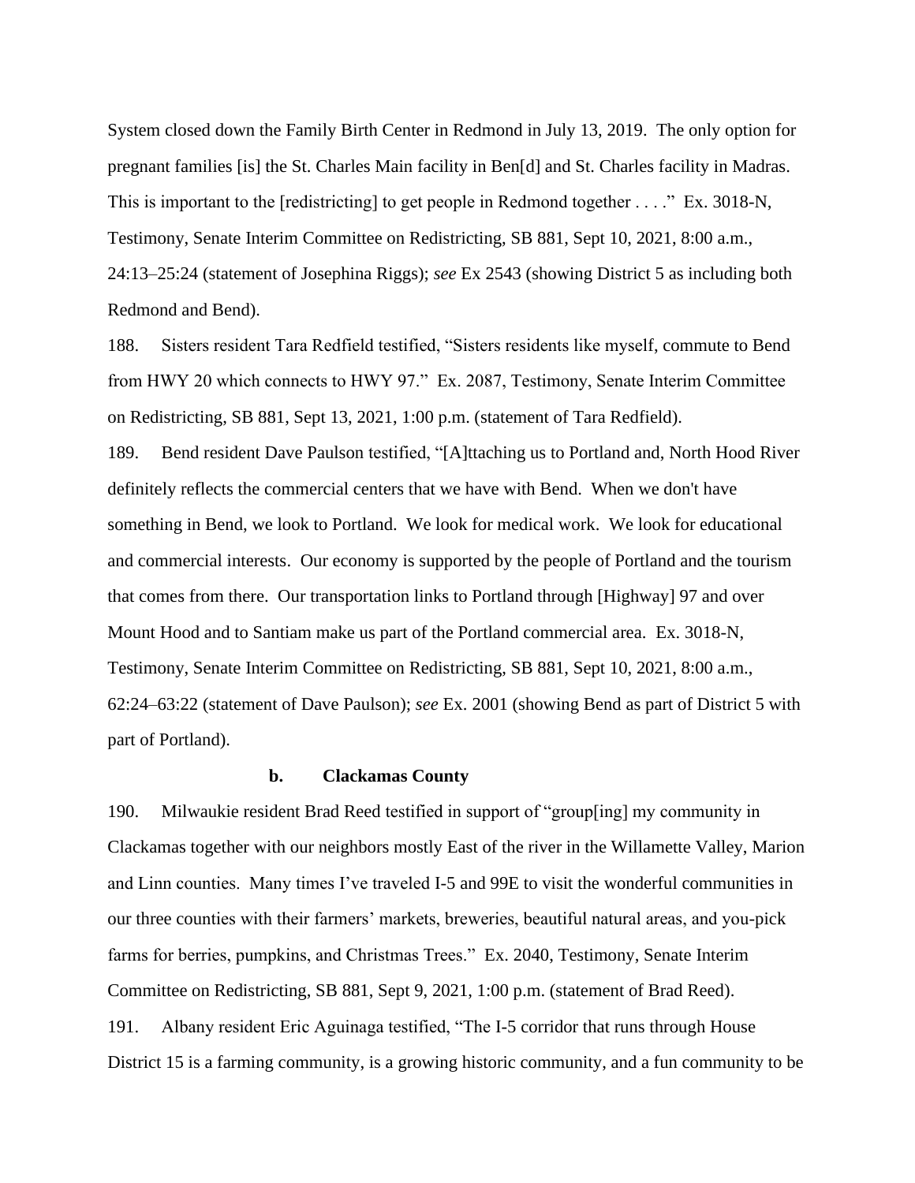System closed down the Family Birth Center in Redmond in July 13, 2019. The only option for pregnant families [is] the St. Charles Main facility in Ben[d] and St. Charles facility in Madras. This is important to the [redistricting] to get people in Redmond together . . . ." Ex. 3018-N, Testimony, Senate Interim Committee on Redistricting, SB 881, Sept 10, 2021, 8:00 a.m., 24:13–25:24 (statement of Josephina Riggs); *see* Ex 2543 (showing District 5 as including both Redmond and Bend).

188. Sisters resident Tara Redfield testified, "Sisters residents like myself, commute to Bend from HWY 20 which connects to HWY 97." Ex. 2087, Testimony, Senate Interim Committee on Redistricting, SB 881, Sept 13, 2021, 1:00 p.m. (statement of Tara Redfield).

189. Bend resident Dave Paulson testified, "[A]ttaching us to Portland and, North Hood River definitely reflects the commercial centers that we have with Bend. When we don't have something in Bend, we look to Portland. We look for medical work. We look for educational and commercial interests. Our economy is supported by the people of Portland and the tourism that comes from there. Our transportation links to Portland through [Highway] 97 and over Mount Hood and to Santiam make us part of the Portland commercial area. Ex. 3018-N, Testimony, Senate Interim Committee on Redistricting, SB 881, Sept 10, 2021, 8:00 a.m., 62:24–63:22 (statement of Dave Paulson); *see* Ex. 2001 (showing Bend as part of District 5 with part of Portland).

**b. Clackamas County**

190. Milwaukie resident Brad Reed testified in support of "group[ing] my community in Clackamas together with our neighbors mostly East of the river in the Willamette Valley, Marion and Linn counties. Many times I've traveled I-5 and 99E to visit the wonderful communities in our three counties with their farmers' markets, breweries, beautiful natural areas, and you-pick farms for berries, pumpkins, and Christmas Trees." Ex. 2040, Testimony, Senate Interim Committee on Redistricting, SB 881, Sept 9, 2021, 1:00 p.m. (statement of Brad Reed).

191. Albany resident Eric Aguinaga testified, "The I-5 corridor that runs through House District 15 is a farming community, is a growing historic community, and a fun community to be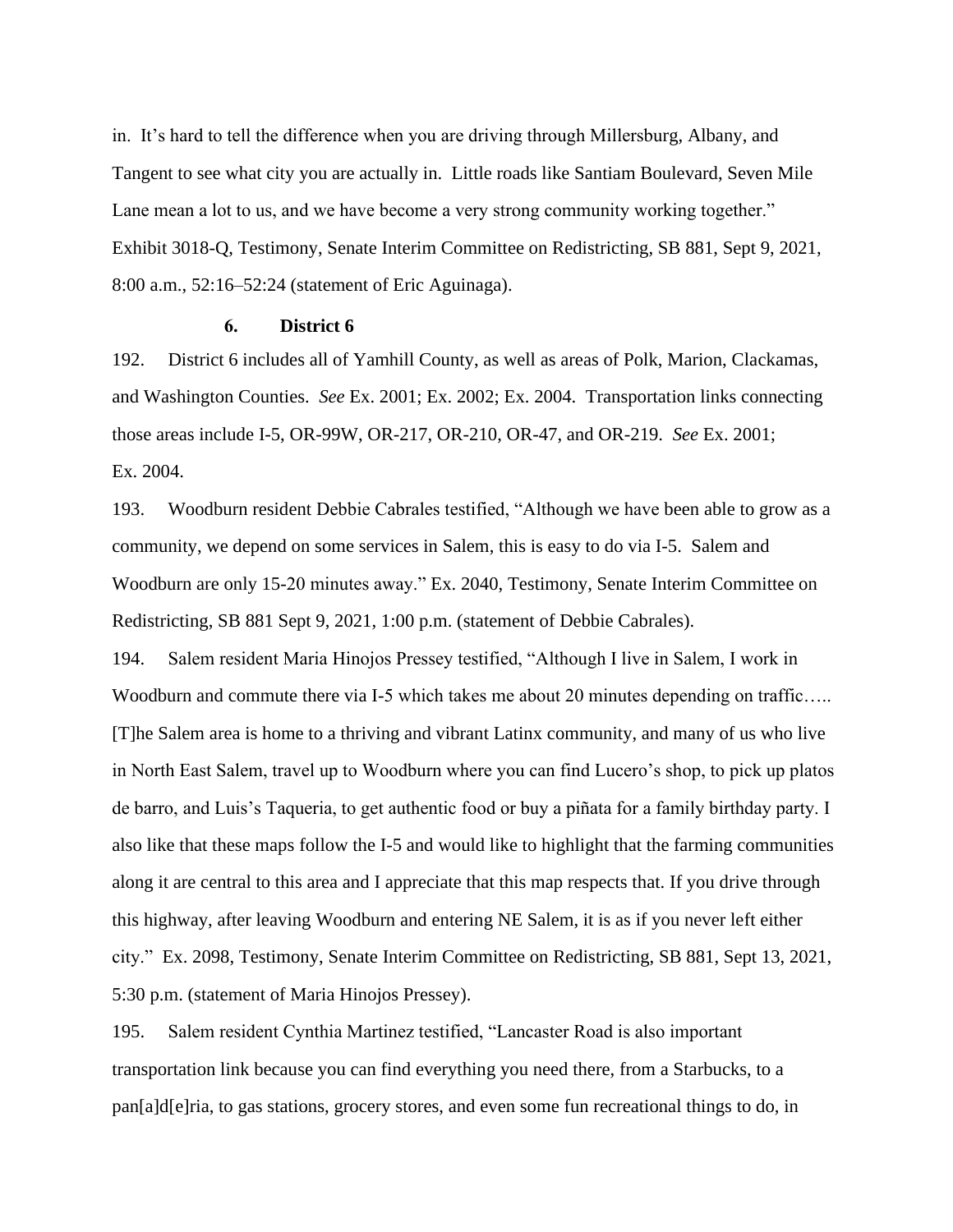in. It's hard to tell the difference when you are driving through Millersburg, Albany, and Tangent to see what city you are actually in. Little roads like Santiam Boulevard, Seven Mile Lane mean a lot to us, and we have become a very strong community working together." Exhibit 3018-Q, Testimony, Senate Interim Committee on Redistricting, SB 881, Sept 9, 2021, 8:00 a.m., 52:16–52:24 (statement of Eric Aguinaga).

### 6. District 6

192. District 6 includes all of Yamhill County, as well as areas of Polk, Marion, Clackamas, and Washington Counties. *See* Ex. 2001; Ex. 2002; Ex. 2004. Transportation links connecting those areas include I-5, OR-99W, OR-217, OR-210, OR-47, and OR-219. *See* Ex. 2001; Ex. 2004.

193. Woodburn resident Debbie Cabrales testified, "Although we have been able to grow as a community, we depend on some services in Salem, this is easy to do via I-5. Salem and Woodburn are only 15-20 minutes away." Ex. 2040, Testimony, Senate Interim Committee on Redistricting, SB 881 Sept 9, 2021, 1:00 p.m. (statement of Debbie Cabrales).

194. Salem resident Maria Hinojos Pressey testified, "Although I live in Salem, I work in Woodburn and commute there via I-5 which takes me about 20 minutes depending on traffic….. [T]he Salem area is home to a thriving and vibrant Latinx community, and many of us who live in North East Salem, travel up to Woodburn where you can find Lucero's shop, to pick up platos de barro, and Luis's Taqueria, to get authentic food or buy a piñata for a family birthday party. I also like that these maps follow the I-5 and would like to highlight that the farming communities along it are central to this area and I appreciate that this map respects that. If you drive through this highway, after leaving Woodburn and entering NE Salem, it is as if you never left either city." Ex. 2098, Testimony, Senate Interim Committee on Redistricting, SB 881, Sept 13, 2021, 5:30 p.m. (statement of Maria Hinojos Pressey).

195. Salem resident Cynthia Martinez testified, "Lancaster Road is also important transportation link because you can find everything you need there, from a Starbucks, to a pan[a]d[e]ria, to gas stations, grocery stores, and even some fun recreational things to do, in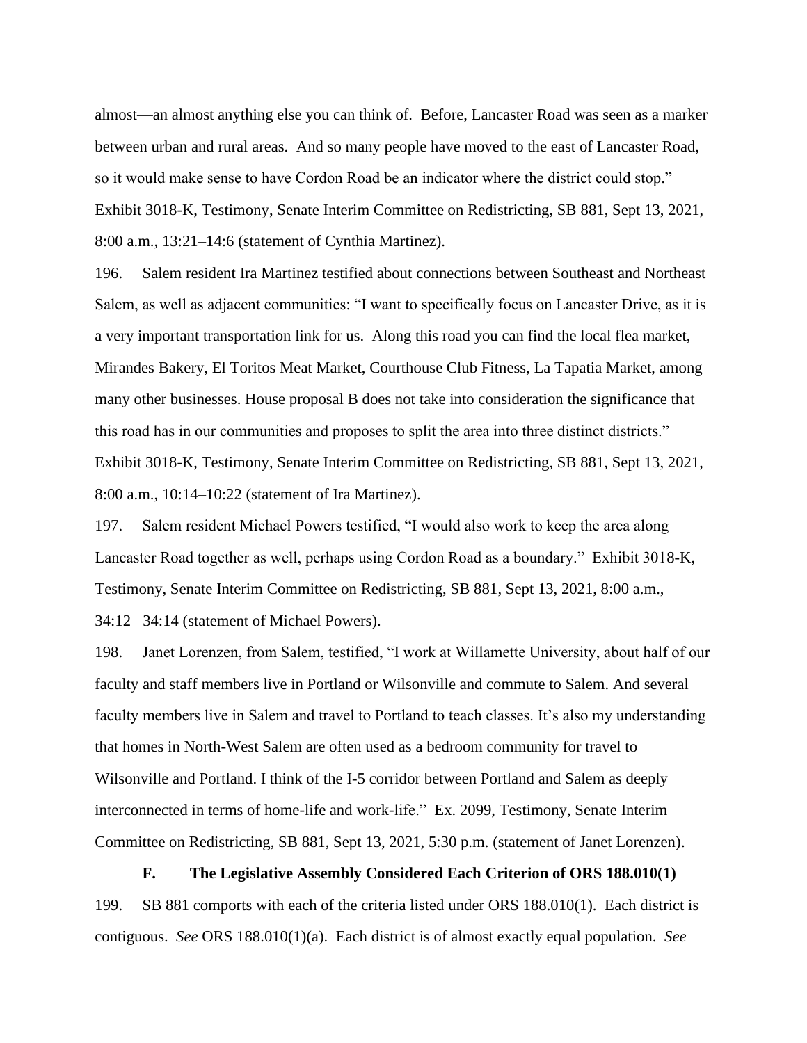almost—an almost anything else you can think of. Before, Lancaster Road was seen as a marker between urban and rural areas. And so many people have moved to the east of Lancaster Road, so it would make sense to have Cordon Road be an indicator where the district could stop." Exhibit 3018-K, Testimony, Senate Interim Committee on Redistricting, SB 881, Sept 13, 2021, 8:00 a.m., 13:21–14:6 (statement of Cynthia Martinez).

196. Salem resident Ira Martinez testified about connections between Southeast and Northeast Salem, as well as adjacent communities: "I want to specifically focus on Lancaster Drive, as it is a very important transportation link for us. Along this road you can find the local flea market, Mirandes Bakery, El Toritos Meat Market, Courthouse Club Fitness, La Tapatia Market, among many other businesses. House proposal B does not take into consideration the significance that this road has in our communities and proposes to split the area into three distinct districts." Exhibit 3018-K, Testimony, Senate Interim Committee on Redistricting, SB 881, Sept 13, 2021, 8:00 a.m., 10:14–10:22 (statement of Ira Martinez).

197. Salem resident Michael Powers testified, "I would also work to keep the area along Lancaster Road together as well, perhaps using Cordon Road as a boundary." Exhibit 3018-K, Testimony, Senate Interim Committee on Redistricting, SB 881, Sept 13, 2021, 8:00 a.m., 34:12– 34:14 (statement of Michael Powers).

198. Janet Lorenzen, from Salem, testified, "I work at Willamette University, about half of our faculty and staff members live in Portland or Wilsonville and commute to Salem. And several faculty members live in Salem and travel to Portland to teach classes. It's also my understanding that homes in North-West Salem are often used as a bedroom community for travel to Wilsonville and Portland. I think of the I-5 corridor between Portland and Salem as deeply interconnected in terms of home-life and work-life." Ex. 2099, Testimony, Senate Interim Committee on Redistricting, SB 881, Sept 13, 2021, 5:30 p.m. (statement of Janet Lorenzen).

### F. The Legislative Assembly Considered Each Criterion of ORS 188.010(1)

199. SB 881 comports with each of the criteria listed under ORS 188.010(1). Each district is contiguous. *See* ORS 188.010(1)(a). Each district is of almost exactly equal population. *See*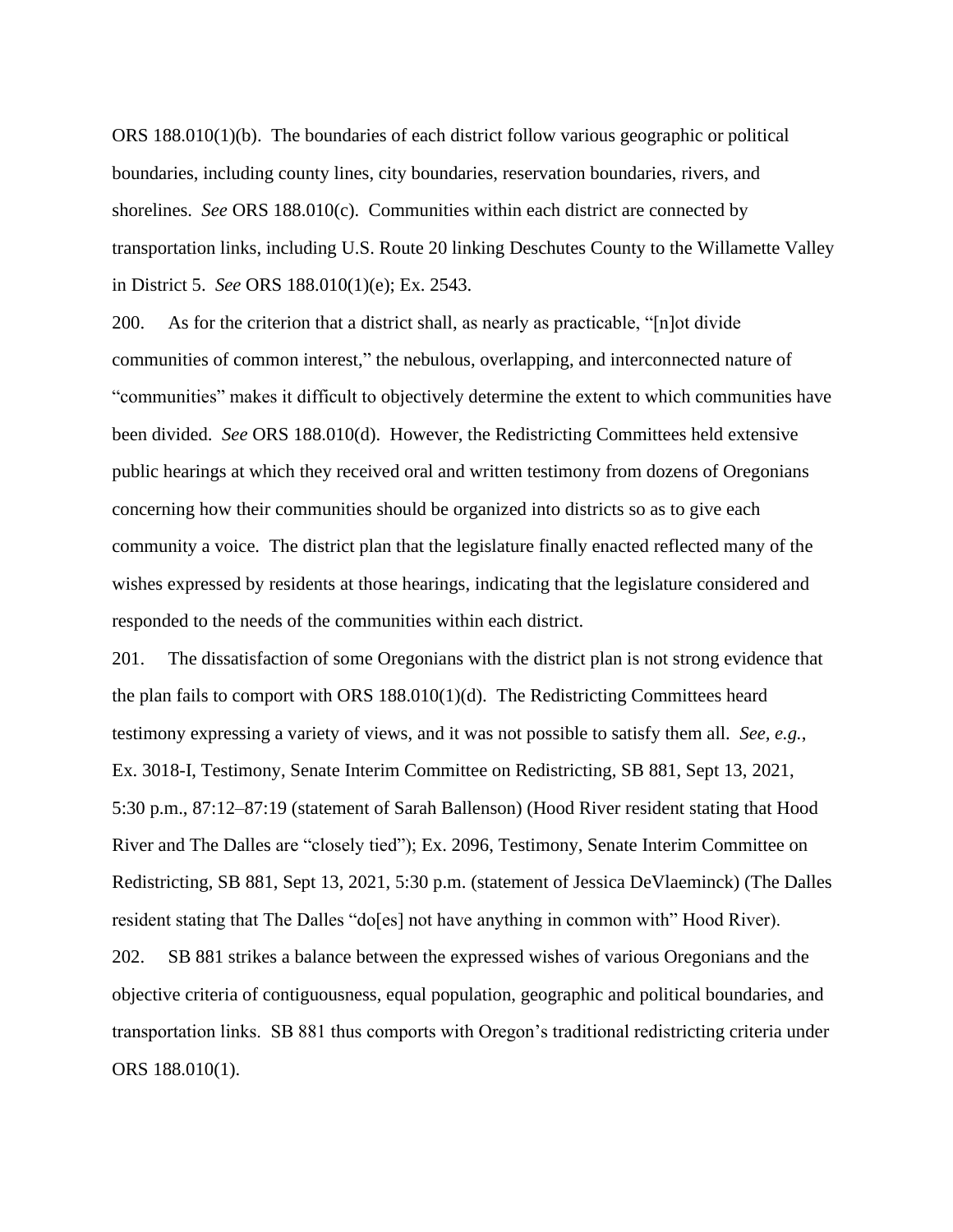ORS 188.010(1)(b). The boundaries of each district follow various geographic or political boundaries, including county lines, city boundaries, reservation boundaries, rivers, and shorelines. *See* ORS 188.010(c). Communities within each district are connected by transportation links, including U.S. Route 20 linking Deschutes County to the Willamette Valley in District 5. *See* ORS 188.010(1)(e); Ex. 2543.

200. As for the criterion that a district shall, as nearly as practicable, "[n]ot divide communities of common interest," the nebulous, overlapping, and interconnected nature of "communities" makes it difficult to objectively determine the extent to which communities have been divided. *See* ORS 188.010(d). However, the Redistricting Committees held extensive public hearings at which they received oral and written testimony from dozens of Oregonians concerning how their communities should be organized into districts so as to give each community a voice. The district plan that the legislature finally enacted reflected many of the wishes expressed by residents at those hearings, indicating that the legislature considered and responded to the needs of the communities within each district.

201. The dissatisfaction of some Oregonians with the district plan is not strong evidence that the plan fails to comport with ORS 188.010(1)(d). The Redistricting Committees heard testimony expressing a variety of views, and it was not possible to satisfy them all. *See, e.g.*, Ex. 3018-I, Testimony, Senate Interim Committee on Redistricting, SB 881, Sept 13, 2021, 5:30 p.m., 87:12–87:19 (statement of Sarah Ballenson) (Hood River resident stating that Hood River and The Dalles are "closely tied"); Ex. 2096, Testimony, Senate Interim Committee on Redistricting, SB 881, Sept 13, 2021, 5:30 p.m. (statement of Jessica DeVlaeminck) (The Dalles resident stating that The Dalles "do[es] not have anything in common with" Hood River).

202. SB 881 strikes a balance between the expressed wishes of various Oregonians and the objective criteria of contiguousness, equal population, geographic and political boundaries, and transportation links. SB 881 thus comports with Oregon's traditional redistricting criteria under ORS 188.010(1).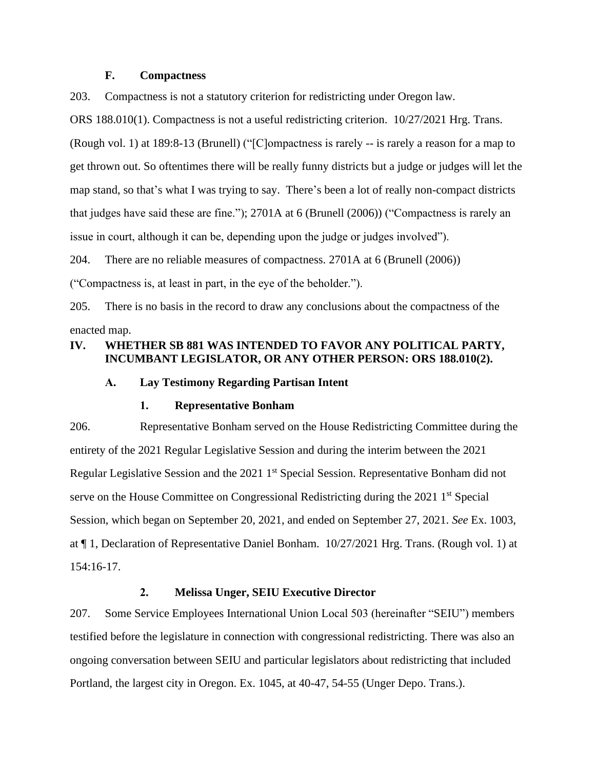### F. Compactness

203. Compactness is not a statutory criterion for redistricting under Oregon law. ORS 188.010(1). Compactness is not a useful redistricting criterion. 10/27/2021 Hrg. Trans. (Rough vol. 1) at 189:8-13 (Brunell) ("[C]ompactness is rarely -- is rarely a reason for a map to get thrown out. So oftentimes there will be really funny districts but a judge or judges will let the map stand, so that's what I was trying to say. There's been a lot of really non-compact districts that judges have said these are fine."); 2701A at 6 (Brunell (2006)) ("Compactness is rarely an issue in court, although it can be, depending upon the judge or judges involved").

204. There are no reliable measures of compactness. 2701A at 6 (Brunell (2006)) ("Compactness is, at least in part, in the eye of the beholder.").

205. There is no basis in the record to draw any conclusions about the compactness of the enacted map.

## IV. WHETHER SB 881 WAS INTENDED TO FAVOR ANY POLITICAL PARTY, INCUMBANT LEGISLATOR, OR ANY OTHER PERSON: ORS 188.010(2).

### A. Lay Testimony Regarding Partisan Intent

#### 1. Representative Bonham

206. Representative Bonham served on the House Redistricting Committee during the entirety of the 2021 Regular Legislative Session and during the interim between the 2021 Regular Legislative Session and the 2021 1st Special Session. Representative Bonham did not serve on the House Committee on Congressional Redistricting during the 2021 1st Special Session, which began on September 20, 2021, and ended on September 27, 2021. *See* Ex. 1003, at ¶ 1, Declaration of Representative Daniel Bonham. 10/27/2021 Hrg. Trans. (Rough vol. 1) at 154:16-17.

#### 2. Melissa Unger, SEIU Executive Director

207. Some Service Employees International Union Local 503 (hereinafter "SEIU") members testified before the legislature in connection with congressional redistricting. There was also an ongoing conversation between SEIU and particular legislators about redistricting that included Portland, the largest city in Oregon. Ex. 1045, at 40-47, 54-55 (Unger Depo. Trans.).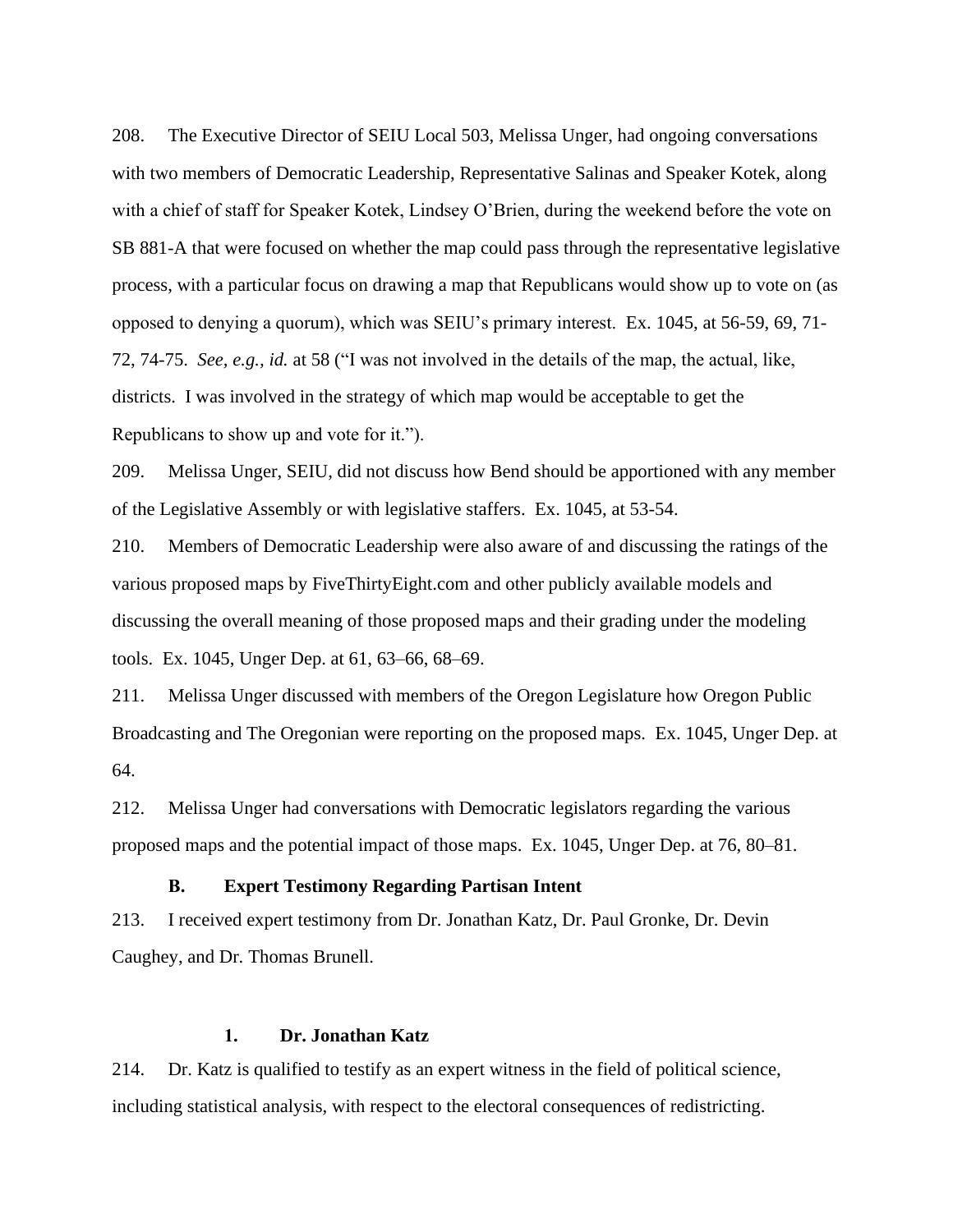208. The Executive Director of SEIU Local 503, Melissa Unger, had ongoing conversations with two members of Democratic Leadership, Representative Salinas and Speaker Kotek, along with a chief of staff for Speaker Kotek, Lindsey O'Brien, during the weekend before the vote on SB 881-A that were focused on whether the map could pass through the representative legislative process, with a particular focus on drawing a map that Republicans would show up to vote on (as opposed to denying a quorum), which was SEIU's primary interest. Ex. 1045, at 56-59, 69, 71-72, 74-75. *See, e.g., id.* at 58 ("I was not involved in the details of the map, the actual, like, districts. I was involved in the strategy of which map would be acceptable to get the Republicans to show up and vote for it.").

209. Melissa Unger, SEIU, did not discuss how Bend should be apportioned with any member of the Legislative Assembly or with legislative staffers. Ex. 1045, at 53-54.

210. Members of Democratic Leadership were also aware of and discussing the ratings of the various proposed maps by FiveThirtyEight.com and other publicly available models and discussing the overall meaning of those proposed maps and their grading under the modeling tools. Ex. 1045, Unger Dep. at 61, 63–66, 68–69.

211. Melissa Unger discussed with members of the Oregon Legislature how Oregon Public Broadcasting and The Oregonian were reporting on the proposed maps. Ex. 1045, Unger Dep. at 64.

212. Melissa Unger had conversations with Democratic legislators regarding the various proposed maps and the potential impact of those maps. Ex. 1045, Unger Dep. at 76, 80–81.

### B. Expert Testimony Regarding Partisan Intent

213. I received expert testimony from Dr. Jonathan Katz, Dr. Paul Gronke, Dr. Devin Caughey, and Dr. Thomas Brunell.

#### 1. Dr. Jonathan Katz

214. Dr. Katz is qualified to testify as an expert witness in the field of political science, including statistical analysis, with respect to the electoral consequences of redistricting.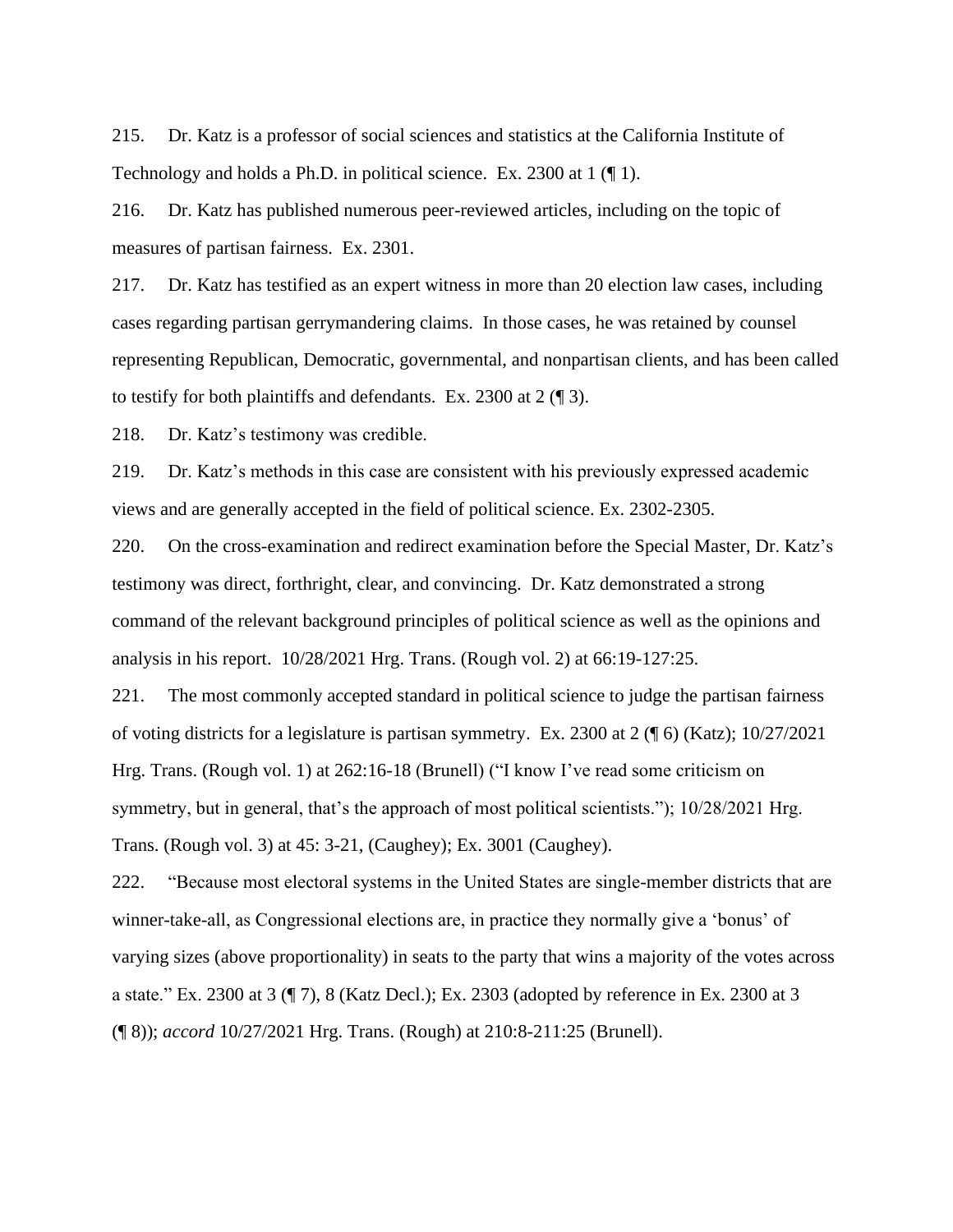215. Dr. Katz is a professor of social sciences and statistics at the California Institute of Technology and holds a Ph.D. in political science. Ex. 2300 at 1 (¶ 1).

216. Dr. Katz has published numerous peer-reviewed articles, including on the topic of measures of partisan fairness. Ex. 2301.

217. Dr. Katz has testified as an expert witness in more than 20 election law cases, including cases regarding partisan gerrymandering claims. In those cases, he was retained by counsel representing Republican, Democratic, governmental, and nonpartisan clients, and has been called to testify for both plaintiffs and defendants. Ex. 2300 at 2 (¶ 3).

218. Dr. Katz's testimony was credible.

219. Dr. Katz's methods in this case are consistent with his previously expressed academic views and are generally accepted in the field of political science. Ex. 2302-2305.

220. On the cross-examination and redirect examination before the Special Master, Dr. Katz's testimony was direct, forthright, clear, and convincing. Dr. Katz demonstrated a strong command of the relevant background principles of political science as well as the opinions and analysis in his report. 10/28/2021 Hrg. Trans. (Rough vol. 2) at 66:19-127:25.

221. The most commonly accepted standard in political science to judge the partisan fairness of voting districts for a legislature is partisan symmetry. Ex. 2300 at 2 (¶ 6) (Katz); 10/27/2021 Hrg. Trans. (Rough vol. 1) at 262:16-18 (Brunell) ("I know I've read some criticism on symmetry, but in general, that's the approach of most political scientists."); 10/28/2021 Hrg. Trans. (Rough vol. 3) at 45: 3-21, (Caughey); Ex. 3001 (Caughey).

222. "Because most electoral systems in the United States are single-member districts that are winner-take-all, as Congressional elections are, in practice they normally give a 'bonus' of varying sizes (above proportionality) in seats to the party that wins a majority of the votes across a state." Ex. 2300 at 3 (¶ 7), 8 (Katz Decl.); Ex. 2303 (adopted by reference in Ex. 2300 at 3 (¶ 8)); *accord* 10/27/2021 Hrg. Trans. (Rough) at 210:8-211:25 (Brunell).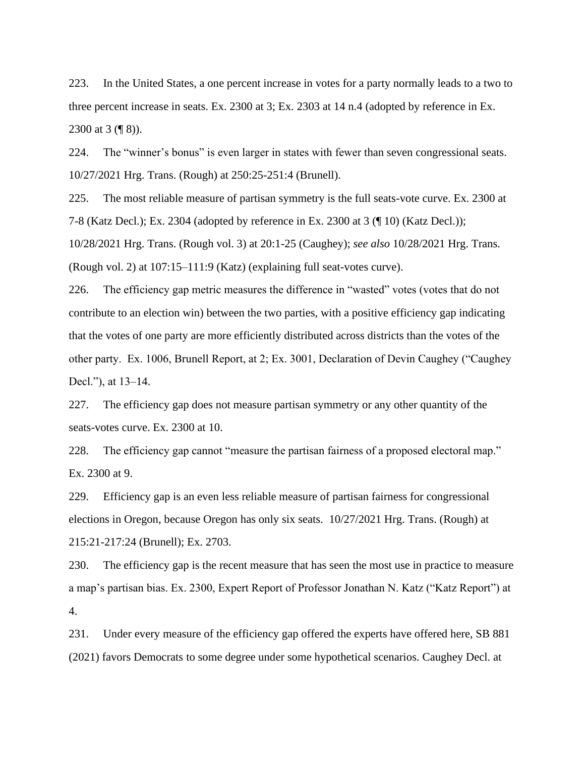223. In the United States, a one percent increase in votes for a party normally leads to a two to three percent increase in seats. Ex. 2300 at 3; Ex. 2303 at 14 n.4 (adopted by reference in Ex. 2300 at 3 (¶ 8)).

224. The "winner's bonus" is even larger in states with fewer than seven congressional seats. 10/27/2021 Hrg. Trans. (Rough) at 250:25-251:4 (Brunell).

225. The most reliable measure of partisan symmetry is the full seats-vote curve. Ex. 2300 at 7-8 (Katz Decl.); Ex. 2304 (adopted by reference in Ex. 2300 at 3 (¶ 10) (Katz Decl.)); 10/28/2021 Hrg. Trans. (Rough vol. 3) at 20:1-25 (Caughey); *see also* 10/28/2021 Hrg. Trans. (Rough vol. 2) at 107:15–111:9 (Katz) (explaining full seat-votes curve).

226. The efficiency gap metric measures the difference in "wasted" votes (votes that do not contribute to an election win) between the two parties, with a positive efficiency gap indicating that the votes of one party are more efficiently distributed across districts than the votes of the other party. Ex. 1006, Brunell Report, at 2; Ex. 3001, Declaration of Devin Caughey ("Caughey Decl."), at 13–14.

227. The efficiency gap does not measure partisan symmetry or any other quantity of the seats-votes curve. Ex. 2300 at 10.

228. The efficiency gap cannot "measure the partisan fairness of a proposed electoral map." Ex. 2300 at 9.

229. Efficiency gap is an even less reliable measure of partisan fairness for congressional elections in Oregon, because Oregon has only six seats. 10/27/2021 Hrg. Trans. (Rough) at 215:21-217:24 (Brunell); Ex. 2703.

230. The efficiency gap is the recent measure that has seen the most use in practice to measure a map's partisan bias. Ex. 2300, Expert Report of Professor Jonathan N. Katz ("Katz Report") at 4.

231. Under every measure of the efficiency gap offered the experts have offered here, SB 881 (2021) favors Democrats to some degree under some hypothetical scenarios. Caughey Decl. at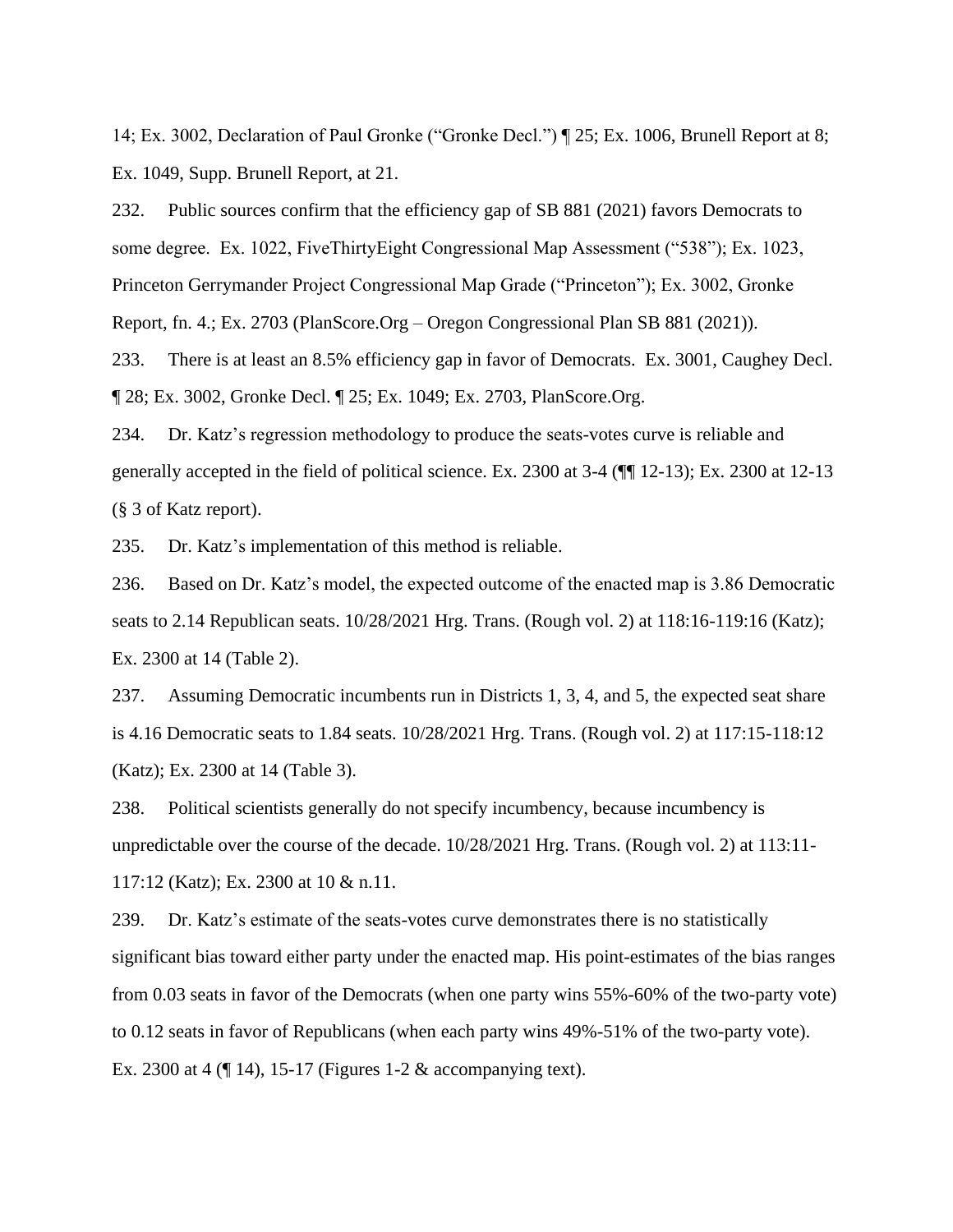14; Ex. 3002, Declaration of Paul Gronke ("Gronke Decl.") ¶ 25; Ex. 1006, Brunell Report at 8; Ex. 1049, Supp. Brunell Report, at 21.

232. Public sources confirm that the efficiency gap of SB 881 (2021) favors Democrats to some degree. Ex. 1022, FiveThirtyEight Congressional Map Assessment ("538"); Ex. 1023, Princeton Gerrymander Project Congressional Map Grade ("Princeton"); Ex. 3002, Gronke Report, fn. 4.; Ex. 2703 (PlanScore.Org – Oregon Congressional Plan SB 881 (2021)).

233. There is at least an 8.5% efficiency gap in favor of Democrats. Ex. 3001, Caughey Decl. ¶ 28; Ex. 3002, Gronke Decl. ¶ 25; Ex. 1049; Ex. 2703, PlanScore.Org.

234. Dr. Katz's regression methodology to produce the seats-votes curve is reliable and generally accepted in the field of political science. Ex. 2300 at 3-4 (¶¶ 12-13); Ex. 2300 at 12-13 (§ 3 of Katz report).

235. Dr. Katz's implementation of this method is reliable.

236. Based on Dr. Katz's model, the expected outcome of the enacted map is 3.86 Democratic seats to 2.14 Republican seats. 10/28/2021 Hrg. Trans. (Rough vol. 2) at 118:16-119:16 (Katz); Ex. 2300 at 14 (Table 2).

237. Assuming Democratic incumbents run in Districts 1, 3, 4, and 5, the expected seat share is 4.16 Democratic seats to 1.84 seats. 10/28/2021 Hrg. Trans. (Rough vol. 2) at 117:15-118:12 (Katz); Ex. 2300 at 14 (Table 3).

238. Political scientists generally do not specify incumbency, because incumbency is unpredictable over the course of the decade. 10/28/2021 Hrg. Trans. (Rough vol. 2) at 113:11-117:12 (Katz); Ex. 2300 at 10 & n.11.

239. Dr. Katz's estimate of the seats-votes curve demonstrates there is no statistically significant bias toward either party under the enacted map. His point-estimates of the bias ranges from 0.03 seats in favor of the Democrats (when one party wins 55%-60% of the two-party vote) to 0.12 seats in favor of Republicans (when each party wins 49%-51% of the two-party vote). Ex. 2300 at 4 (¶ 14), 15-17 (Figures 1-2 & accompanying text).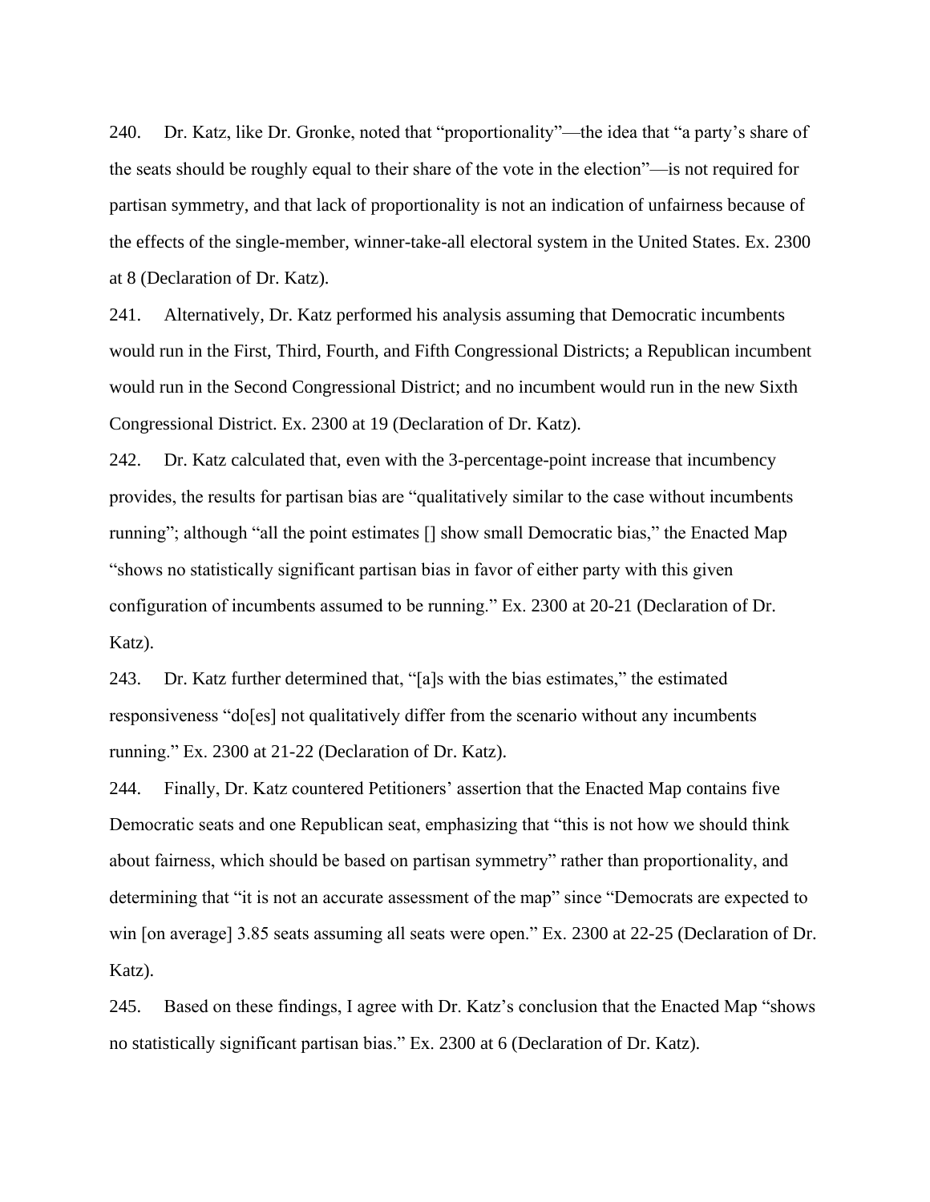240. Dr. Katz, like Dr. Gronke, noted that "proportionality"—the idea that "a party's share of the seats should be roughly equal to their share of the vote in the election"—is not required for partisan symmetry, and that lack of proportionality is not an indication of unfairness because of the effects of the single-member, winner-take-all electoral system in the United States. Ex. 2300 at 8 (Declaration of Dr. Katz).

241. Alternatively, Dr. Katz performed his analysis assuming that Democratic incumbents would run in the First, Third, Fourth, and Fifth Congressional Districts; a Republican incumbent would run in the Second Congressional District; and no incumbent would run in the new Sixth Congressional District. Ex. 2300 at 19 (Declaration of Dr. Katz).

242. Dr. Katz calculated that, even with the 3-percentage-point increase that incumbency provides, the results for partisan bias are "qualitatively similar to the case without incumbents running"; although "all the point estimates [] show small Democratic bias," the Enacted Map "shows no statistically significant partisan bias in favor of either party with this given configuration of incumbents assumed to be running." Ex. 2300 at 20-21 (Declaration of Dr. Katz).

243. Dr. Katz further determined that, "[a]s with the bias estimates," the estimated responsiveness "do[es] not qualitatively differ from the scenario without any incumbents running." Ex. 2300 at 21-22 (Declaration of Dr. Katz).

244. Finally, Dr. Katz countered Petitioners' assertion that the Enacted Map contains five Democratic seats and one Republican seat, emphasizing that "this is not how we should think about fairness, which should be based on partisan symmetry" rather than proportionality, and determining that "it is not an accurate assessment of the map" since "Democrats are expected to win [on average] 3.85 seats assuming all seats were open." Ex. 2300 at 22-25 (Declaration of Dr. Katz).

245. Based on these findings, I agree with Dr. Katz's conclusion that the Enacted Map "shows no statistically significant partisan bias." Ex. 2300 at 6 (Declaration of Dr. Katz).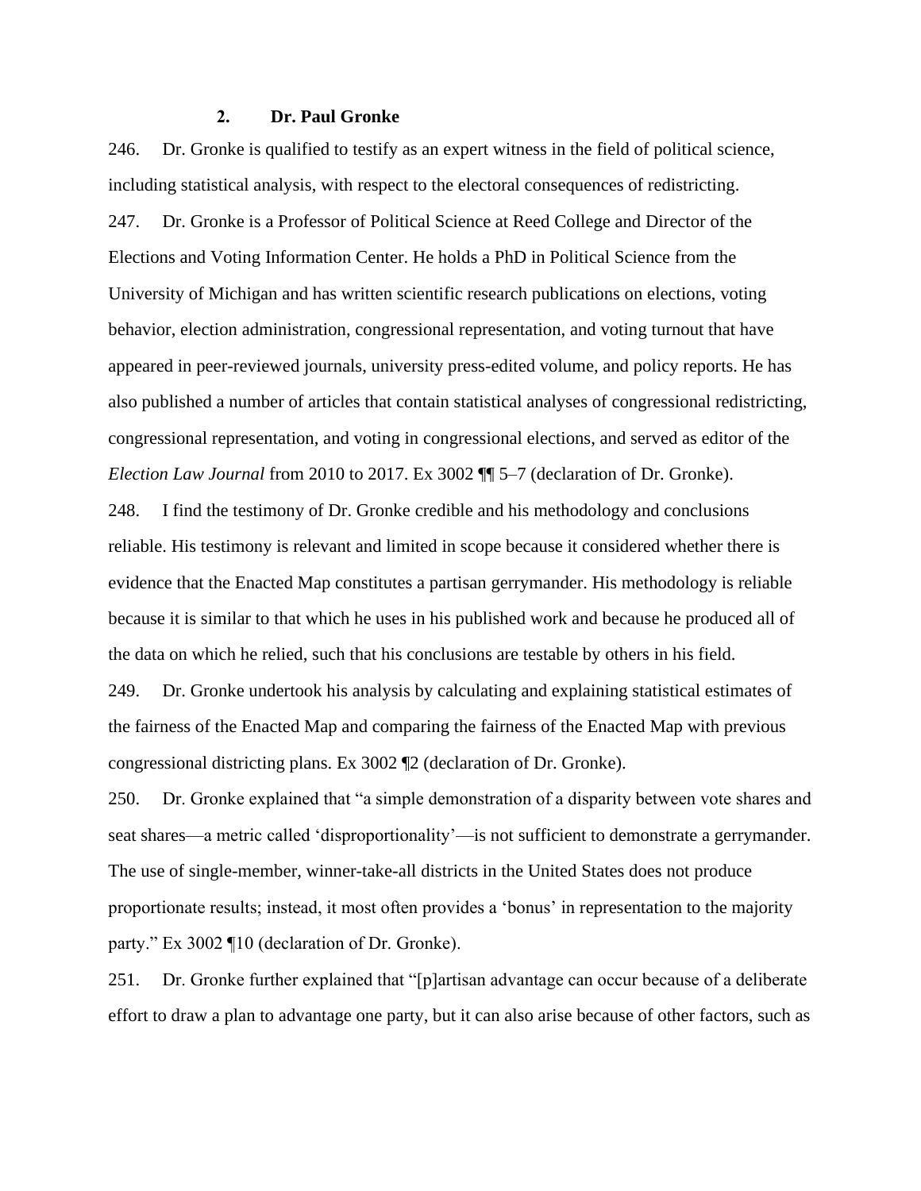### 2. Dr. Paul Gronke

246. Dr. Gronke is qualified to testify as an expert witness in the field of political science, including statistical analysis, with respect to the electoral consequences of redistricting.

247. Dr. Gronke is a Professor of Political Science at Reed College and Director of the Elections and Voting Information Center. He holds a PhD in Political Science from the University of Michigan and has written scientific research publications on elections, voting behavior, election administration, congressional representation, and voting turnout that have appeared in peer-reviewed journals, university press-edited volume, and policy reports. He has also published a number of articles that contain statistical analyses of congressional redistricting, congressional representation, and voting in congressional elections, and served as editor of the *Election Law Journal* from 2010 to 2017. Ex 3002 ¶¶ 5–7 (declaration of Dr. Gronke).

248. I find the testimony of Dr. Gronke credible and his methodology and conclusions reliable. His testimony is relevant and limited in scope because it considered whether there is evidence that the Enacted Map constitutes a partisan gerrymander. His methodology is reliable because it is similar to that which he uses in his published work and because he produced all of the data on which he relied, such that his conclusions are testable by others in his field.

249. Dr. Gronke undertook his analysis by calculating and explaining statistical estimates of the fairness of the Enacted Map and comparing the fairness of the Enacted Map with previous congressional districting plans. Ex 3002 ¶2 (declaration of Dr. Gronke).

250. Dr. Gronke explained that "a simple demonstration of a disparity between vote shares and seat shares—a metric called 'disproportionality'—is not sufficient to demonstrate a gerrymander. The use of single-member, winner-take-all districts in the United States does not produce proportionate results; instead, it most often provides a 'bonus' in representation to the majority party." Ex 3002 ¶10 (declaration of Dr. Gronke).

251. Dr. Gronke further explained that "[p]artisan advantage can occur because of a deliberate effort to draw a plan to advantage one party, but it can also arise because of other factors, such as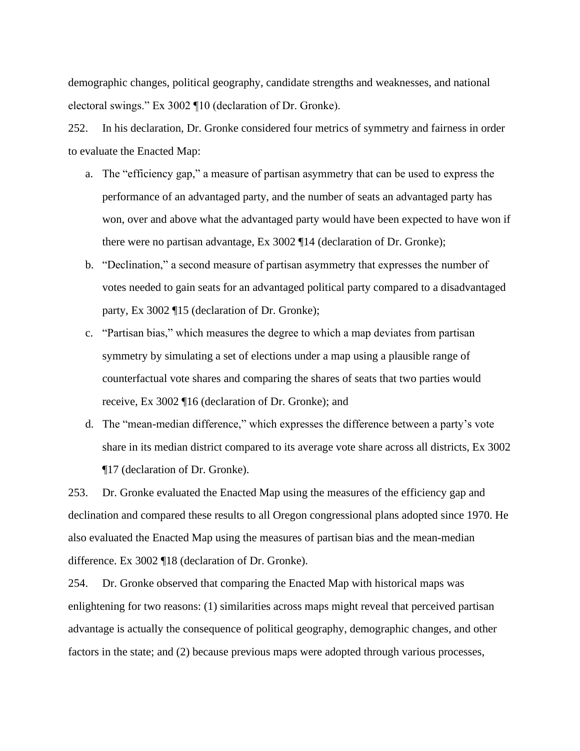demographic changes, political geography, candidate strengths and weaknesses, and national electoral swings." Ex 3002 ¶10 (declaration of Dr. Gronke).

252. In his declaration, Dr. Gronke considered four metrics of symmetry and fairness in order to evaluate the Enacted Map:

a. The "efficiency gap," a measure of partisan asymmetry that can be used to express the performance of an advantaged party, and the number of seats an advantaged party has won, over and above what the advantaged party would have been expected to have won if there were no partisan advantage, Ex 3002 ¶14 (declaration of Dr. Gronke);

b. "Declination," a second measure of partisan asymmetry that expresses the number of votes needed to gain seats for an advantaged political party compared to a disadvantaged party, Ex 3002 ¶15 (declaration of Dr. Gronke);

c. "Partisan bias," which measures the degree to which a map deviates from partisan symmetry by simulating a set of elections under a map using a plausible range of counterfactual vote shares and comparing the shares of seats that two parties would receive, Ex 3002 ¶16 (declaration of Dr. Gronke); and

d. The "mean-median difference," which expresses the difference between a party's vote share in its median district compared to its average vote share across all districts, Ex 3002 ¶17 (declaration of Dr. Gronke).

253. Dr. Gronke evaluated the Enacted Map using the measures of the efficiency gap and declination and compared these results to all Oregon congressional plans adopted since 1970. He also evaluated the Enacted Map using the measures of partisan bias and the mean-median difference. Ex 3002 ¶18 (declaration of Dr. Gronke).

254. Dr. Gronke observed that comparing the Enacted Map with historical maps was enlightening for two reasons: (1) similarities across maps might reveal that perceived partisan advantage is actually the consequence of political geography, demographic changes, and other factors in the state; and (2) because previous maps were adopted through various processes,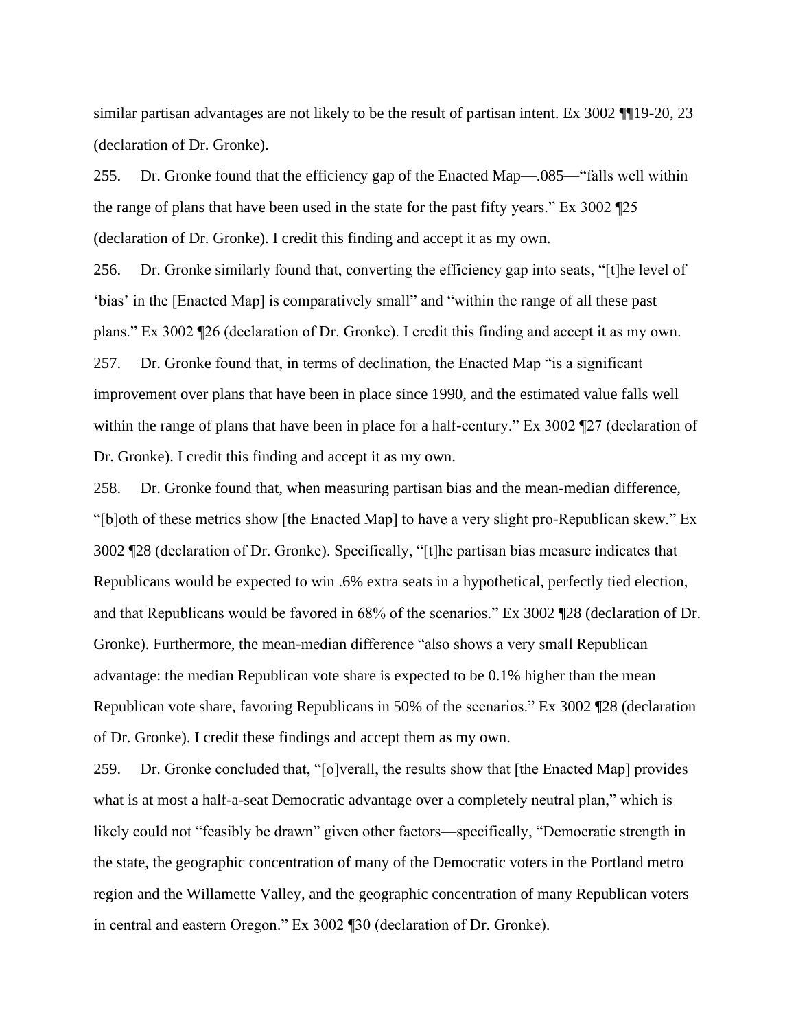similar partisan advantages are not likely to be the result of partisan intent. Ex 3002 ¶¶19-20, 23 (declaration of Dr. Gronke).

255. Dr. Gronke found that the efficiency gap of the Enacted Map—.085—"falls well within the range of plans that have been used in the state for the past fifty years." Ex 3002 ¶25 (declaration of Dr. Gronke). I credit this finding and accept it as my own.

256. Dr. Gronke similarly found that, converting the efficiency gap into seats, "[t]he level of 'bias' in the [Enacted Map] is comparatively small" and "within the range of all these past plans." Ex 3002 ¶26 (declaration of Dr. Gronke). I credit this finding and accept it as my own.

257. Dr. Gronke found that, in terms of declination, the Enacted Map "is a significant improvement over plans that have been in place since 1990, and the estimated value falls well within the range of plans that have been in place for a half-century." Ex 3002 ¶27 (declaration of Dr. Gronke). I credit this finding and accept it as my own.

258. Dr. Gronke found that, when measuring partisan bias and the mean-median difference, "[b]oth of these metrics show [the Enacted Map] to have a very slight pro-Republican skew." Ex 3002 ¶28 (declaration of Dr. Gronke). Specifically, "[t]he partisan bias measure indicates that Republicans would be expected to win .6% extra seats in a hypothetical, perfectly tied election, and that Republicans would be favored in 68% of the scenarios." Ex 3002 ¶28 (declaration of Dr. Gronke). Furthermore, the mean-median difference "also shows a very small Republican advantage: the median Republican vote share is expected to be 0.1% higher than the mean Republican vote share, favoring Republicans in 50% of the scenarios." Ex 3002 ¶28 (declaration of Dr. Gronke). I credit these findings and accept them as my own.

259. Dr. Gronke concluded that, "[o]verall, the results show that [the Enacted Map] provides what is at most a half-a-seat Democratic advantage over a completely neutral plan," which is likely could not "feasibly be drawn" given other factors—specifically, "Democratic strength in the state, the geographic concentration of many of the Democratic voters in the Portland metro region and the Willamette Valley, and the geographic concentration of many Republican voters in central and eastern Oregon." Ex 3002 ¶30 (declaration of Dr. Gronke).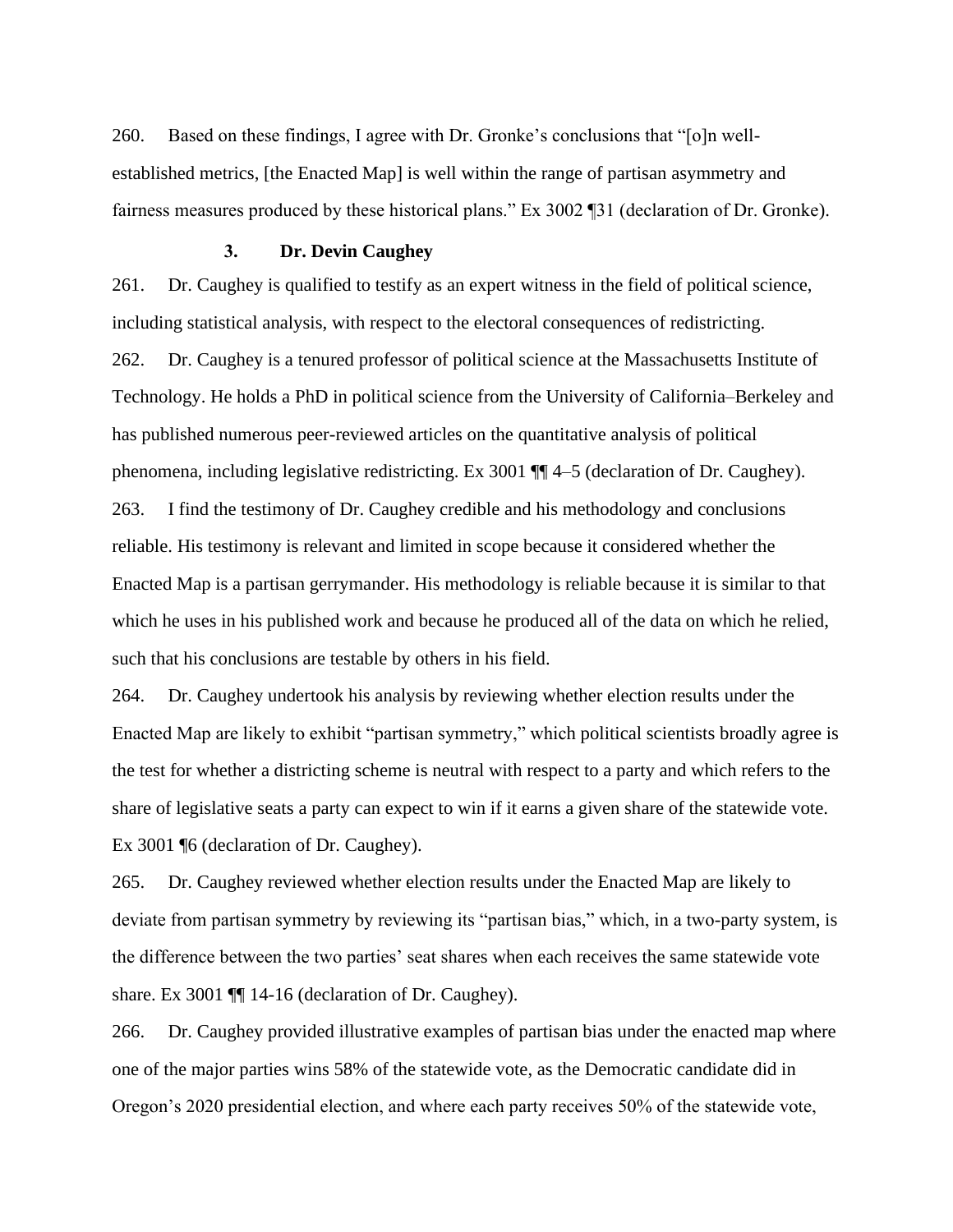260. Based on these findings, I agree with Dr. Gronke's conclusions that "[o]n well-established metrics, [the Enacted Map] is well within the range of partisan asymmetry and fairness measures produced by these historical plans." Ex 3002 ¶31 (declaration of Dr. Gronke).

### 3. Dr. Devin Caughey

261. Dr. Caughey is qualified to testify as an expert witness in the field of political science, including statistical analysis, with respect to the electoral consequences of redistricting.

262. Dr. Caughey is a tenured professor of political science at the Massachusetts Institute of Technology. He holds a PhD in political science from the University of California–Berkeley and has published numerous peer-reviewed articles on the quantitative analysis of political phenomena, including legislative redistricting. Ex 3001 ¶¶ 4–5 (declaration of Dr. Caughey).

263. I find the testimony of Dr. Caughey credible and his methodology and conclusions reliable. His testimony is relevant and limited in scope because it considered whether the Enacted Map is a partisan gerrymander. His methodology is reliable because it is similar to that which he uses in his published work and because he produced all of the data on which he relied, such that his conclusions are testable by others in his field.

264. Dr. Caughey undertook his analysis by reviewing whether election results under the Enacted Map are likely to exhibit "partisan symmetry," which political scientists broadly agree is the test for whether a districting scheme is neutral with respect to a party and which refers to the share of legislative seats a party can expect to win if it earns a given share of the statewide vote. Ex 3001 ¶6 (declaration of Dr. Caughey).

265. Dr. Caughey reviewed whether election results under the Enacted Map are likely to deviate from partisan symmetry by reviewing its "partisan bias," which, in a two-party system, is the difference between the two parties' seat shares when each receives the same statewide vote share. Ex 3001 ¶¶ 14-16 (declaration of Dr. Caughey).

266. Dr. Caughey provided illustrative examples of partisan bias under the enacted map where one of the major parties wins 58% of the statewide vote, as the Democratic candidate did in Oregon's 2020 presidential election, and where each party receives 50% of the statewide vote,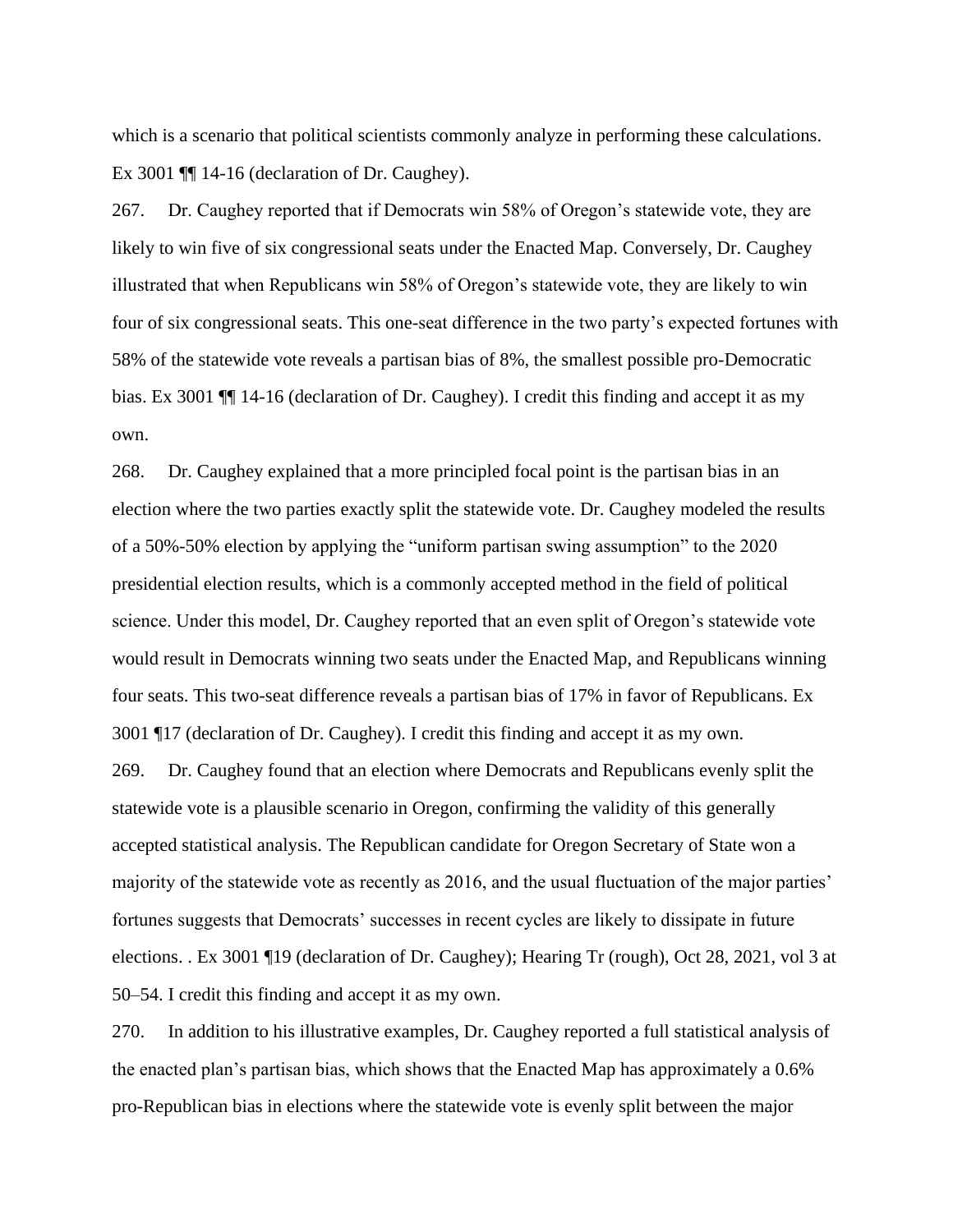which is a scenario that political scientists commonly analyze in performing these calculations. Ex 3001 ¶¶ 14-16 (declaration of Dr. Caughey).

267. Dr. Caughey reported that if Democrats win 58% of Oregon's statewide vote, they are likely to win five of six congressional seats under the Enacted Map. Conversely, Dr. Caughey illustrated that when Republicans win 58% of Oregon's statewide vote, they are likely to win four of six congressional seats. This one-seat difference in the two party's expected fortunes with 58% of the statewide vote reveals a partisan bias of 8%, the smallest possible pro-Democratic bias. Ex 3001 ¶¶ 14-16 (declaration of Dr. Caughey). I credit this finding and accept it as my own.

268. Dr. Caughey explained that a more principled focal point is the partisan bias in an election where the two parties exactly split the statewide vote. Dr. Caughey modeled the results of a 50%-50% election by applying the "uniform partisan swing assumption" to the 2020 presidential election results, which is a commonly accepted method in the field of political science. Under this model, Dr. Caughey reported that an even split of Oregon's statewide vote would result in Democrats winning two seats under the Enacted Map, and Republicans winning four seats. This two-seat difference reveals a partisan bias of 17% in favor of Republicans. Ex 3001 ¶17 (declaration of Dr. Caughey). I credit this finding and accept it as my own.

269. Dr. Caughey found that an election where Democrats and Republicans evenly split the statewide vote is a plausible scenario in Oregon, confirming the validity of this generally accepted statistical analysis. The Republican candidate for Oregon Secretary of State won a majority of the statewide vote as recently as 2016, and the usual fluctuation of the major parties' fortunes suggests that Democrats' successes in recent cycles are likely to dissipate in future elections. . Ex 3001 ¶19 (declaration of Dr. Caughey); Hearing Tr (rough), Oct 28, 2021, vol 3 at 50–54. I credit this finding and accept it as my own.

270. In addition to his illustrative examples, Dr. Caughey reported a full statistical analysis of the enacted plan's partisan bias, which shows that the Enacted Map has approximately a 0.6% pro-Republican bias in elections where the statewide vote is evenly split between the major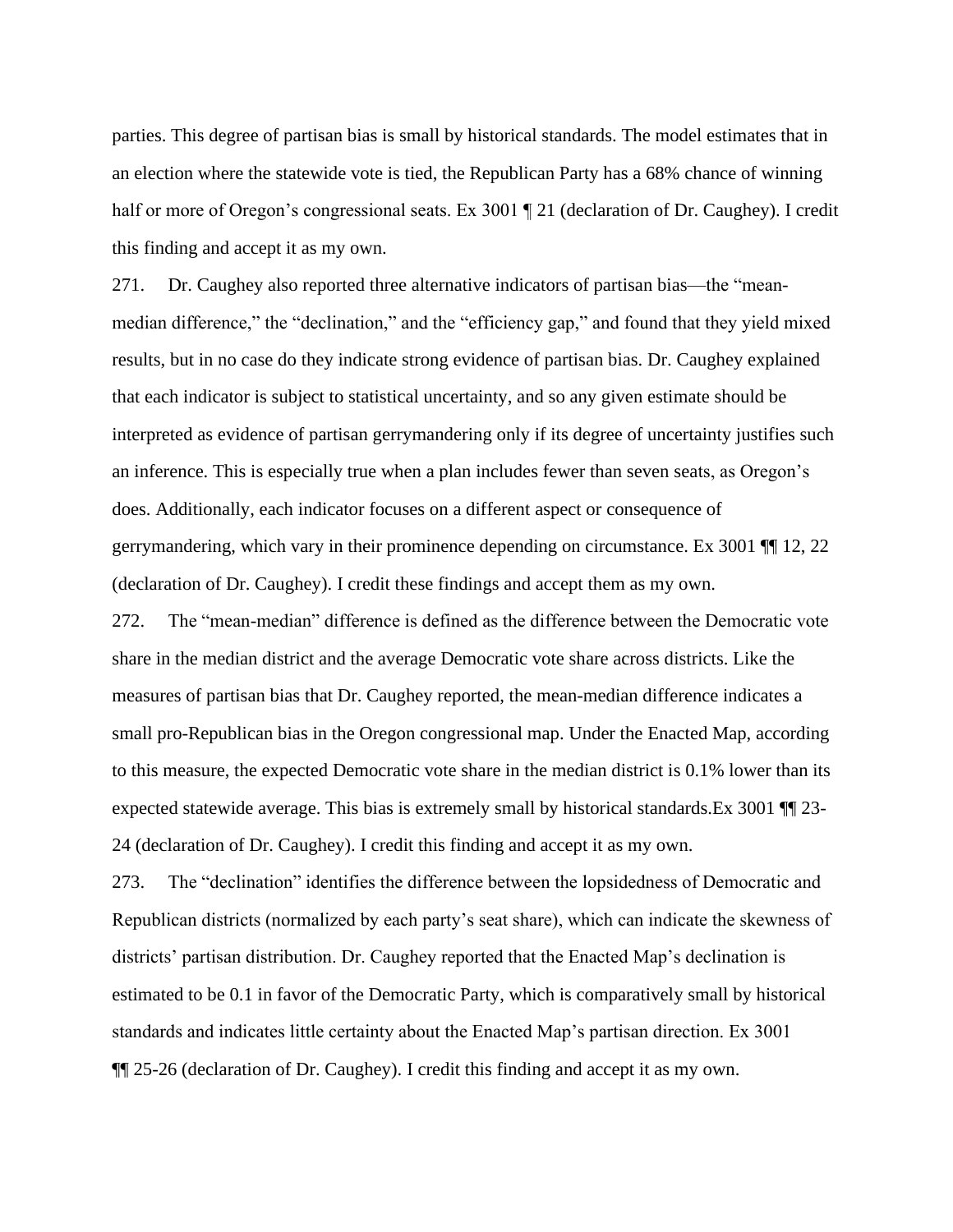parties. This degree of partisan bias is small by historical standards. The model estimates that in an election where the statewide vote is tied, the Republican Party has a 68% chance of winning half or more of Oregon's congressional seats. Ex 3001 ¶ 21 (declaration of Dr. Caughey). I credit this finding and accept it as my own.

271. Dr. Caughey also reported three alternative indicators of partisan bias—the "mean-median difference," the "declination," and the "efficiency gap," and found that they yield mixed results, but in no case do they indicate strong evidence of partisan bias. Dr. Caughey explained that each indicator is subject to statistical uncertainty, and so any given estimate should be interpreted as evidence of partisan gerrymandering only if its degree of uncertainty justifies such an inference. This is especially true when a plan includes fewer than seven seats, as Oregon's does. Additionally, each indicator focuses on a different aspect or consequence of gerrymandering, which vary in their prominence depending on circumstance. Ex 3001 ¶¶ 12, 22 (declaration of Dr. Caughey). I credit these findings and accept them as my own.

272. The "mean-median" difference is defined as the difference between the Democratic vote share in the median district and the average Democratic vote share across districts. Like the measures of partisan bias that Dr. Caughey reported, the mean-median difference indicates a small pro-Republican bias in the Oregon congressional map. Under the Enacted Map, according to this measure, the expected Democratic vote share in the median district is 0.1% lower than its expected statewide average. This bias is extremely small by historical standards.Ex 3001 ¶¶ 23-24 (declaration of Dr. Caughey). I credit this finding and accept it as my own.

273. The "declination" identifies the difference between the lopsidedness of Democratic and Republican districts (normalized by each party's seat share), which can indicate the skewness of districts' partisan distribution. Dr. Caughey reported that the Enacted Map's declination is estimated to be 0.1 in favor of the Democratic Party, which is comparatively small by historical standards and indicates little certainty about the Enacted Map's partisan direction. Ex 3001 ¶¶ 25-26 (declaration of Dr. Caughey). I credit this finding and accept it as my own.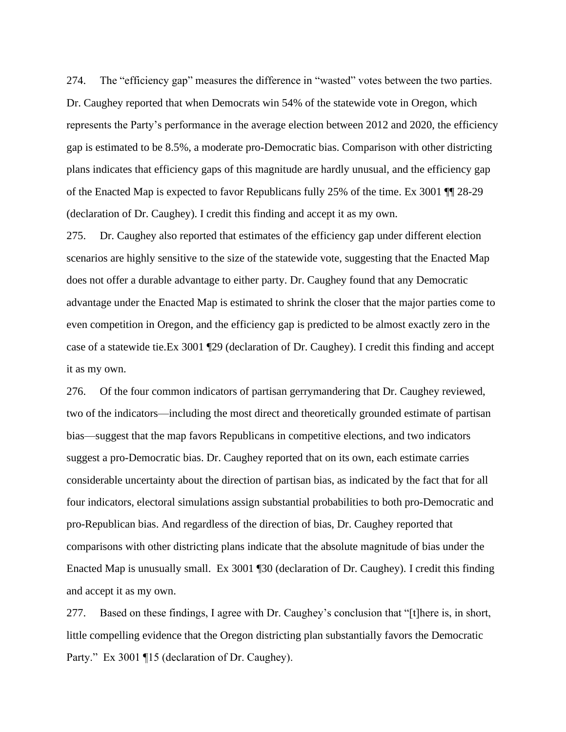274. The "efficiency gap" measures the difference in "wasted" votes between the two parties. Dr. Caughey reported that when Democrats win 54% of the statewide vote in Oregon, which represents the Party's performance in the average election between 2012 and 2020, the efficiency gap is estimated to be 8.5%, a moderate pro-Democratic bias. Comparison with other districting plans indicates that efficiency gaps of this magnitude are hardly unusual, and the efficiency gap of the Enacted Map is expected to favor Republicans fully 25% of the time. Ex 3001 ¶¶ 28-29 (declaration of Dr. Caughey). I credit this finding and accept it as my own.

275. Dr. Caughey also reported that estimates of the efficiency gap under different election scenarios are highly sensitive to the size of the statewide vote, suggesting that the Enacted Map does not offer a durable advantage to either party. Dr. Caughey found that any Democratic advantage under the Enacted Map is estimated to shrink the closer that the major parties come to even competition in Oregon, and the efficiency gap is predicted to be almost exactly zero in the case of a statewide tie.Ex 3001 ¶29 (declaration of Dr. Caughey). I credit this finding and accept it as my own.

276. Of the four common indicators of partisan gerrymandering that Dr. Caughey reviewed, two of the indicators—including the most direct and theoretically grounded estimate of partisan bias—suggest that the map favors Republicans in competitive elections, and two indicators suggest a pro-Democratic bias. Dr. Caughey reported that on its own, each estimate carries considerable uncertainty about the direction of partisan bias, as indicated by the fact that for all four indicators, electoral simulations assign substantial probabilities to both pro-Democratic and pro-Republican bias. And regardless of the direction of bias, Dr. Caughey reported that comparisons with other districting plans indicate that the absolute magnitude of bias under the Enacted Map is unusually small. Ex 3001 ¶30 (declaration of Dr. Caughey). I credit this finding and accept it as my own.

277. Based on these findings, I agree with Dr. Caughey's conclusion that "[t]here is, in short, little compelling evidence that the Oregon districting plan substantially favors the Democratic Party." Ex 3001 ¶15 (declaration of Dr. Caughey).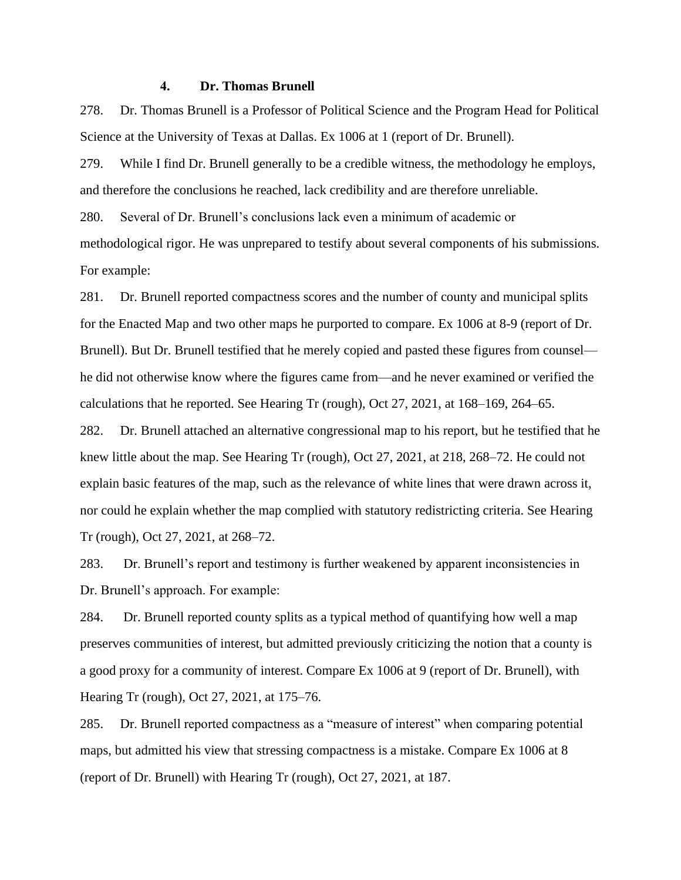#### 4. Dr. Thomas Brunell

278. Dr. Thomas Brunell is a Professor of Political Science and the Program Head for Political Science at the University of Texas at Dallas. Ex 1006 at 1 (report of Dr. Brunell).

279. While I find Dr. Brunell generally to be a credible witness, the methodology he employs, and therefore the conclusions he reached, lack credibility and are therefore unreliable.

280. Several of Dr. Brunell's conclusions lack even a minimum of academic or methodological rigor. He was unprepared to testify about several components of his submissions. For example:

281. Dr. Brunell reported compactness scores and the number of county and municipal splits for the Enacted Map and two other maps he purported to compare. Ex 1006 at 8-9 (report of Dr. Brunell). But Dr. Brunell testified that he merely copied and pasted these figures from counsel—he did not otherwise know where the figures came from—and he never examined or verified the calculations that he reported. See Hearing Tr (rough), Oct 27, 2021, at 168–169, 264–65.

282. Dr. Brunell attached an alternative congressional map to his report, but he testified that he knew little about the map. See Hearing Tr (rough), Oct 27, 2021, at 218, 268–72. He could not explain basic features of the map, such as the relevance of white lines that were drawn across it, nor could he explain whether the map complied with statutory redistricting criteria. See Hearing Tr (rough), Oct 27, 2021, at 268–72.

283. Dr. Brunell's report and testimony is further weakened by apparent inconsistencies in Dr. Brunell's approach. For example:

284. Dr. Brunell reported county splits as a typical method of quantifying how well a map preserves communities of interest, but admitted previously criticizing the notion that a county is a good proxy for a community of interest. Compare Ex 1006 at 9 (report of Dr. Brunell), with Hearing Tr (rough), Oct 27, 2021, at 175–76.

285. Dr. Brunell reported compactness as a "measure of interest" when comparing potential maps, but admitted his view that stressing compactness is a mistake. Compare Ex 1006 at 8 (report of Dr. Brunell) with Hearing Tr (rough), Oct 27, 2021, at 187.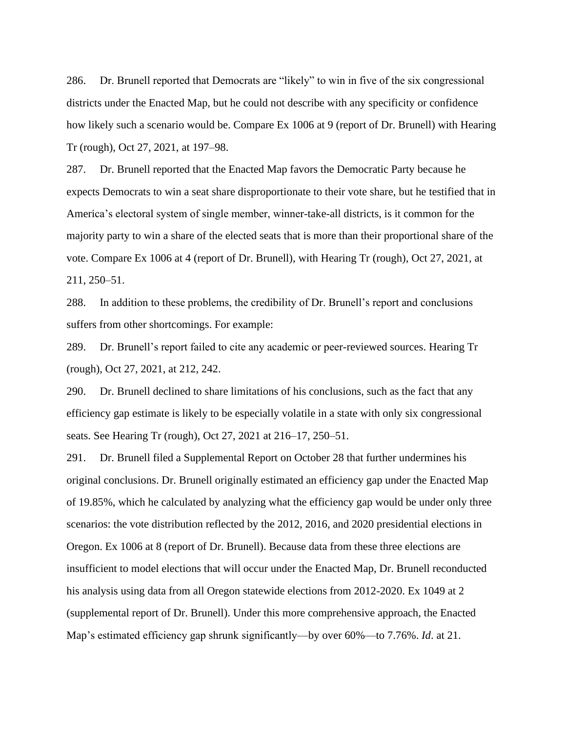286. Dr. Brunell reported that Democrats are "likely" to win in five of the six congressional districts under the Enacted Map, but he could not describe with any specificity or confidence how likely such a scenario would be. Compare Ex 1006 at 9 (report of Dr. Brunell) with Hearing Tr (rough), Oct 27, 2021, at 197–98.

287. Dr. Brunell reported that the Enacted Map favors the Democratic Party because he expects Democrats to win a seat share disproportionate to their vote share, but he testified that in America's electoral system of single member, winner-take-all districts, is it common for the majority party to win a share of the elected seats that is more than their proportional share of the vote. Compare Ex 1006 at 4 (report of Dr. Brunell), with Hearing Tr (rough), Oct 27, 2021, at 211, 250–51.

288. In addition to these problems, the credibility of Dr. Brunell's report and conclusions suffers from other shortcomings. For example:

289. Dr. Brunell's report failed to cite any academic or peer-reviewed sources. Hearing Tr (rough), Oct 27, 2021, at 212, 242.

290. Dr. Brunell declined to share limitations of his conclusions, such as the fact that any efficiency gap estimate is likely to be especially volatile in a state with only six congressional seats. See Hearing Tr (rough), Oct 27, 2021 at 216–17, 250–51.

291. Dr. Brunell filed a Supplemental Report on October 28 that further undermines his original conclusions. Dr. Brunell originally estimated an efficiency gap under the Enacted Map of 19.85%, which he calculated by analyzing what the efficiency gap would be under only three scenarios: the vote distribution reflected by the 2012, 2016, and 2020 presidential elections in Oregon. Ex 1006 at 8 (report of Dr. Brunell). Because data from these three elections are insufficient to model elections that will occur under the Enacted Map, Dr. Brunell reconducted his analysis using data from all Oregon statewide elections from 2012-2020. Ex 1049 at 2 (supplemental report of Dr. Brunell). Under this more comprehensive approach, the Enacted Map's estimated efficiency gap shrunk significantly—by over 60%—to 7.76%. *Id*. at 21.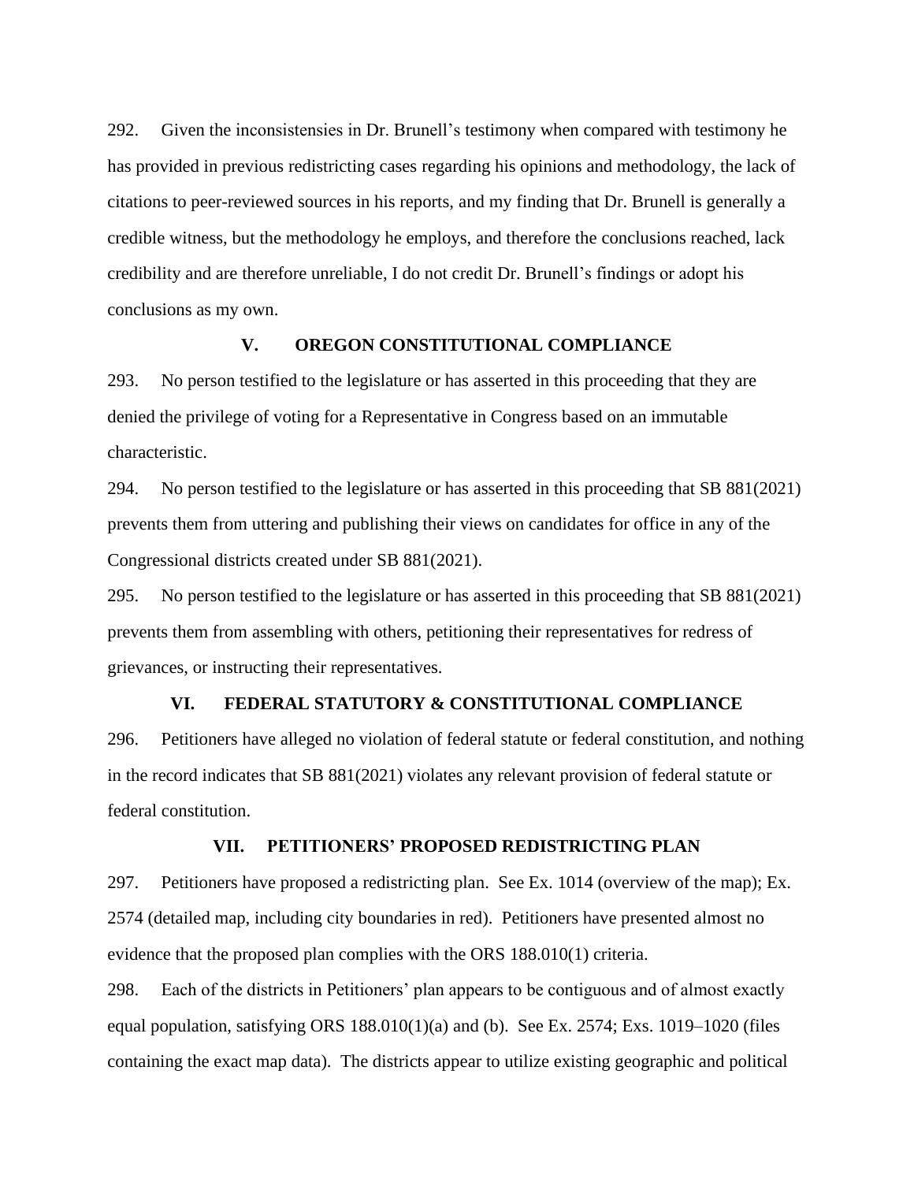292. Given the inconsistencies in Dr. Brunell's testimony when compared with testimony he has provided in previous redistricting cases regarding his opinions and methodology, the lack of citations to peer-reviewed sources in his reports, and my finding that Dr. Brunell is generally a credible witness, but the methodology he employs, and therefore the conclusions reached, lack credibility and are therefore unreliable, I do not credit Dr. Brunell's findings or adopt his conclusions as my own.

## V. OREGON CONSTITUTIONAL COMPLIANCE

293. No person testified to the legislature or has asserted in this proceeding that they are denied the privilege of voting for a Representative in Congress based on an immutable characteristic.

294. No person testified to the legislature or has asserted in this proceeding that SB 881(2021) prevents them from uttering and publishing their views on candidates for office in any of the Congressional districts created under SB 881(2021).

295. No person testified to the legislature or has asserted in this proceeding that SB 881(2021) prevents them from assembling with others, petitioning their representatives for redress of grievances, or instructing their representatives.

## VI. FEDERAL STATUTORY & CONSTITUTIONAL COMPLIANCE

296. Petitioners have alleged no violation of federal statute or federal constitution, and nothing in the record indicates that SB 881(2021) violates any relevant provision of federal statute or federal constitution.

## VII. PETITIONERS' PROPOSED REDISTRICTING PLAN

297. Petitioners have proposed a redistricting plan. See Ex. 1014 (overview of the map); Ex. 2574 (detailed map, including city boundaries in red). Petitioners have presented almost no evidence that the proposed plan complies with the ORS 188.010(1) criteria.

298. Each of the districts in Petitioners' plan appears to be contiguous and of almost exactly equal population, satisfying ORS 188.010(1)(a) and (b). See Ex. 2574; Exs. 1019–1020 (files containing the exact map data). The districts appear to utilize existing geographic and political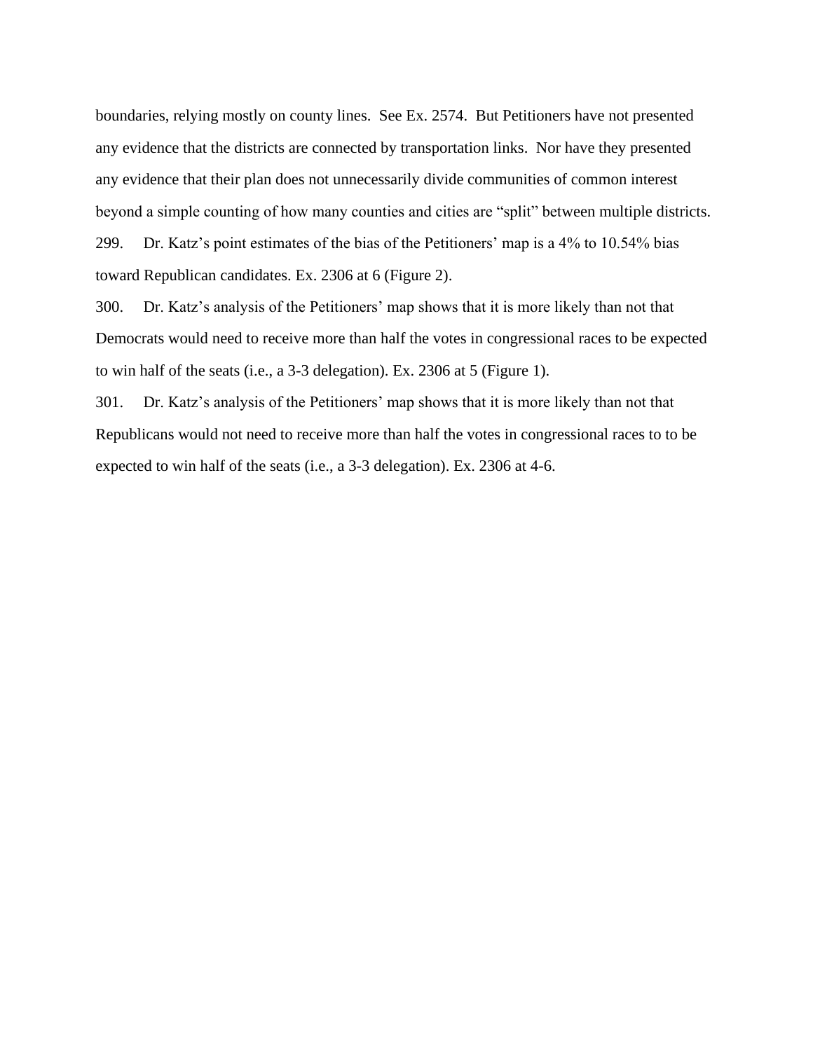boundaries, relying mostly on county lines. See Ex. 2574. But Petitioners have not presented any evidence that the districts are connected by transportation links. Nor have they presented any evidence that their plan does not unnecessarily divide communities of common interest beyond a simple counting of how many counties and cities are "split" between multiple districts.

299. Dr. Katz's point estimates of the bias of the Petitioners' map is a 4% to 10.54% bias toward Republican candidates. Ex. 2306 at 6 (Figure 2).

300. Dr. Katz's analysis of the Petitioners' map shows that it is more likely than not that Democrats would need to receive more than half the votes in congressional races to be expected to win half of the seats (i.e., a 3-3 delegation). Ex. 2306 at 5 (Figure 1).

301. Dr. Katz's analysis of the Petitioners' map shows that it is more likely than not that Republicans would not need to receive more than half the votes in congressional races to to be expected to win half of the seats (i.e., a 3-3 delegation). Ex. 2306 at 4-6.